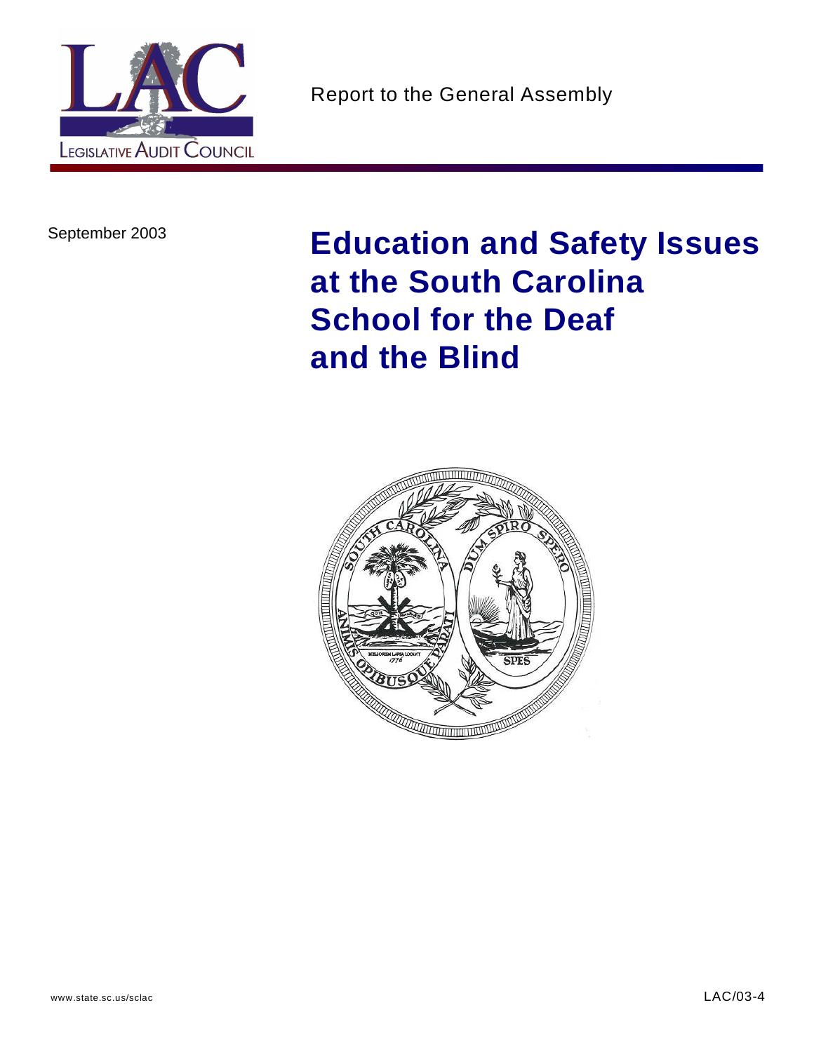LEGISLATIVE AUDIT COUNCIL

Report to the General Assembly

September 2003

# Education and Safety Issues at the South Carolina School for the Deaf and the Blind

www.state.sc.us/sclac

LAC/03-4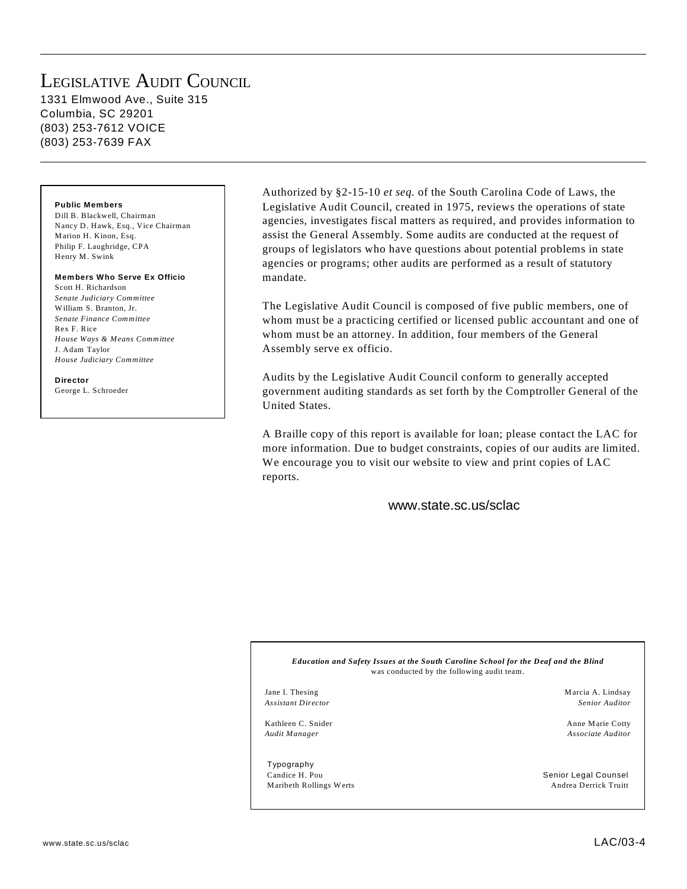# Legislative Audit Council

1331 Elmwood Ave., Suite 315
Columbia, SC 29201
(803) 253-7612 VOICE
(803) 253-7639 FAX

**Public Members**
Dill B. Blackwell, Chairman
Nancy D. Hawk, Esq., Vice Chairman
Marion H. Kinon, Esq.
Philip F. Laughridge, CPA
Henry M. Swink

**Members Who Serve Ex Officio**
Scott H. Richardson
*Senate Judiciary Committee*
William S. Branton, Jr.
*Senate Finance Committee*
Rex F. Rice
*House Ways & Means Committee*
J. Adam Taylor
*House Judiciary Committee*

**Director**
George L. Schroeder

Authorized by §2-15-10 *et seq.* of the South Carolina Code of Laws, the Legislative Audit Council, created in 1975, reviews the operations of state agencies, investigates fiscal matters as required, and provides information to assist the General Assembly. Some audits are conducted at the request of groups of legislators who have questions about potential problems in state agencies or programs; other audits are performed as a result of statutory mandate.

The Legislative Audit Council is composed of five public members, one of whom must be a practicing certified or licensed public accountant and one of whom must be an attorney. In addition, four members of the General Assembly serve ex officio.

Audits by the Legislative Audit Council conform to generally accepted government auditing standards as set forth by the Comptroller General of the United States.

A Braille copy of this report is available for loan; please contact the LAC for more information. Due to budget constraints, copies of our audits are limited. We encourage you to visit our website to view and print copies of LAC reports.

www.state.sc.us/sclac

***Education and Safety Issues at the South Caroline School for the Deaf and the Blind*** was conducted by the following audit team.

Jane I. Thesing
*Assistant Director*

Kathleen C. Snider
*Audit Manager*

Marcia A. Lindsay
*Senior Auditor*

Anne Marie Cotty
*Associate Auditor*

Typography
Candice H. Pou
Maribeth Rollings Werts

Senior Legal Counsel
Andrea Derrick Truitt

LAC/03-4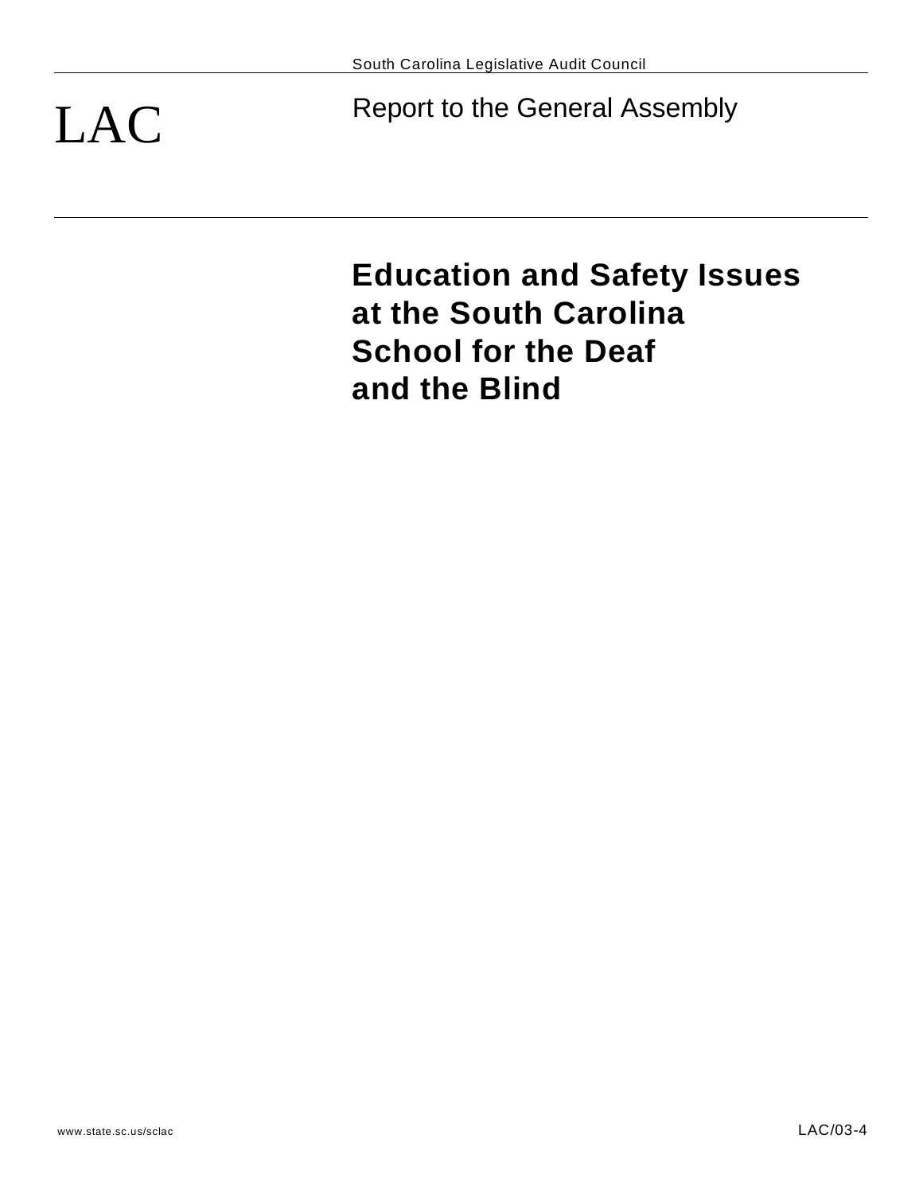South Carolina Legislative Audit Council

LAC

Report to the General Assembly

# Education and Safety Issues at the South Carolina School for the Deaf and the Blind

www.state.sc.us/sclac

LAC/03-4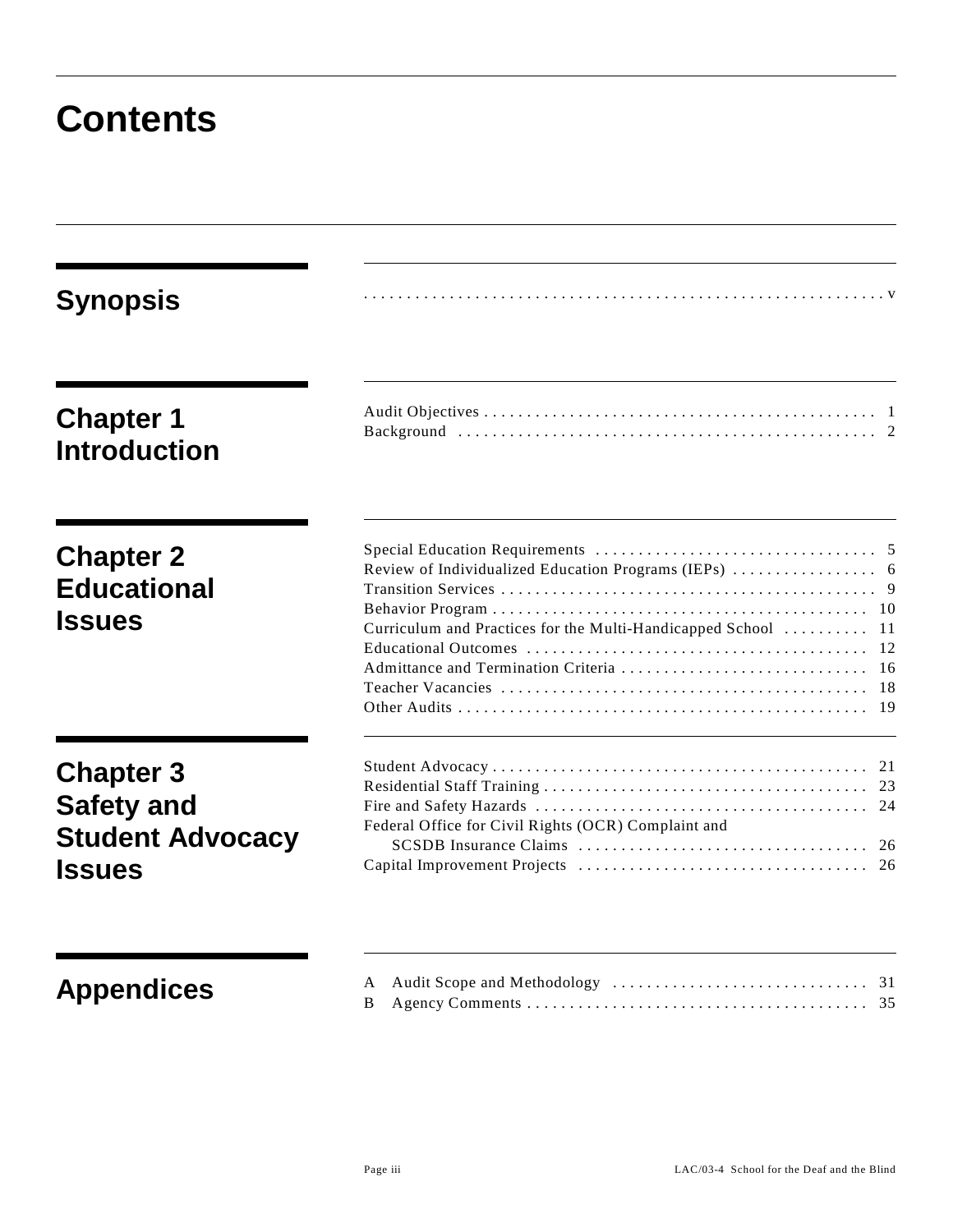# Contents

## Synopsis

. . . . . . . . . . . . . . . . . . . . . . . . . . . . . . . . . . . . . . . . . . . . . . . . . . . . . . . . . . . v

## Chapter 1 Introduction

Audit Objectives . . . . . . . . . . . . . . . . . . . . . . . . . . . . . . . . . . . . . . . . . . . . . . 1
Background . . . . . . . . . . . . . . . . . . . . . . . . . . . . . . . . . . . . . . . . . . . . . . . . . 2

## Chapter 2 Educational Issues

Special Education Requirements . . . . . . . . . . . . . . . . . . . . . . . . . . . . . . . . . 5
Review of Individualized Education Programs (IEPs) . . . . . . . . . . . . . . . . . 6
Transition Services . . . . . . . . . . . . . . . . . . . . . . . . . . . . . . . . . . . . . . . . . . . . 9
Behavior Program . . . . . . . . . . . . . . . . . . . . . . . . . . . . . . . . . . . . . . . . . . . . 10
Curriculum and Practices for the Multi-Handicapped School . . . . . . . . . . 11
Educational Outcomes . . . . . . . . . . . . . . . . . . . . . . . . . . . . . . . . . . . . . . . . 12
Admittance and Termination Criteria . . . . . . . . . . . . . . . . . . . . . . . . . . . . . 16
Teacher Vacancies . . . . . . . . . . . . . . . . . . . . . . . . . . . . . . . . . . . . . . . . . . . 18
Other Audits . . . . . . . . . . . . . . . . . . . . . . . . . . . . . . . . . . . . . . . . . . . . . . . . 19

## Chapter 3 Safety and Student Advocacy Issues

Student Advocacy . . . . . . . . . . . . . . . . . . . . . . . . . . . . . . . . . . . . . . . . . . . . 21
Residential Staff Training . . . . . . . . . . . . . . . . . . . . . . . . . . . . . . . . . . . . . . 23
Fire and Safety Hazards . . . . . . . . . . . . . . . . . . . . . . . . . . . . . . . . . . . . . . . 24
Federal Office for Civil Rights (OCR) Complaint and SCSDB Insurance Claims . . . . . . . . . . . . . . . . . . . . . . . . . . . . . . . . . . 26
Capital Improvement Projects . . . . . . . . . . . . . . . . . . . . . . . . . . . . . . . . . . 26

## Appendices

A Audit Scope and Methodology . . . . . . . . . . . . . . . . . . . . . . . . . . . . . . 31
B Agency Comments . . . . . . . . . . . . . . . . . . . . . . . . . . . . . . . . . . . . . . . . 35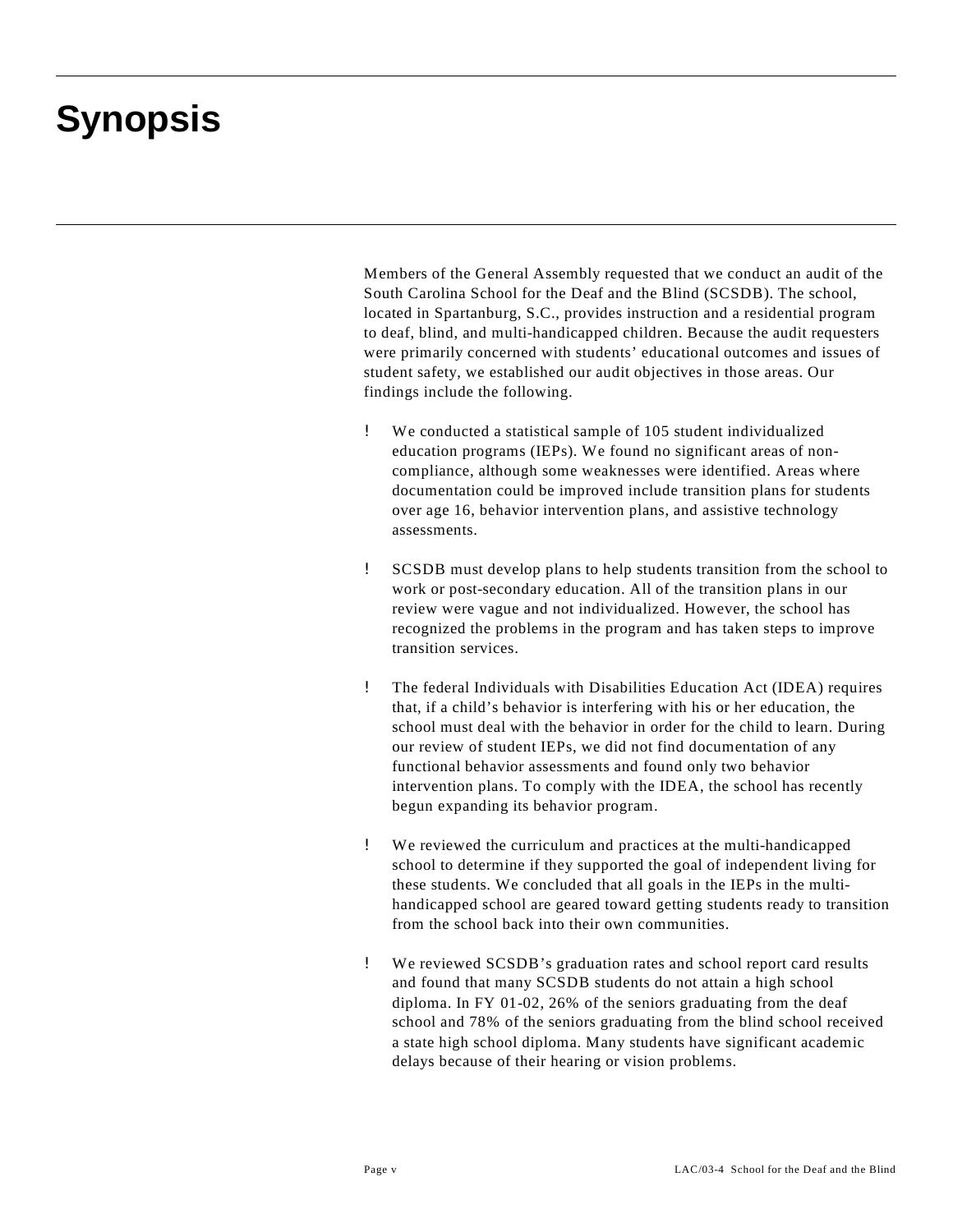# Synopsis

Members of the General Assembly requested that we conduct an audit of the South Carolina School for the Deaf and the Blind (SCSDB). The school, located in Spartanburg, S.C., provides instruction and a residential program to deaf, blind, and multi-handicapped children. Because the audit requesters were primarily concerned with students' educational outcomes and issues of student safety, we established our audit objectives in those areas. Our findings include the following.

- We conducted a statistical sample of 105 student individualized education programs (IEPs). We found no significant areas of non-compliance, although some weaknesses were identified. Areas where documentation could be improved include transition plans for students over age 16, behavior intervention plans, and assistive technology assessments.

- SCSDB must develop plans to help students transition from the school to work or post-secondary education. All of the transition plans in our review were vague and not individualized. However, the school has recognized the problems in the program and has taken steps to improve transition services.

- The federal Individuals with Disabilities Education Act (IDEA) requires that, if a child's behavior is interfering with his or her education, the school must deal with the behavior in order for the child to learn. During our review of student IEPs, we did not find documentation of any functional behavior assessments and found only two behavior intervention plans. To comply with the IDEA, the school has recently begun expanding its behavior program.

- We reviewed the curriculum and practices at the multi-handicapped school to determine if they supported the goal of independent living for these students. We concluded that all goals in the IEPs in the multi-handicapped school are geared toward getting students ready to transition from the school back into their own communities.

- We reviewed SCSDB's graduation rates and school report card results and found that many SCSDB students do not attain a high school diploma. In FY 01-02, 26% of the seniors graduating from the deaf school and 78% of the seniors graduating from the blind school received a state high school diploma. Many students have significant academic delays because of their hearing or vision problems.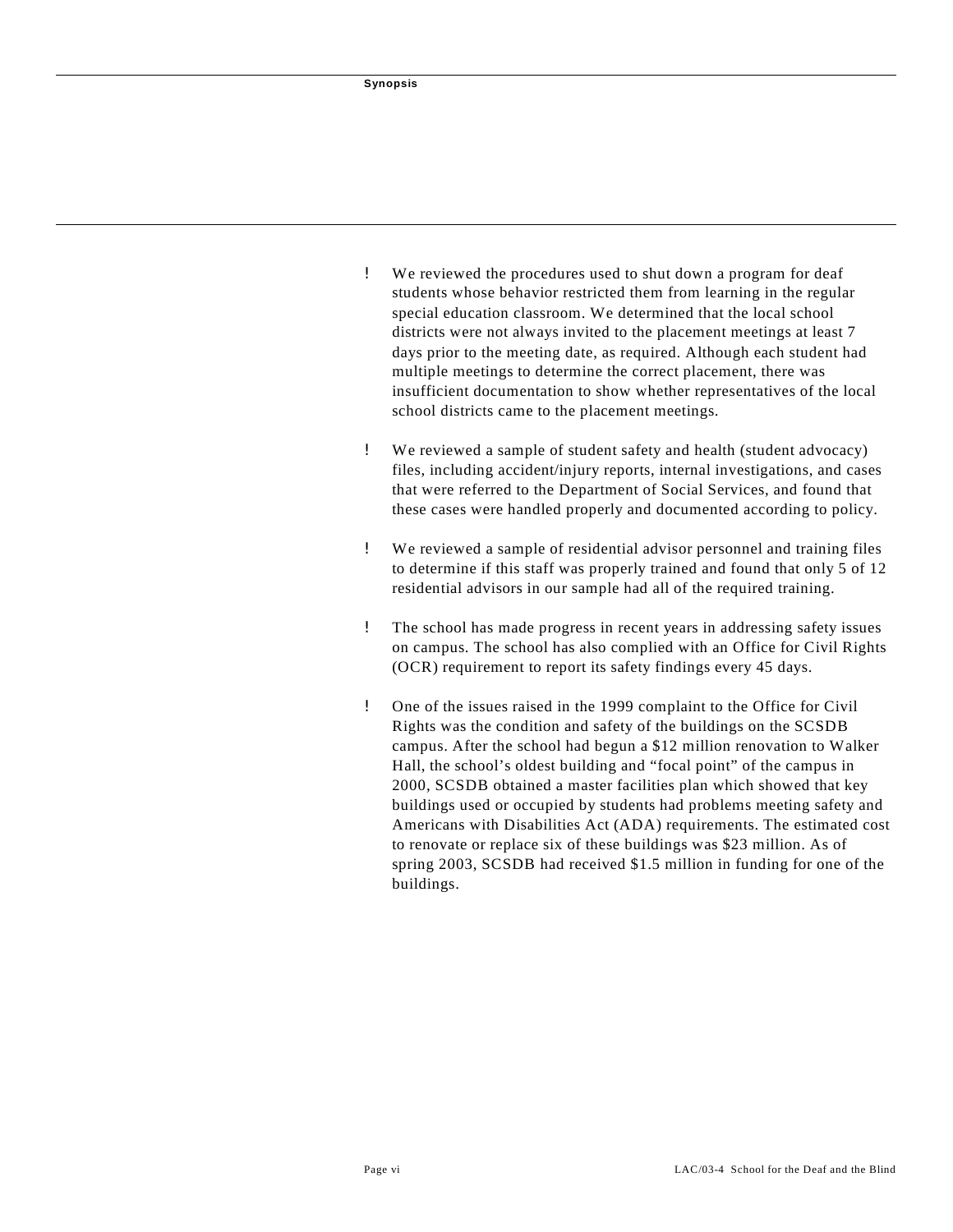- We reviewed the procedures used to shut down a program for deaf students whose behavior restricted them from learning in the regular special education classroom. We determined that the local school districts were not always invited to the placement meetings at least 7 days prior to the meeting date, as required. Although each student had multiple meetings to determine the correct placement, there was insufficient documentation to show whether representatives of the local school districts came to the placement meetings.

- We reviewed a sample of student safety and health (student advocacy) files, including accident/injury reports, internal investigations, and cases that were referred to the Department of Social Services, and found that these cases were handled properly and documented according to policy.

- We reviewed a sample of residential advisor personnel and training files to determine if this staff was properly trained and found that only 5 of 12 residential advisors in our sample had all of the required training.

- The school has made progress in recent years in addressing safety issues on campus. The school has also complied with an Office for Civil Rights (OCR) requirement to report its safety findings every 45 days.

- One of the issues raised in the 1999 complaint to the Office for Civil Rights was the condition and safety of the buildings on the SCSDB campus. After the school had begun a $12 million renovation to Walker Hall, the school's oldest building and "focal point" of the campus in 2000, SCSDB obtained a master facilities plan which showed that key buildings used or occupied by students had problems meeting safety and Americans with Disabilities Act (ADA) requirements. The estimated cost to renovate or replace six of these buildings was $23 million. As of spring 2003, SCSDB had received $1.5 million in funding for one of the buildings.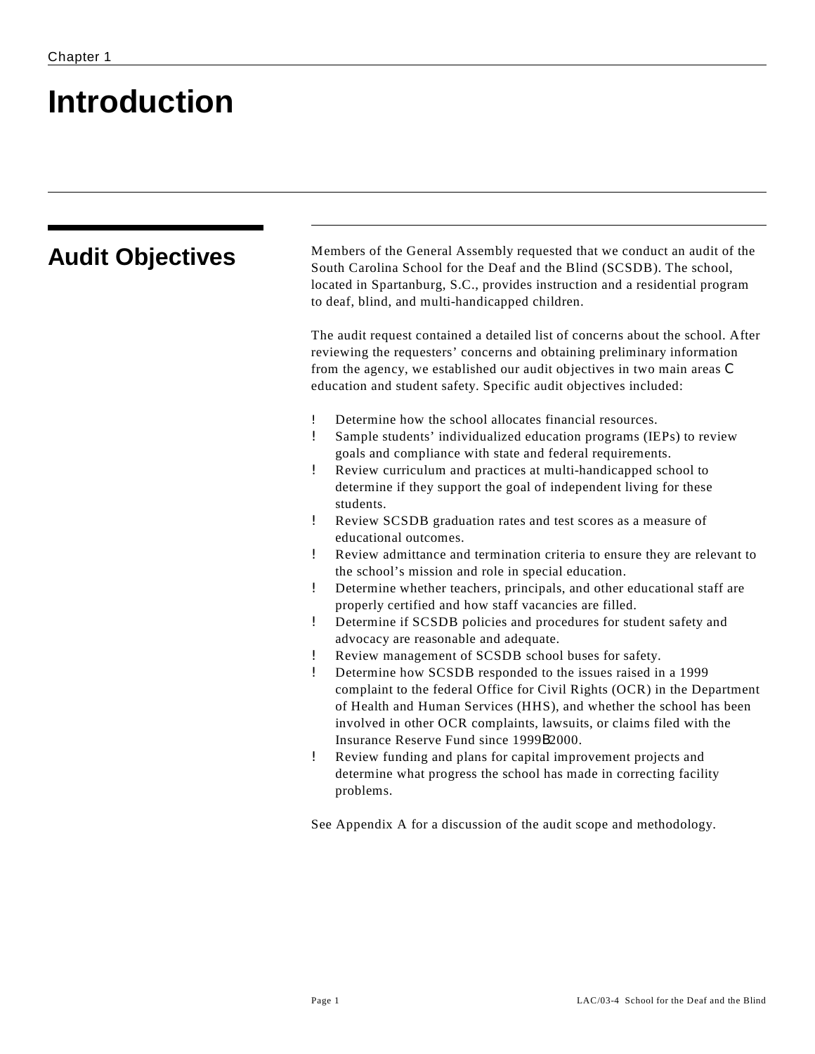Chapter 1

# Introduction

## Audit Objectives

Members of the General Assembly requested that we conduct an audit of the South Carolina School for the Deaf and the Blind (SCSDB). The school, located in Spartanburg, S.C., provides instruction and a residential program to deaf, blind, and multi-handicapped children.

The audit request contained a detailed list of concerns about the school. After reviewing the requesters' concerns and obtaining preliminary information from the agency, we established our audit objectives in two main areas C education and student safety. Specific audit objectives included:

- Determine how the school allocates financial resources.
- Sample students' individualized education programs (IEPs) to review goals and compliance with state and federal requirements.
- Review curriculum and practices at multi-handicapped school to determine if they support the goal of independent living for these students.
- Review SCSDB graduation rates and test scores as a measure of educational outcomes.
- Review admittance and termination criteria to ensure they are relevant to the school's mission and role in special education.
- Determine whether teachers, principals, and other educational staff are properly certified and how staff vacancies are filled.
- Determine if SCSDB policies and procedures for student safety and advocacy are reasonable and adequate.
- Review management of SCSDB school buses for safety.
- Determine how SCSDB responded to the issues raised in a 1999 complaint to the federal Office for Civil Rights (OCR) in the Department of Health and Human Services (HHS), and whether the school has been involved in other OCR complaints, lawsuits, or claims filed with the Insurance Reserve Fund since 1999B2000.
- Review funding and plans for capital improvement projects and determine what progress the school has made in correcting facility problems.

See Appendix A for a discussion of the audit scope and methodology.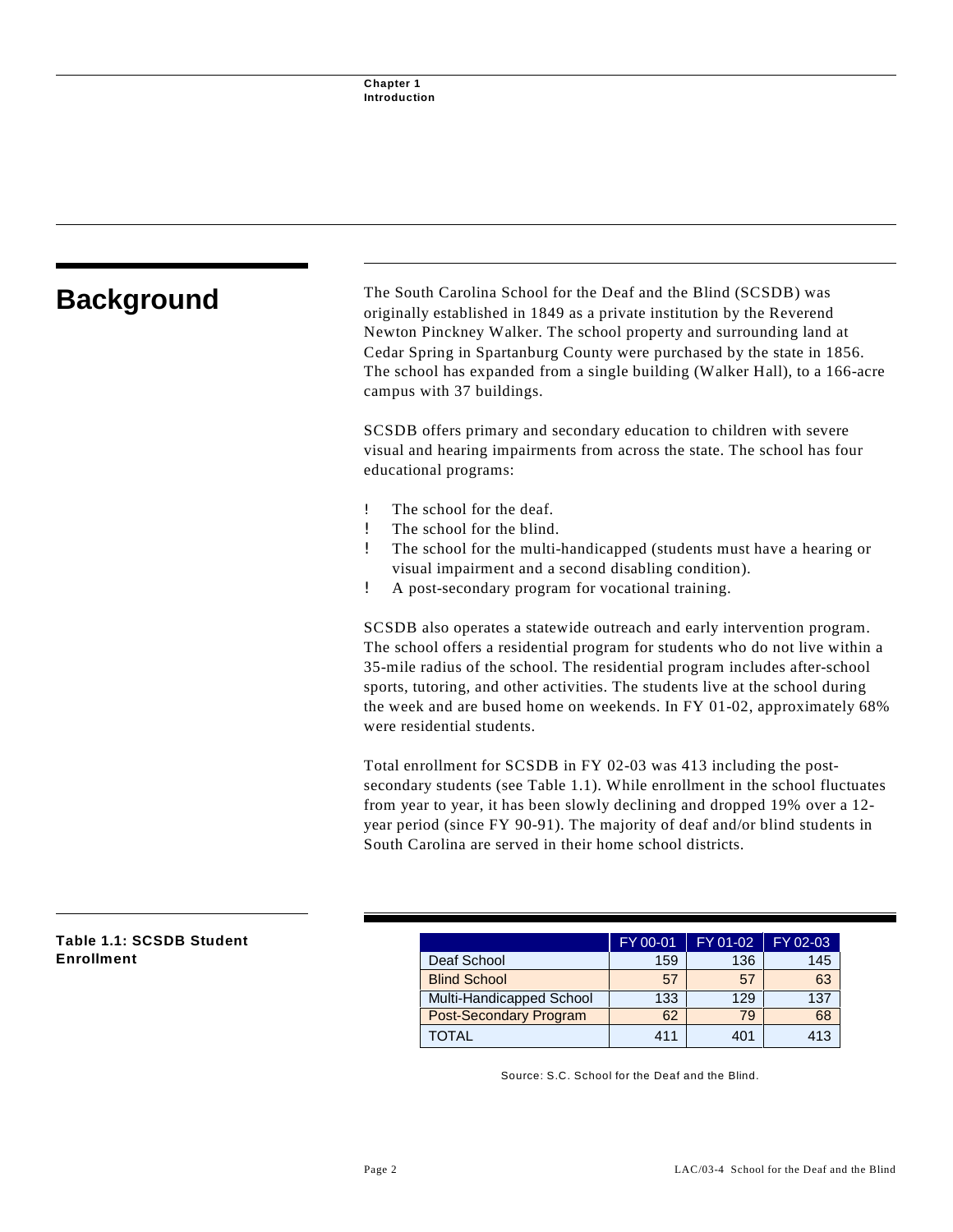## Background

The South Carolina School for the Deaf and the Blind (SCSDB) was originally established in 1849 as a private institution by the Reverend Newton Pinckney Walker. The school property and surrounding land at Cedar Spring in Spartanburg County were purchased by the state in 1856. The school has expanded from a single building (Walker Hall), to a 166-acre campus with 37 buildings.

SCSDB offers primary and secondary education to children with severe visual and hearing impairments from across the state. The school has four educational programs:

- The school for the deaf.
- The school for the blind.
- The school for the multi-handicapped (students must have a hearing or visual impairment and a second disabling condition).
- A post-secondary program for vocational training.

SCSDB also operates a statewide outreach and early intervention program. The school offers a residential program for students who do not live within a 35-mile radius of the school. The residential program includes after-school sports, tutoring, and other activities. The students live at the school during the week and are bused home on weekends. In FY 01-02, approximately 68% were residential students.

Total enrollment for SCSDB in FY 02-03 was 413 including the post-secondary students (see Table 1.1). While enrollment in the school fluctuates from year to year, it has been slowly declining and dropped 19% over a 12-year period (since FY 90-91). The majority of deaf and/or blind students in South Carolina are served in their home school districts.

**Table 1.1: SCSDB Student Enrollment**

| | FY 00-01 | FY 01-02 | FY 02-03 |
|---|---|---|---|
| Deaf School | 159 | 136 | 145 |
| Blind School | 57 | 57 | 63 |
| Multi-Handicapped School | 133 | 129 | 137 |
| Post-Secondary Program | 62 | 79 | 68 |
| TOTAL | 411 | 401 | 413 |

Source: S.C. School for the Deaf and the Blind.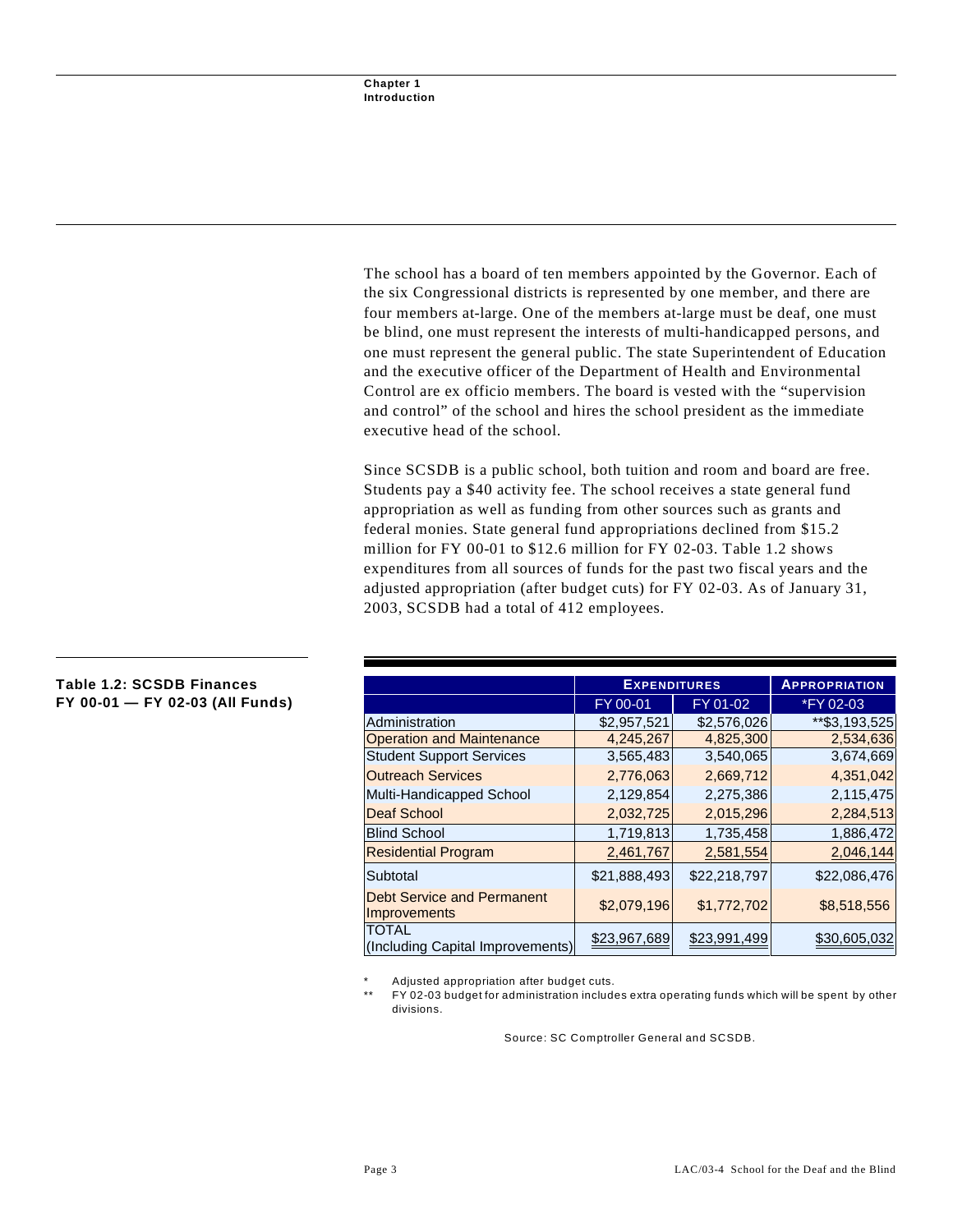The school has a board of ten members appointed by the Governor. Each of the six Congressional districts is represented by one member, and there are four members at-large. One of the members at-large must be deaf, one must be blind, one must represent the interests of multi-handicapped persons, and one must represent the general public. The state Superintendent of Education and the executive officer of the Department of Health and Environmental Control are ex officio members. The board is vested with the "supervision and control" of the school and hires the school president as the immediate executive head of the school.

Since SCSDB is a public school, both tuition and room and board are free. Students pay a $40 activity fee. The school receives a state general fund appropriation as well as funding from other sources such as grants and federal monies. State general fund appropriations declined from $15.2 million for FY 00-01 to $12.6 million for FY 02-03. Table 1.2 shows expenditures from all sources of funds for the past two fiscal years and the adjusted appropriation (after budget cuts) for FY 02-03. As of January 31, 2003, SCSDB had a total of 412 employees.

**Table 1.2: SCSDB Finances FY 00-01 — FY 02-03 (All Funds)**

| | Expenditures | | Appropriation |
|---|---|---|---|
| | FY 00-01 | FY 01-02 | *FY 02-03 |
| Administration | $2,957,521 | $2,576,026 | **$3,193,525 |
| Operation and Maintenance | 4,245,267 | 4,825,300 | 2,534,636 |
| Student Support Services | 3,565,483 | 3,540,065 | 3,674,669 |
| Outreach Services | 2,776,063 | 2,669,712 | 4,351,042 |
| Multi-Handicapped School | 2,129,854 | 2,275,386 | 2,115,475 |
| Deaf School | 2,032,725 | 2,015,296 | 2,284,513 |
| Blind School | 1,719,813 | 1,735,458 | 1,886,472 |
| Residential Program | 2,461,767 | 2,581,554 | 2,046,144 |
| Subtotal | $21,888,493 | $22,218,797 | $22,086,476 |
| Debt Service and Permanent Improvements | $2,079,196 | $1,772,702 | $8,518,556 |
| TOTAL (Including Capital Improvements) | $23,967,689 | $23,991,499 | $30,605,032 |

\* Adjusted appropriation after budget cuts.

** FY 02-03 budget for administration includes extra operating funds which will be spent by other divisions.

Source: SC Comptroller General and SCSDB.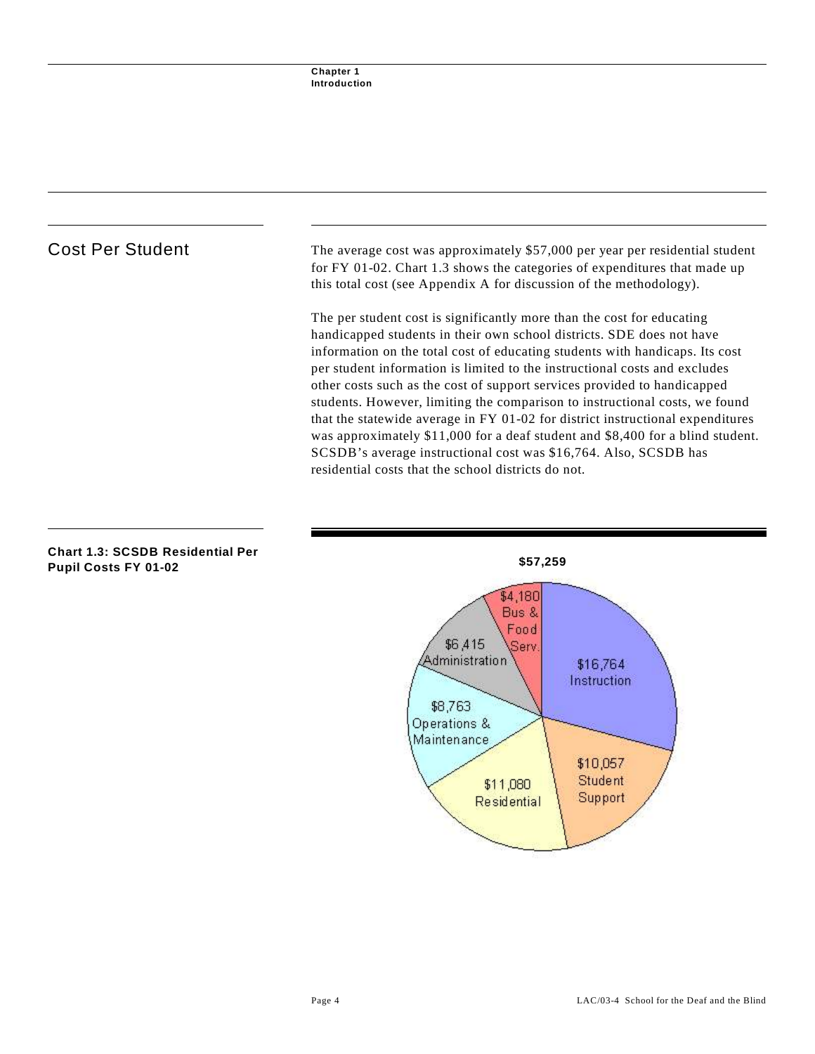## Cost Per Student

The average cost was approximately $57,000 per year per residential student for FY 01-02. Chart 1.3 shows the categories of expenditures that made up this total cost (see Appendix A for discussion of the methodology).

The per student cost is significantly more than the cost for educating handicapped students in their own school districts. SDE does not have information on the total cost of educating students with handicaps. Its cost per student information is limited to the instructional costs and excludes other costs such as the cost of support services provided to handicapped students. However, limiting the comparison to instructional costs, we found that the statewide average in FY 01-02 for district instructional expenditures was approximately $11,000 for a deaf student and $8,400 for a blind student. SCSDB's average instructional cost was $16,764. Also, SCSDB has residential costs that the school districts do not.

**Chart 1.3: SCSDB Residential Per Pupil Costs FY 01-02**

**$57,259**

| Category | Cost |
|---|---|
| Instruction | $16,764 |
| Student Support | $10,057 |
| Residential | $11,080 |
| Operations & Maintenance | $8,763 |
| Administration | $6,415 |
| Bus & Food Serv. | $4,180 |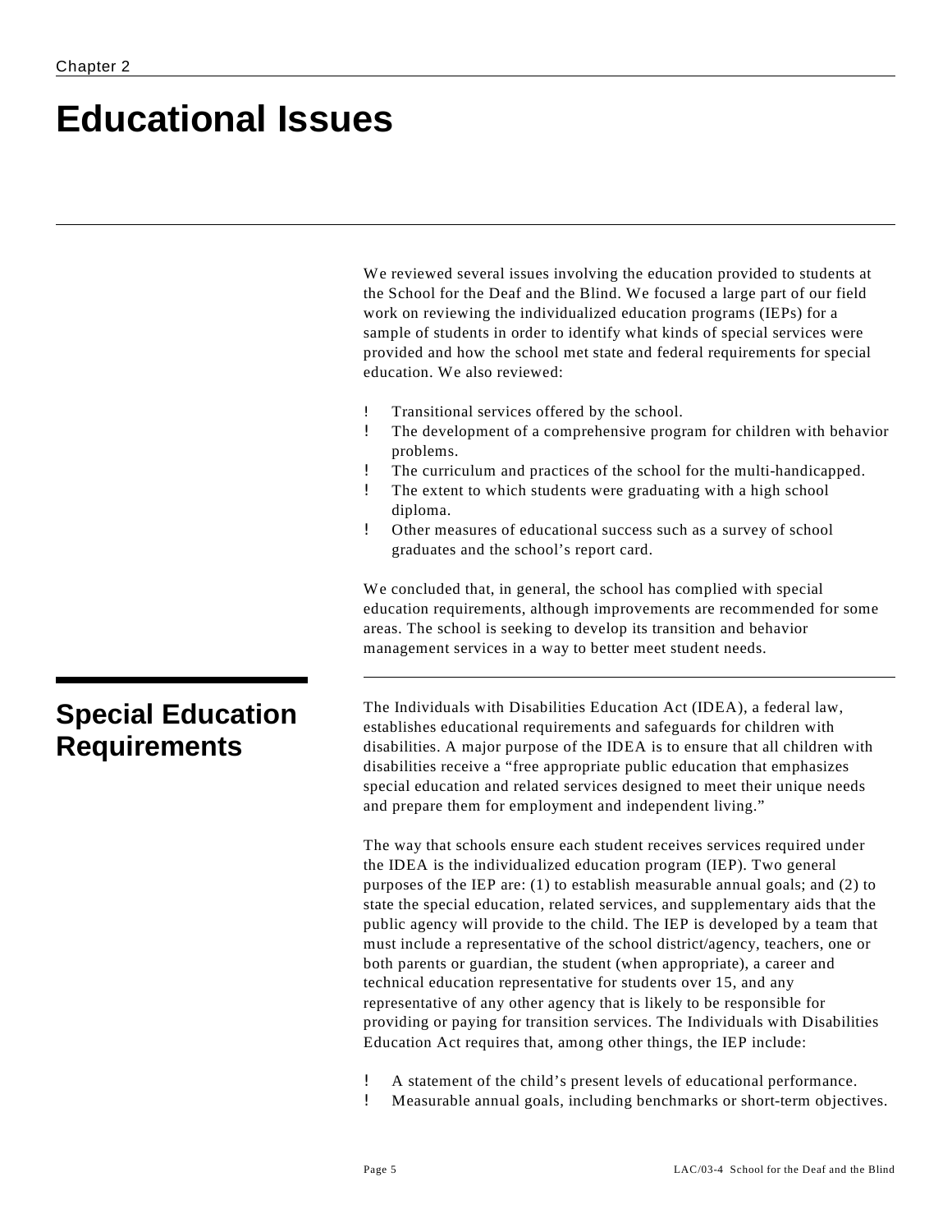# Chapter 2

# Educational Issues

We reviewed several issues involving the education provided to students at the School for the Deaf and the Blind. We focused a large part of our field work on reviewing the individualized education programs (IEPs) for a sample of students in order to identify what kinds of special services were provided and how the school met state and federal requirements for special education. We also reviewed:

- Transitional services offered by the school.
- The development of a comprehensive program for children with behavior problems.
- The curriculum and practices of the school for the multi-handicapped.
- The extent to which students were graduating with a high school diploma.
- Other measures of educational success such as a survey of school graduates and the school's report card.

We concluded that, in general, the school has complied with special education requirements, although improvements are recommended for some areas. The school is seeking to develop its transition and behavior management services in a way to better meet student needs.

## Special Education Requirements

The Individuals with Disabilities Education Act (IDEA), a federal law, establishes educational requirements and safeguards for children with disabilities. A major purpose of the IDEA is to ensure that all children with disabilities receive a "free appropriate public education that emphasizes special education and related services designed to meet their unique needs and prepare them for employment and independent living."

The way that schools ensure each student receives services required under the IDEA is the individualized education program (IEP). Two general purposes of the IEP are: (1) to establish measurable annual goals; and (2) to state the special education, related services, and supplementary aids that the public agency will provide to the child. The IEP is developed by a team that must include a representative of the school district/agency, teachers, one or both parents or guardian, the student (when appropriate), a career and technical education representative for students over 15, and any representative of any other agency that is likely to be responsible for providing or paying for transition services. The Individuals with Disabilities Education Act requires that, among other things, the IEP include:

- A statement of the child's present levels of educational performance.
- Measurable annual goals, including benchmarks or short-term objectives.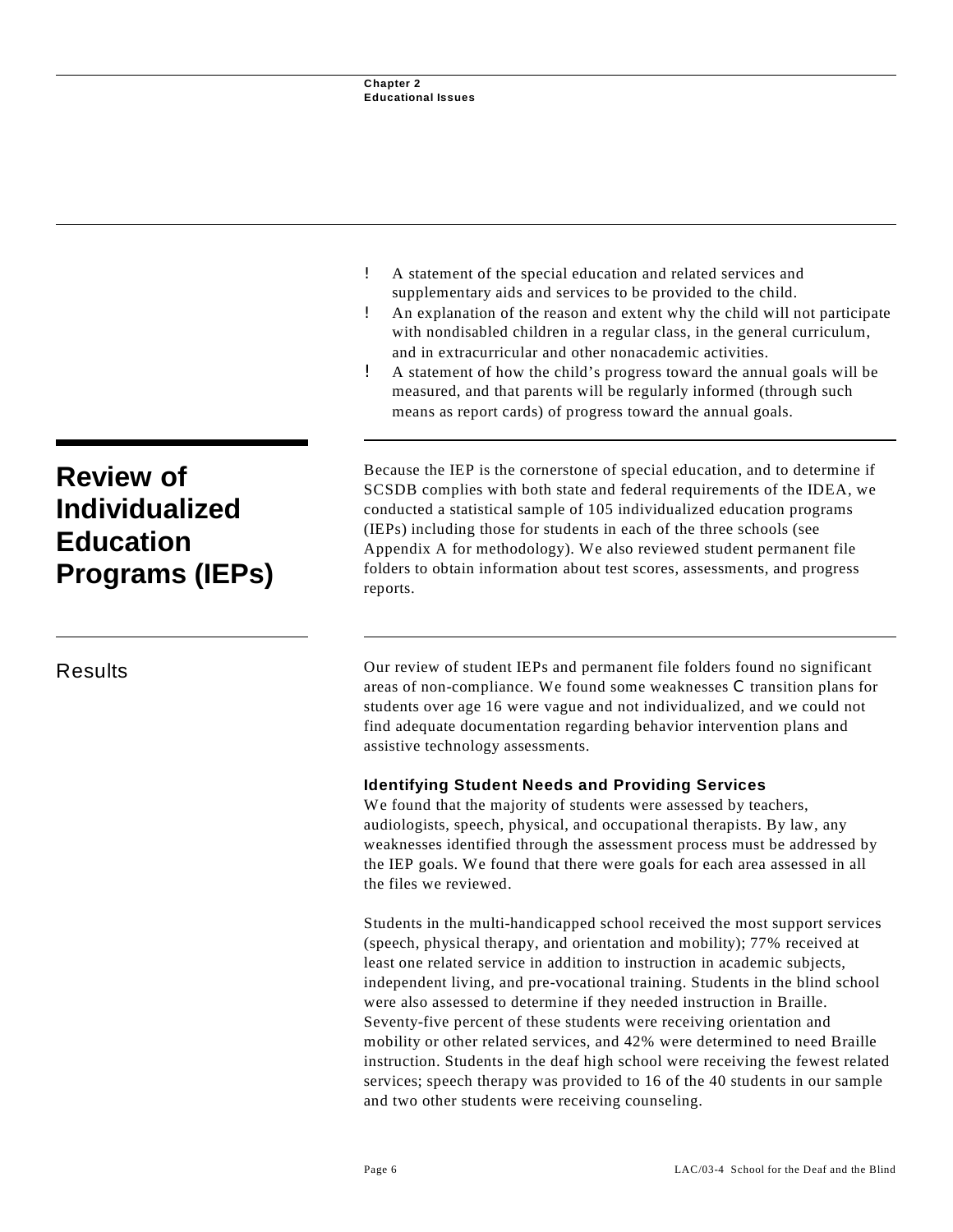- A statement of the special education and related services and supplementary aids and services to be provided to the child.
- An explanation of the reason and extent why the child will not participate with nondisabled children in a regular class, in the general curriculum, and in extracurricular and other nonacademic activities.
- A statement of how the child's progress toward the annual goals will be measured, and that parents will be regularly informed (through such means as report cards) of progress toward the annual goals.

## Review of Individualized Education Programs (IEPs)

Because the IEP is the cornerstone of special education, and to determine if SCSDB complies with both state and federal requirements of the IDEA, we conducted a statistical sample of 105 individualized education programs (IEPs) including those for students in each of the three schools (see Appendix A for methodology). We also reviewed student permanent file folders to obtain information about test scores, assessments, and progress reports.

### Results

Our review of student IEPs and permanent file folders found no significant areas of non-compliance. We found some weaknesses — transition plans for students over age 16 were vague and not individualized, and we could not find adequate documentation regarding behavior intervention plans and assistive technology assessments.

**Identifying Student Needs and Providing Services**

We found that the majority of students were assessed by teachers, audiologists, speech, physical, and occupational therapists. By law, any weaknesses identified through the assessment process must be addressed by the IEP goals. We found that there were goals for each area assessed in all the files we reviewed.

Students in the multi-handicapped school received the most support services (speech, physical therapy, and orientation and mobility); 77% received at least one related service in addition to instruction in academic subjects, independent living, and pre-vocational training. Students in the blind school were also assessed to determine if they needed instruction in Braille. Seventy-five percent of these students were receiving orientation and mobility or other related services, and 42% were determined to need Braille instruction. Students in the deaf high school were receiving the fewest related services; speech therapy was provided to 16 of the 40 students in our sample and two other students were receiving counseling.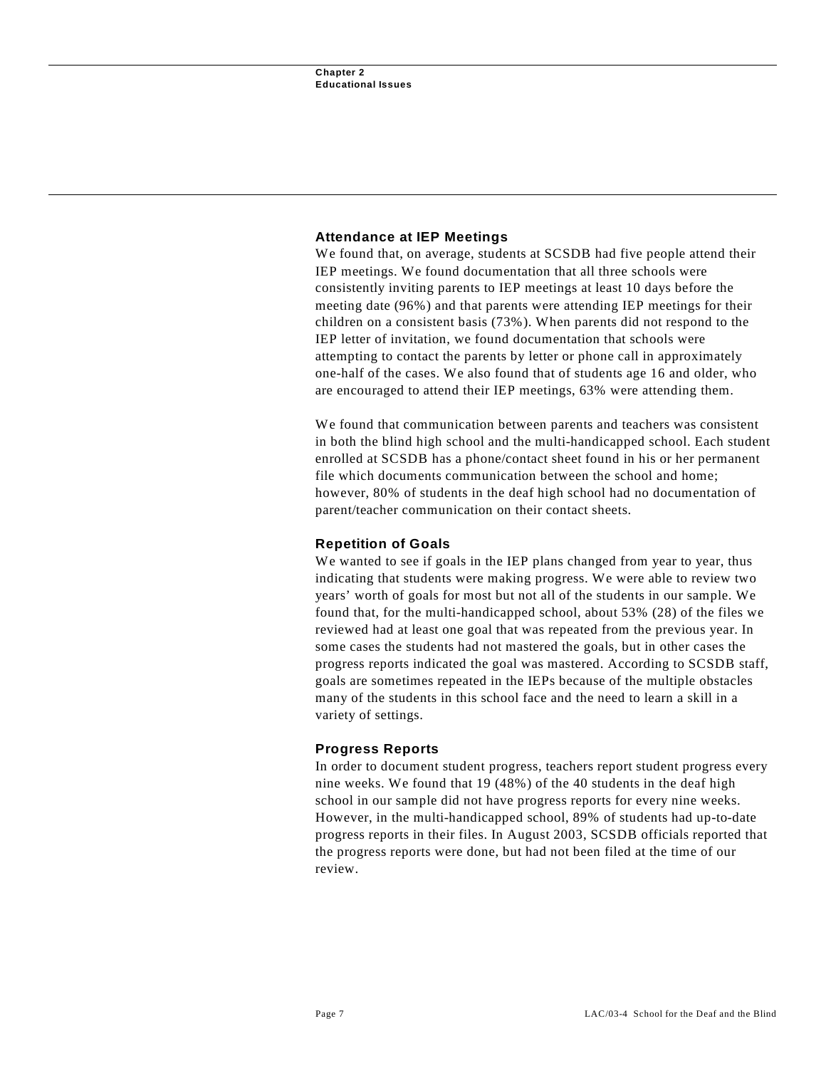### Attendance at IEP Meetings

We found that, on average, students at SCSDB had five people attend their IEP meetings. We found documentation that all three schools were consistently inviting parents to IEP meetings at least 10 days before the meeting date (96%) and that parents were attending IEP meetings for their children on a consistent basis (73%). When parents did not respond to the IEP letter of invitation, we found documentation that schools were attempting to contact the parents by letter or phone call in approximately one-half of the cases. We also found that of students age 16 and older, who are encouraged to attend their IEP meetings, 63% were attending them.

We found that communication between parents and teachers was consistent in both the blind high school and the multi-handicapped school. Each student enrolled at SCSDB has a phone/contact sheet found in his or her permanent file which documents communication between the school and home; however, 80% of students in the deaf high school had no documentation of parent/teacher communication on their contact sheets.

### Repetition of Goals

We wanted to see if goals in the IEP plans changed from year to year, thus indicating that students were making progress. We were able to review two years' worth of goals for most but not all of the students in our sample. We found that, for the multi-handicapped school, about 53% (28) of the files we reviewed had at least one goal that was repeated from the previous year. In some cases the students had not mastered the goals, but in other cases the progress reports indicated the goal was mastered. According to SCSDB staff, goals are sometimes repeated in the IEPs because of the multiple obstacles many of the students in this school face and the need to learn a skill in a variety of settings.

### Progress Reports

In order to document student progress, teachers report student progress every nine weeks. We found that 19 (48%) of the 40 students in the deaf high school in our sample did not have progress reports for every nine weeks. However, in the multi-handicapped school, 89% of students had up-to-date progress reports in their files. In August 2003, SCSDB officials reported that the progress reports were done, but had not been filed at the time of our review.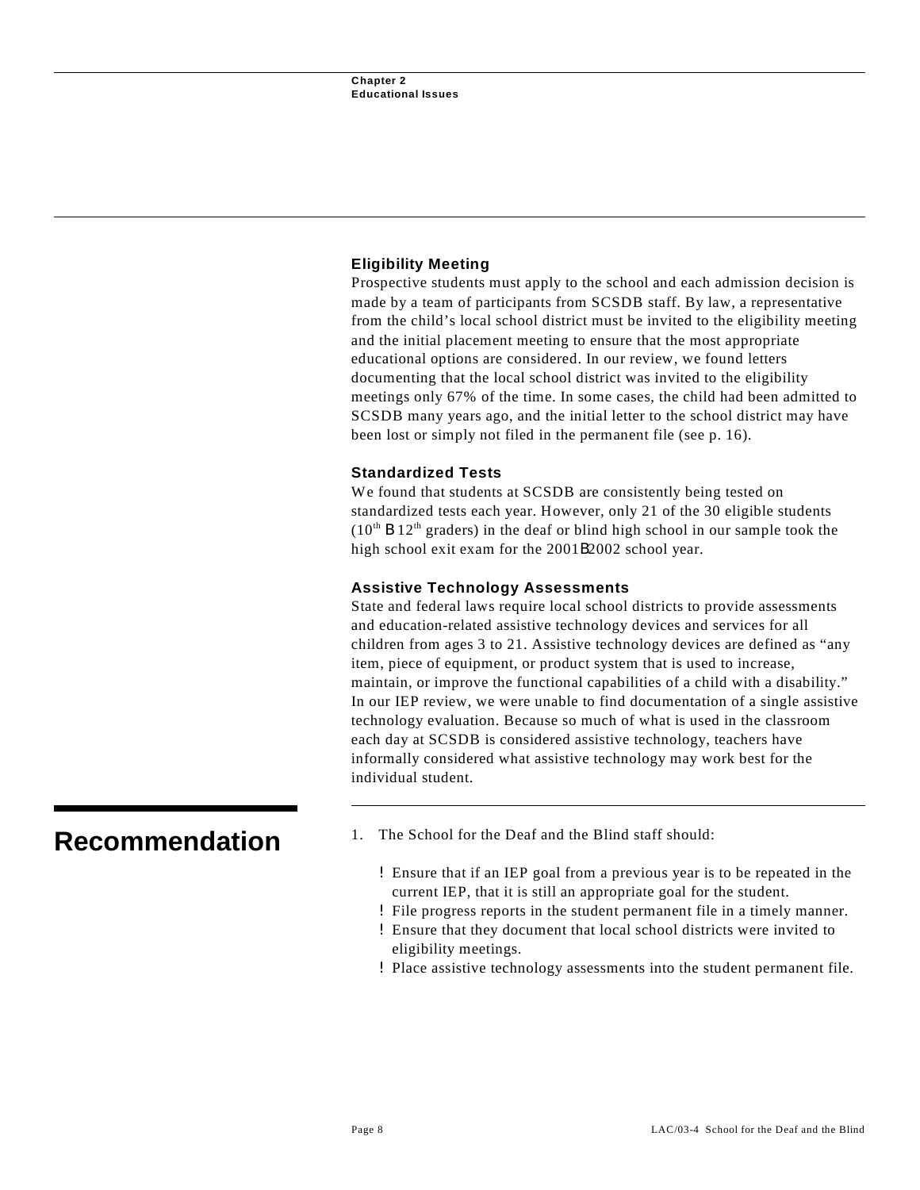### Eligibility Meeting

Prospective students must apply to the school and each admission decision is made by a team of participants from SCSDB staff. By law, a representative from the child's local school district must be invited to the eligibility meeting and the initial placement meeting to ensure that the most appropriate educational options are considered. In our review, we found letters documenting that the local school district was invited to the eligibility meetings only 67% of the time. In some cases, the child had been admitted to SCSDB many years ago, and the initial letter to the school district may have been lost or simply not filed in the permanent file (see p. 16).

### Standardized Tests

We found that students at SCSDB are consistently being tested on standardized tests each year. However, only 21 of the 30 eligible students (10th – 12th graders) in the deaf or blind high school in our sample took the high school exit exam for the 2001–2002 school year.

### Assistive Technology Assessments

State and federal laws require local school districts to provide assessments and education-related assistive technology devices and services for all children from ages 3 to 21. Assistive technology devices are defined as "any item, piece of equipment, or product system that is used to increase, maintain, or improve the functional capabilities of a child with a disability." In our IEP review, we were unable to find documentation of a single assistive technology evaluation. Because so much of what is used in the classroom each day at SCSDB is considered assistive technology, teachers have informally considered what assistive technology may work best for the individual student.

## Recommendation

1. The School for the Deaf and the Blind staff should:

   - Ensure that if an IEP goal from a previous year is to be repeated in the current IEP, that it is still an appropriate goal for the student.
   - File progress reports in the student permanent file in a timely manner.
   - Ensure that they document that local school districts were invited to eligibility meetings.
   - Place assistive technology assessments into the student permanent file.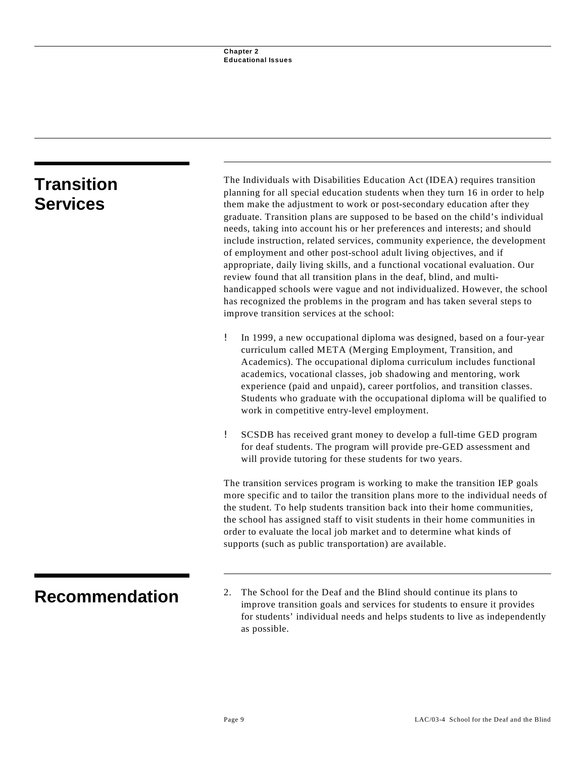## Transition Services

The Individuals with Disabilities Education Act (IDEA) requires transition planning for all special education students when they turn 16 in order to help them make the adjustment to work or post-secondary education after they graduate. Transition plans are supposed to be based on the child's individual needs, taking into account his or her preferences and interests; and should include instruction, related services, community experience, the development of employment and other post-school adult living objectives, and if appropriate, daily living skills, and a functional vocational evaluation. Our review found that all transition plans in the deaf, blind, and multi-handicapped schools were vague and not individualized. However, the school has recognized the problems in the program and has taken several steps to improve transition services at the school:

- In 1999, a new occupational diploma was designed, based on a four-year curriculum called META (Merging Employment, Transition, and Academics). The occupational diploma curriculum includes functional academics, vocational classes, job shadowing and mentoring, work experience (paid and unpaid), career portfolios, and transition classes. Students who graduate with the occupational diploma will be qualified to work in competitive entry-level employment.

- SCSDB has received grant money to develop a full-time GED program for deaf students. The program will provide pre-GED assessment and will provide tutoring for these students for two years.

The transition services program is working to make the transition IEP goals more specific and to tailor the transition plans more to the individual needs of the student. To help students transition back into their home communities, the school has assigned staff to visit students in their home communities in order to evaluate the local job market and to determine what kinds of supports (such as public transportation) are available.

## Recommendation

2. The School for the Deaf and the Blind should continue its plans to improve transition goals and services for students to ensure it provides for students' individual needs and helps students to live as independently as possible.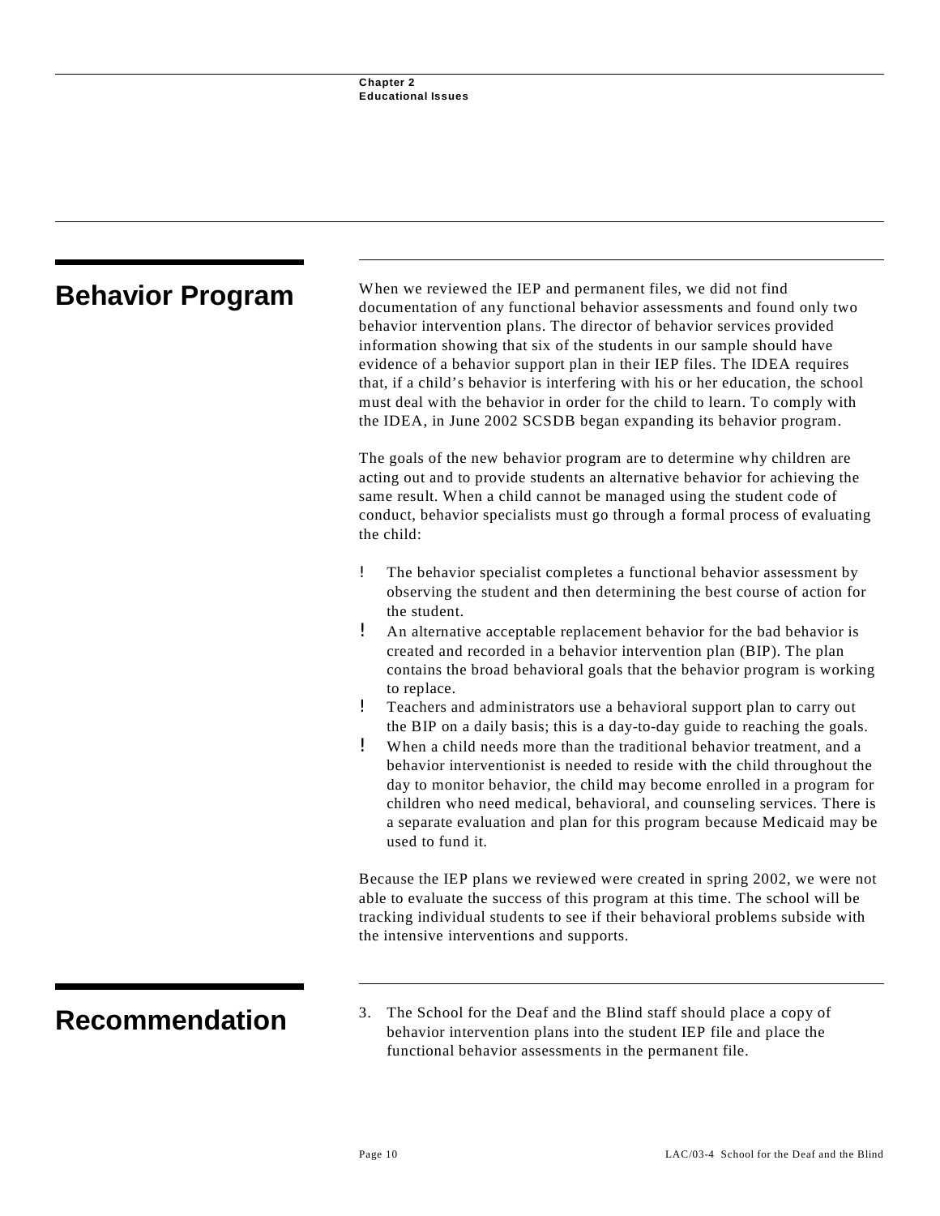## Behavior Program

When we reviewed the IEP and permanent files, we did not find documentation of any functional behavior assessments and found only two behavior intervention plans. The director of behavior services provided information showing that six of the students in our sample should have evidence of a behavior support plan in their IEP files. The IDEA requires that, if a child's behavior is interfering with his or her education, the school must deal with the behavior in order for the child to learn. To comply with the IDEA, in June 2002 SCSDB began expanding its behavior program.

The goals of the new behavior program are to determine why children are acting out and to provide students an alternative behavior for achieving the same result. When a child cannot be managed using the student code of conduct, behavior specialists must go through a formal process of evaluating the child:

- The behavior specialist completes a functional behavior assessment by observing the student and then determining the best course of action for the student.
- An alternative acceptable replacement behavior for the bad behavior is created and recorded in a behavior intervention plan (BIP). The plan contains the broad behavioral goals that the behavior program is working to replace.
- Teachers and administrators use a behavioral support plan to carry out the BIP on a daily basis; this is a day-to-day guide to reaching the goals.
- When a child needs more than the traditional behavior treatment, and a behavior interventionist is needed to reside with the child throughout the day to monitor behavior, the child may become enrolled in a program for children who need medical, behavioral, and counseling services. There is a separate evaluation and plan for this program because Medicaid may be used to fund it.

Because the IEP plans we reviewed were created in spring 2002, we were not able to evaluate the success of this program at this time. The school will be tracking individual students to see if their behavioral problems subside with the intensive interventions and supports.

## Recommendation

3. The School for the Deaf and the Blind staff should place a copy of behavior intervention plans into the student IEP file and place the functional behavior assessments in the permanent file.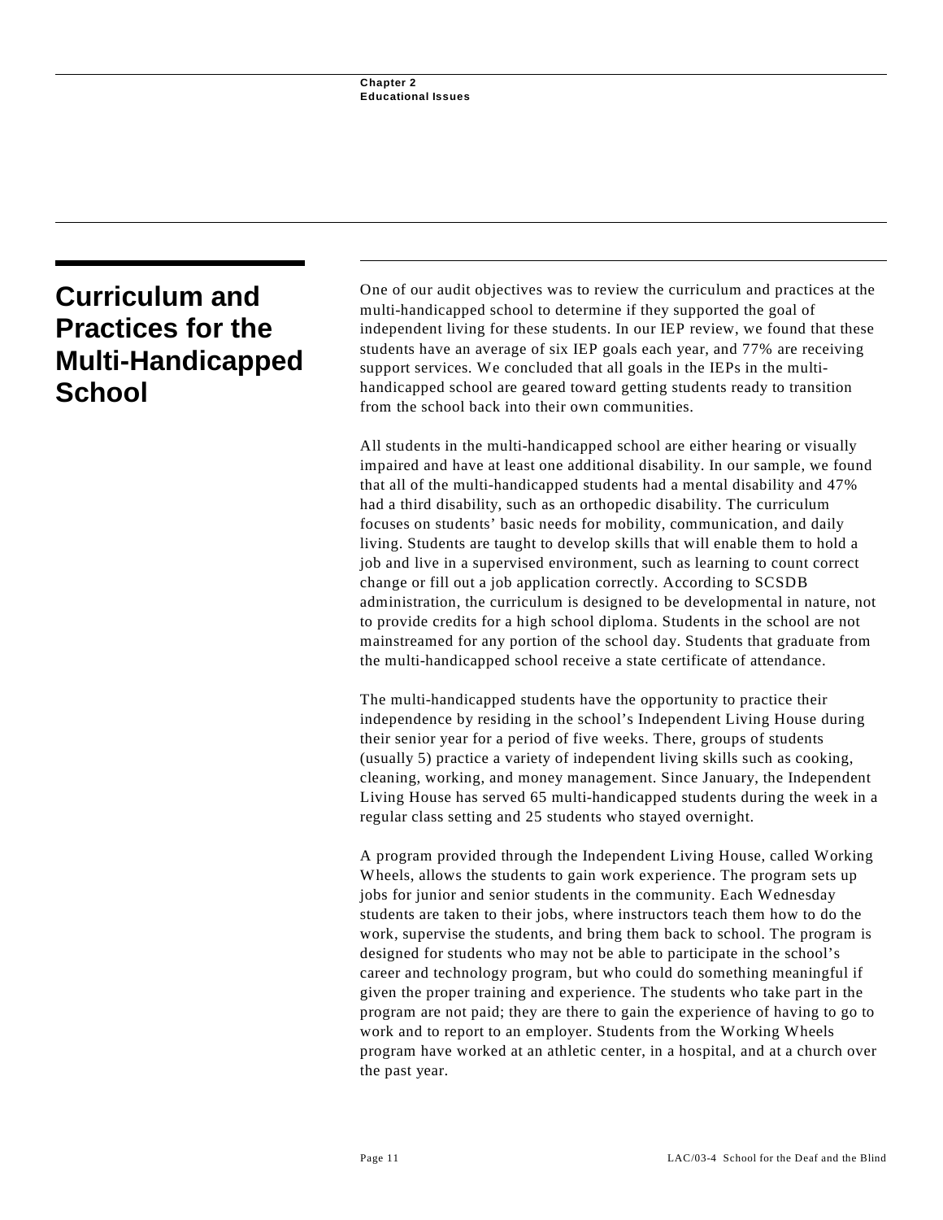## Curriculum and Practices for the Multi-Handicapped School

One of our audit objectives was to review the curriculum and practices at the multi-handicapped school to determine if they supported the goal of independent living for these students. In our IEP review, we found that these students have an average of six IEP goals each year, and 77% are receiving support services. We concluded that all goals in the IEPs in the multi-handicapped school are geared toward getting students ready to transition from the school back into their own communities.

All students in the multi-handicapped school are either hearing or visually impaired and have at least one additional disability. In our sample, we found that all of the multi-handicapped students had a mental disability and 47% had a third disability, such as an orthopedic disability. The curriculum focuses on students' basic needs for mobility, communication, and daily living. Students are taught to develop skills that will enable them to hold a job and live in a supervised environment, such as learning to count correct change or fill out a job application correctly. According to SCSDB administration, the curriculum is designed to be developmental in nature, not to provide credits for a high school diploma. Students in the school are not mainstreamed for any portion of the school day. Students that graduate from the multi-handicapped school receive a state certificate of attendance.

The multi-handicapped students have the opportunity to practice their independence by residing in the school's Independent Living House during their senior year for a period of five weeks. There, groups of students (usually 5) practice a variety of independent living skills such as cooking, cleaning, working, and money management. Since January, the Independent Living House has served 65 multi-handicapped students during the week in a regular class setting and 25 students who stayed overnight.

A program provided through the Independent Living House, called Working Wheels, allows the students to gain work experience. The program sets up jobs for junior and senior students in the community. Each Wednesday students are taken to their jobs, where instructors teach them how to do the work, supervise the students, and bring them back to school. The program is designed for students who may not be able to participate in the school's career and technology program, but who could do something meaningful if given the proper training and experience. The students who take part in the program are not paid; they are there to gain the experience of having to go to work and to report to an employer. Students from the Working Wheels program have worked at an athletic center, in a hospital, and at a church over the past year.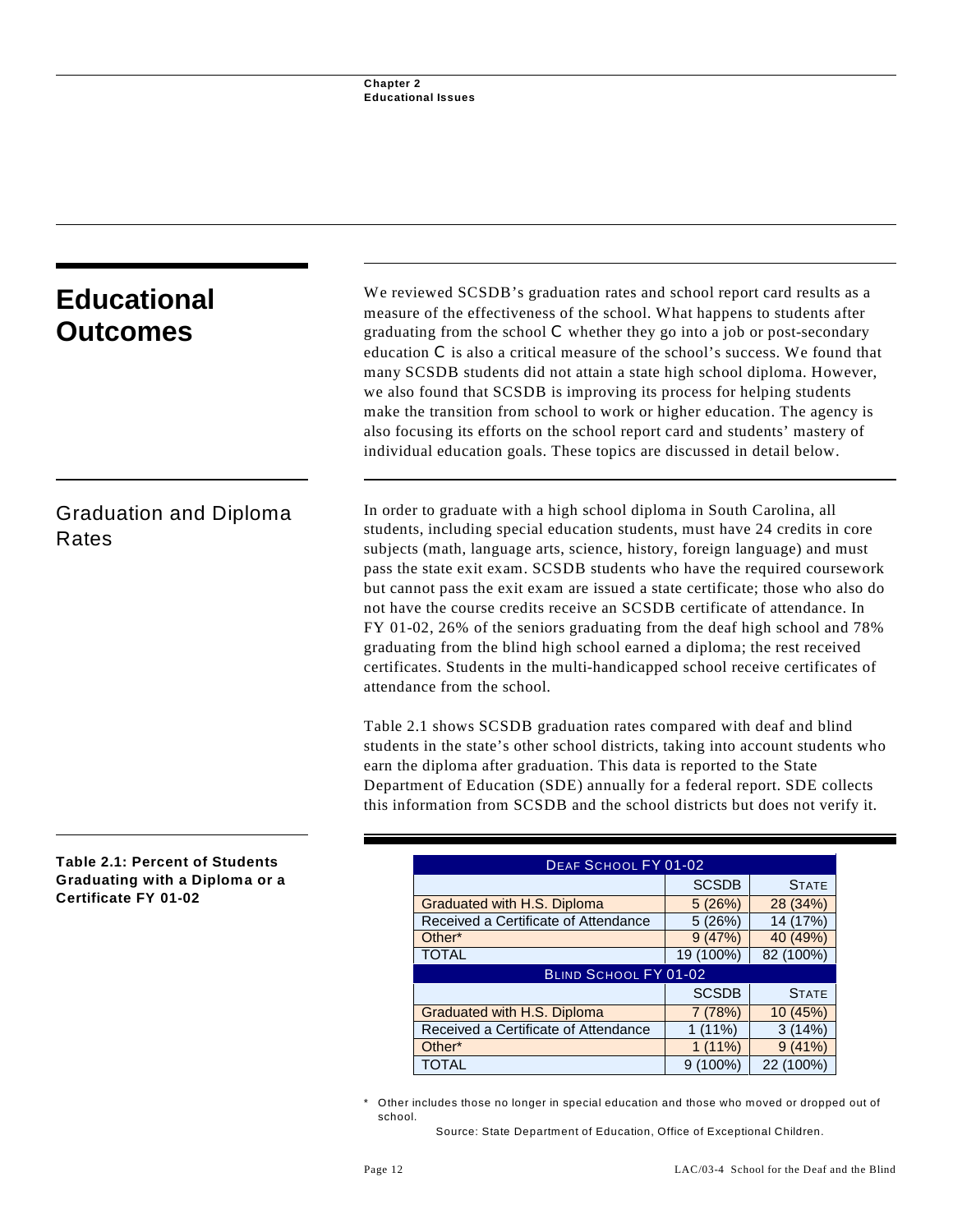## Educational Outcomes

We reviewed SCSDB's graduation rates and school report card results as a measure of the effectiveness of the school. What happens to students after graduating from the school C whether they go into a job or post-secondary education C is also a critical measure of the school's success. We found that many SCSDB students did not attain a state high school diploma. However, we also found that SCSDB is improving its process for helping students make the transition from school to work or higher education. The agency is also focusing its efforts on the school report card and students' mastery of individual education goals. These topics are discussed in detail below.

### Graduation and Diploma Rates

In order to graduate with a high school diploma in South Carolina, all students, including special education students, must have 24 credits in core subjects (math, language arts, science, history, foreign language) and must pass the state exit exam. SCSDB students who have the required coursework but cannot pass the exit exam are issued a state certificate; those who also do not have the course credits receive an SCSDB certificate of attendance. In FY 01-02, 26% of the seniors graduating from the deaf high school and 78% graduating from the blind high school earned a diploma; the rest received certificates. Students in the multi-handicapped school receive certificates of attendance from the school.

Table 2.1 shows SCSDB graduation rates compared with deaf and blind students in the state's other school districts, taking into account students who earn the diploma after graduation. This data is reported to the State Department of Education (SDE) annually for a federal report. SDE collects this information from SCSDB and the school districts but does not verify it.

**Table 2.1: Percent of Students Graduating with a Diploma or a Certificate FY 01-02**

| Deaf School FY 01-02 | | |
|---|---|---|
| | SCSDB | State |
| Graduated with H.S. Diploma | 5 (26%) | 28 (34%) |
| Received a Certificate of Attendance | 5 (26%) | 14 (17%) |
| Other* | 9 (47%) | 40 (49%) |
| TOTAL | 19 (100%) | 82 (100%) |
| **Blind School FY 01-02** | | |
| | SCSDB | State |
| Graduated with H.S. Diploma | 7 (78%) | 10 (45%) |
| Received a Certificate of Attendance | 1 (11%) | 3 (14%) |
| Other* | 1 (11%) | 9 (41%) |
| TOTAL | 9 (100%) | 22 (100%) |

* Other includes those no longer in special education and those who moved or dropped out of school.

Source: State Department of Education, Office of Exceptional Children.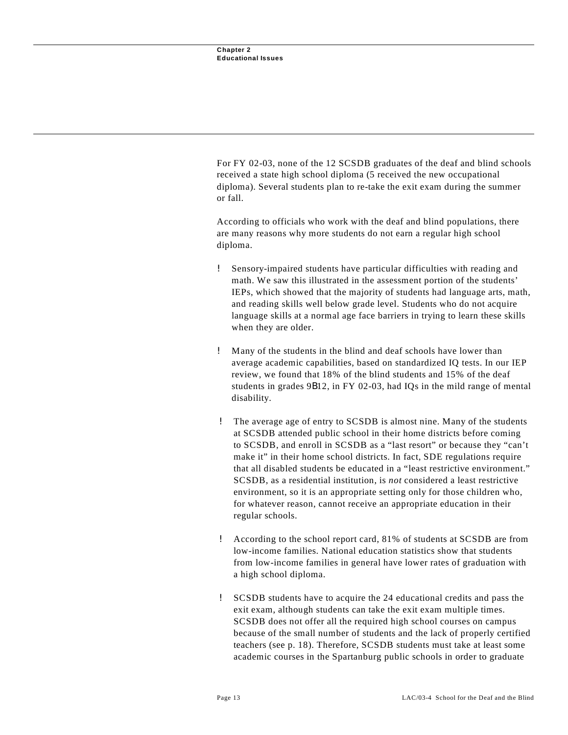For FY 02-03, none of the 12 SCSDB graduates of the deaf and blind schools received a state high school diploma (5 received the new occupational diploma). Several students plan to re-take the exit exam during the summer or fall.

According to officials who work with the deaf and blind populations, there are many reasons why more students do not earn a regular high school diploma.

- Sensory-impaired students have particular difficulties with reading and math. We saw this illustrated in the assessment portion of the students' IEPs, which showed that the majority of students had language arts, math, and reading skills well below grade level. Students who do not acquire language skills at a normal age face barriers in trying to learn these skills when they are older.

- Many of the students in the blind and deaf schools have lower than average academic capabilities, based on standardized IQ tests. In our IEP review, we found that 18% of the blind students and 15% of the deaf students in grades 9–12, in FY 02-03, had IQs in the mild range of mental disability.

- The average age of entry to SCSDB is almost nine. Many of the students at SCSDB attended public school in their home districts before coming to SCSDB, and enroll in SCSDB as a "last resort" or because they "can't make it" in their home school districts. In fact, SDE regulations require that all disabled students be educated in a "least restrictive environment." SCSDB, as a residential institution, is *not* considered a least restrictive environment, so it is an appropriate setting only for those children who, for whatever reason, cannot receive an appropriate education in their regular schools.

- According to the school report card, 81% of students at SCSDB are from low-income families. National education statistics show that students from low-income families in general have lower rates of graduation with a high school diploma.

- SCSDB students have to acquire the 24 educational credits and pass the exit exam, although students can take the exit exam multiple times. SCSDB does not offer all the required high school courses on campus because of the small number of students and the lack of properly certified teachers (see p. 18). Therefore, SCSDB students must take at least some academic courses in the Spartanburg public schools in order to graduate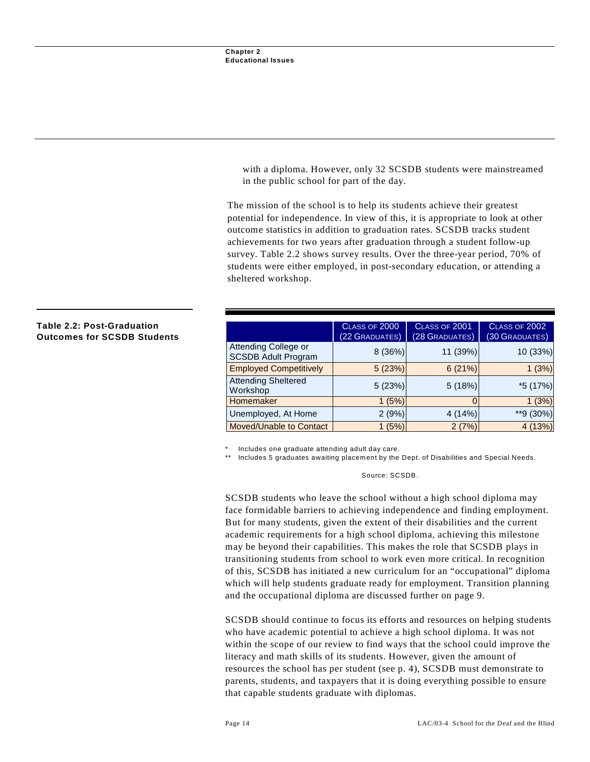with a diploma. However, only 32 SCSDB students were mainstreamed in the public school for part of the day.

The mission of the school is to help its students achieve their greatest potential for independence. In view of this, it is appropriate to look at other outcome statistics in addition to graduation rates. SCSDB tracks student achievements for two years after graduation through a student follow-up survey. Table 2.2 shows survey results. Over the three-year period, 70% of students were either employed, in post-secondary education, or attending a sheltered workshop.

**Table 2.2: Post-Graduation Outcomes for SCSDB Students**

| | Class of 2000 (22 Graduates) | Class of 2001 (28 Graduates) | Class of 2002 (30 Graduates) |
|---|---|---|---|
| Attending College or SCSDB Adult Program | 8 (36%) | 11 (39%) | 10 (33%) |
| Employed Competitively | 5 (23%) | 6 (21%) | 1 (3%) |
| Attending Sheltered Workshop | 5 (23%) | 5 (18%) | *5 (17%) |
| Homemaker | 1 (5%) | 0 | 1 (3%) |
| Unemployed, At Home | 2 (9%) | 4 (14%) | **9 (30%) |
| Moved/Unable to Contact | 1 (5%) | 2 (7%) | 4 (13%) |

\* Includes one graduate attending adult day care.

\*\* Includes 5 graduates awaiting placement by the Dept. of Disabilities and Special Needs.

Source: SCSDB.

SCSDB students who leave the school without a high school diploma may face formidable barriers to achieving independence and finding employment. But for many students, given the extent of their disabilities and the current academic requirements for a high school diploma, achieving this milestone may be beyond their capabilities. This makes the role that SCSDB plays in transitioning students from school to work even more critical. In recognition of this, SCSDB has initiated a new curriculum for an "occupational" diploma which will help students graduate ready for employment. Transition planning and the occupational diploma are discussed further on page 9.

SCSDB should continue to focus its efforts and resources on helping students who have academic potential to achieve a high school diploma. It was not within the scope of our review to find ways that the school could improve the literacy and math skills of its students. However, given the amount of resources the school has per student (see p. 4), SCSDB must demonstrate to parents, students, and taxpayers that it is doing everything possible to ensure that capable students graduate with diplomas.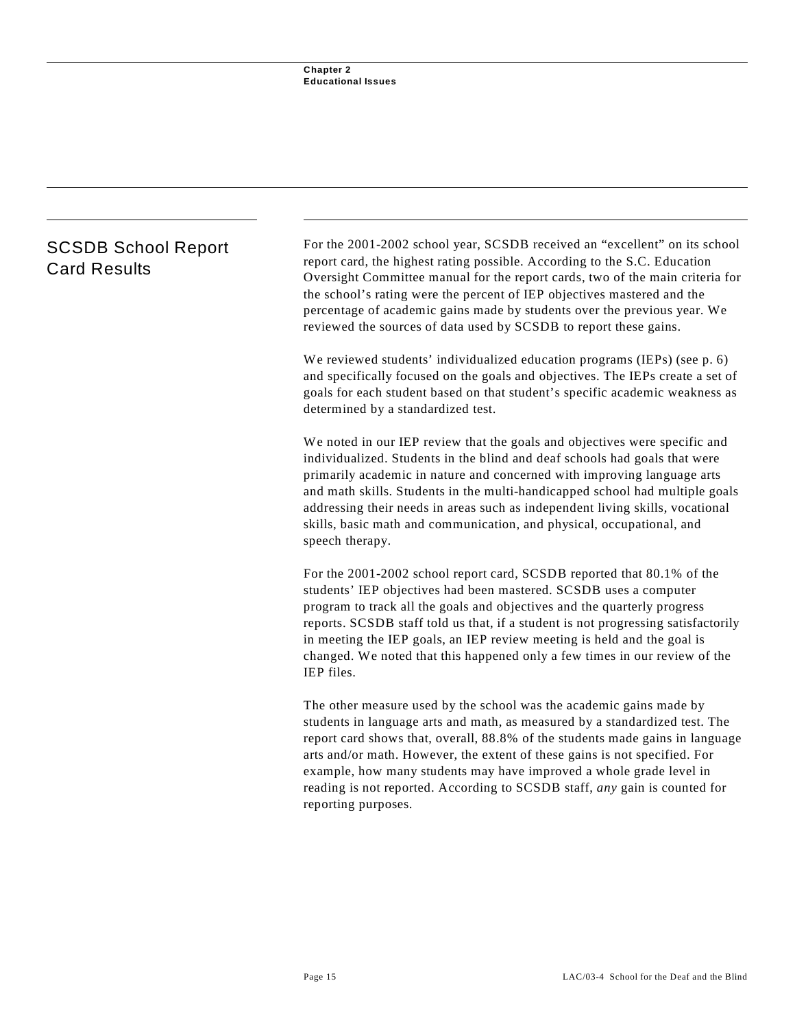## SCSDB School Report Card Results

For the 2001-2002 school year, SCSDB received an "excellent" on its school report card, the highest rating possible. According to the S.C. Education Oversight Committee manual for the report cards, two of the main criteria for the school's rating were the percent of IEP objectives mastered and the percentage of academic gains made by students over the previous year. We reviewed the sources of data used by SCSDB to report these gains.

We reviewed students' individualized education programs (IEPs) (see p. 6) and specifically focused on the goals and objectives. The IEPs create a set of goals for each student based on that student's specific academic weakness as determined by a standardized test.

We noted in our IEP review that the goals and objectives were specific and individualized. Students in the blind and deaf schools had goals that were primarily academic in nature and concerned with improving language arts and math skills. Students in the multi-handicapped school had multiple goals addressing their needs in areas such as independent living skills, vocational skills, basic math and communication, and physical, occupational, and speech therapy.

For the 2001-2002 school report card, SCSDB reported that 80.1% of the students' IEP objectives had been mastered. SCSDB uses a computer program to track all the goals and objectives and the quarterly progress reports. SCSDB staff told us that, if a student is not progressing satisfactorily in meeting the IEP goals, an IEP review meeting is held and the goal is changed. We noted that this happened only a few times in our review of the IEP files.

The other measure used by the school was the academic gains made by students in language arts and math, as measured by a standardized test. The report card shows that, overall, 88.8% of the students made gains in language arts and/or math. However, the extent of these gains is not specified. For example, how many students may have improved a whole grade level in reading is not reported. According to SCSDB staff, *any* gain is counted for reporting purposes.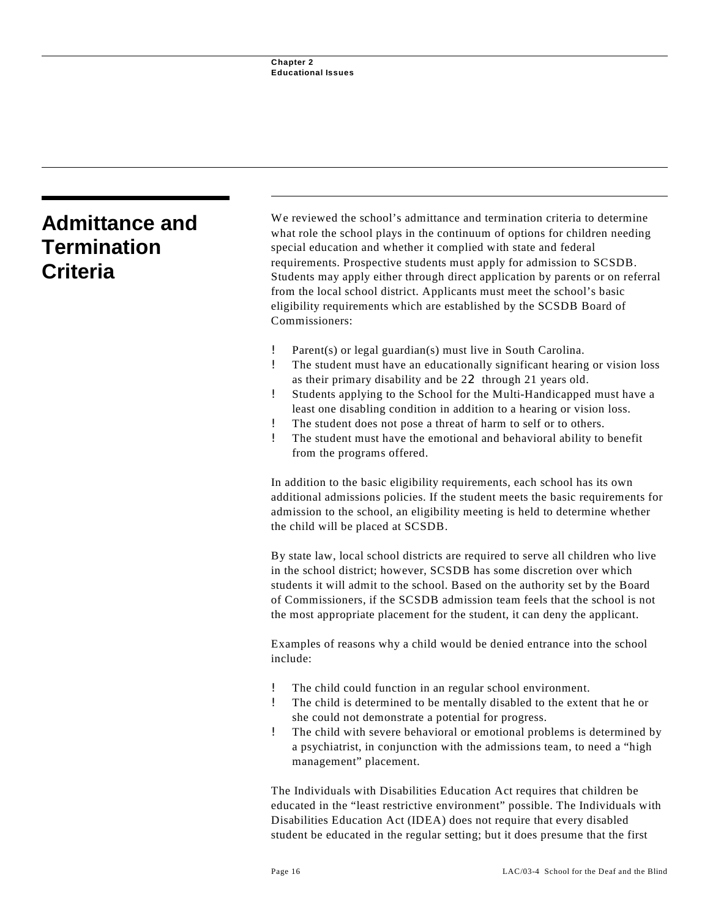## Admittance and Termination Criteria

We reviewed the school's admittance and termination criteria to determine what role the school plays in the continuum of options for children needing special education and whether it complied with state and federal requirements. Prospective students must apply for admission to SCSDB. Students may apply either through direct application by parents or on referral from the local school district. Applicants must meet the school's basic eligibility requirements which are established by the SCSDB Board of Commissioners:

- Parent(s) or legal guardian(s) must live in South Carolina.
- The student must have an educationally significant hearing or vision loss as their primary disability and be 2 through 21 years old.
- Students applying to the School for the Multi-Handicapped must have a least one disabling condition in addition to a hearing or vision loss.
- The student does not pose a threat of harm to self or to others.
- The student must have the emotional and behavioral ability to benefit from the programs offered.

In addition to the basic eligibility requirements, each school has its own additional admissions policies. If the student meets the basic requirements for admission to the school, an eligibility meeting is held to determine whether the child will be placed at SCSDB.

By state law, local school districts are required to serve all children who live in the school district; however, SCSDB has some discretion over which students it will admit to the school. Based on the authority set by the Board of Commissioners, if the SCSDB admission team feels that the school is not the most appropriate placement for the student, it can deny the applicant.

Examples of reasons why a child would be denied entrance into the school include:

- The child could function in an regular school environment.
- The child is determined to be mentally disabled to the extent that he or she could not demonstrate a potential for progress.
- The child with severe behavioral or emotional problems is determined by a psychiatrist, in conjunction with the admissions team, to need a "high management" placement.

The Individuals with Disabilities Education Act requires that children be educated in the "least restrictive environment" possible. The Individuals with Disabilities Education Act (IDEA) does not require that every disabled student be educated in the regular setting; but it does presume that the first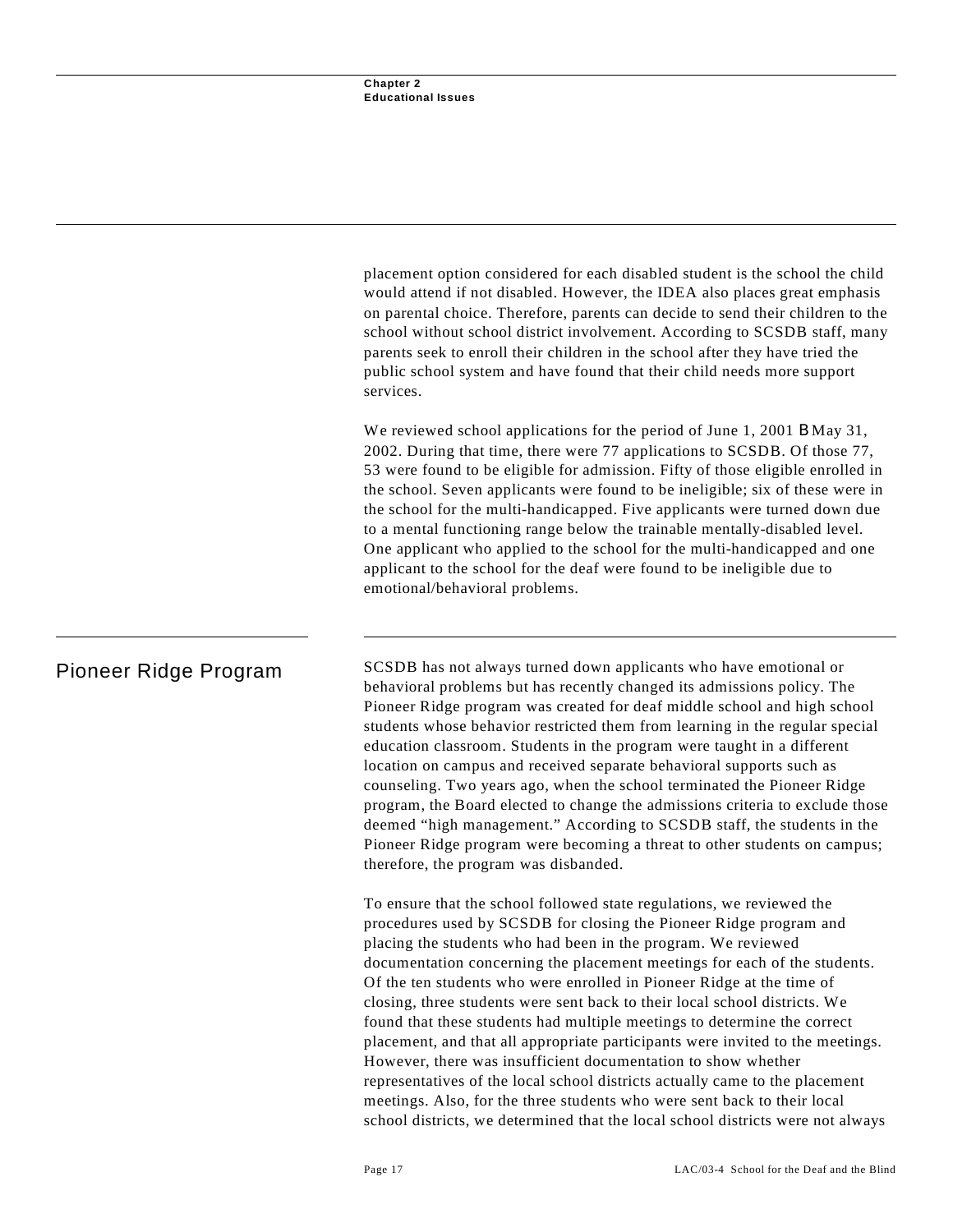placement option considered for each disabled student is the school the child would attend if not disabled. However, the IDEA also places great emphasis on parental choice. Therefore, parents can decide to send their children to the school without school district involvement. According to SCSDB staff, many parents seek to enroll their children in the school after they have tried the public school system and have found that their child needs more support services.

We reviewed school applications for the period of June 1, 2001 B May 31, 2002. During that time, there were 77 applications to SCSDB. Of those 77, 53 were found to be eligible for admission. Fifty of those eligible enrolled in the school. Seven applicants were found to be ineligible; six of these were in the school for the multi-handicapped. Five applicants were turned down due to a mental functioning range below the trainable mentally-disabled level. One applicant who applied to the school for the multi-handicapped and one applicant to the school for the deaf were found to be ineligible due to emotional/behavioral problems.

## Pioneer Ridge Program

SCSDB has not always turned down applicants who have emotional or behavioral problems but has recently changed its admissions policy. The Pioneer Ridge program was created for deaf middle school and high school students whose behavior restricted them from learning in the regular special education classroom. Students in the program were taught in a different location on campus and received separate behavioral supports such as counseling. Two years ago, when the school terminated the Pioneer Ridge program, the Board elected to change the admissions criteria to exclude those deemed "high management." According to SCSDB staff, the students in the Pioneer Ridge program were becoming a threat to other students on campus; therefore, the program was disbanded.

To ensure that the school followed state regulations, we reviewed the procedures used by SCSDB for closing the Pioneer Ridge program and placing the students who had been in the program. We reviewed documentation concerning the placement meetings for each of the students. Of the ten students who were enrolled in Pioneer Ridge at the time of closing, three students were sent back to their local school districts. We found that these students had multiple meetings to determine the correct placement, and that all appropriate participants were invited to the meetings. However, there was insufficient documentation to show whether representatives of the local school districts actually came to the placement meetings. Also, for the three students who were sent back to their local school districts, we determined that the local school districts were not always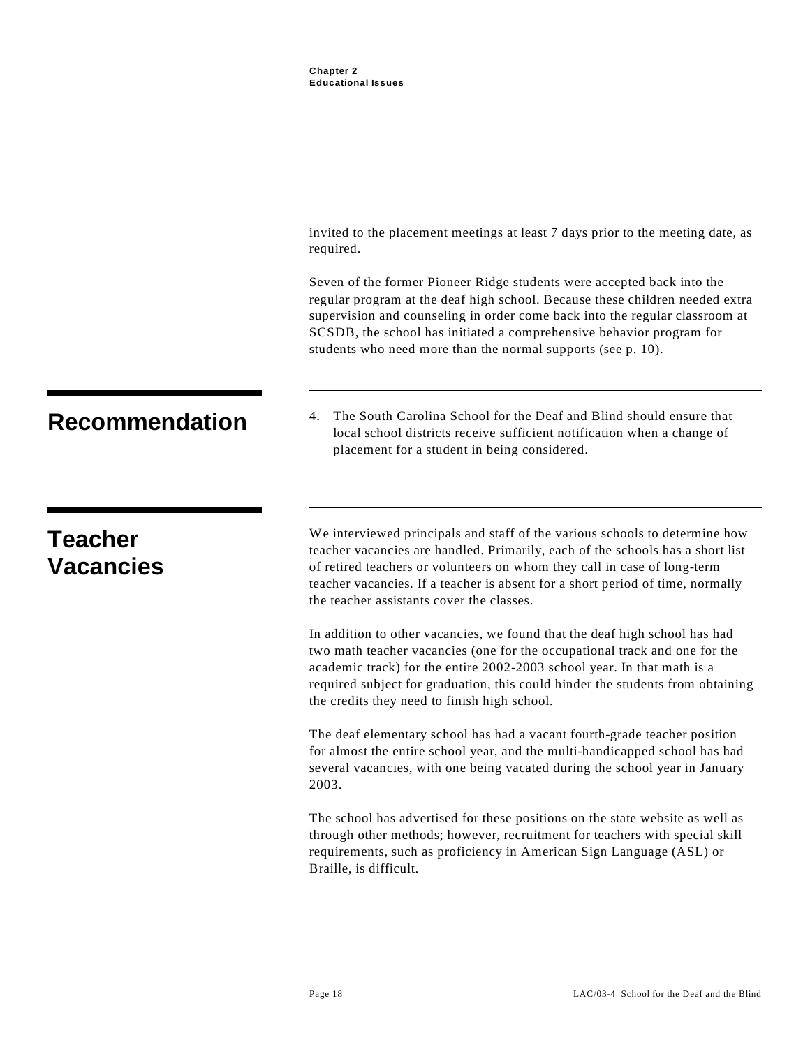invited to the placement meetings at least 7 days prior to the meeting date, as required.

Seven of the former Pioneer Ridge students were accepted back into the regular program at the deaf high school. Because these children needed extra supervision and counseling in order come back into the regular classroom at SCSDB, the school has initiated a comprehensive behavior program for students who need more than the normal supports (see p. 10).

## Recommendation

4. The South Carolina School for the Deaf and Blind should ensure that local school districts receive sufficient notification when a change of placement for a student in being considered.

## Teacher Vacancies

We interviewed principals and staff of the various schools to determine how teacher vacancies are handled. Primarily, each of the schools has a short list of retired teachers or volunteers on whom they call in case of long-term teacher vacancies. If a teacher is absent for a short period of time, normally the teacher assistants cover the classes.

In addition to other vacancies, we found that the deaf high school has had two math teacher vacancies (one for the occupational track and one for the academic track) for the entire 2002-2003 school year. In that math is a required subject for graduation, this could hinder the students from obtaining the credits they need to finish high school.

The deaf elementary school has had a vacant fourth-grade teacher position for almost the entire school year, and the multi-handicapped school has had several vacancies, with one being vacated during the school year in January 2003.

The school has advertised for these positions on the state website as well as through other methods; however, recruitment for teachers with special skill requirements, such as proficiency in American Sign Language (ASL) or Braille, is difficult.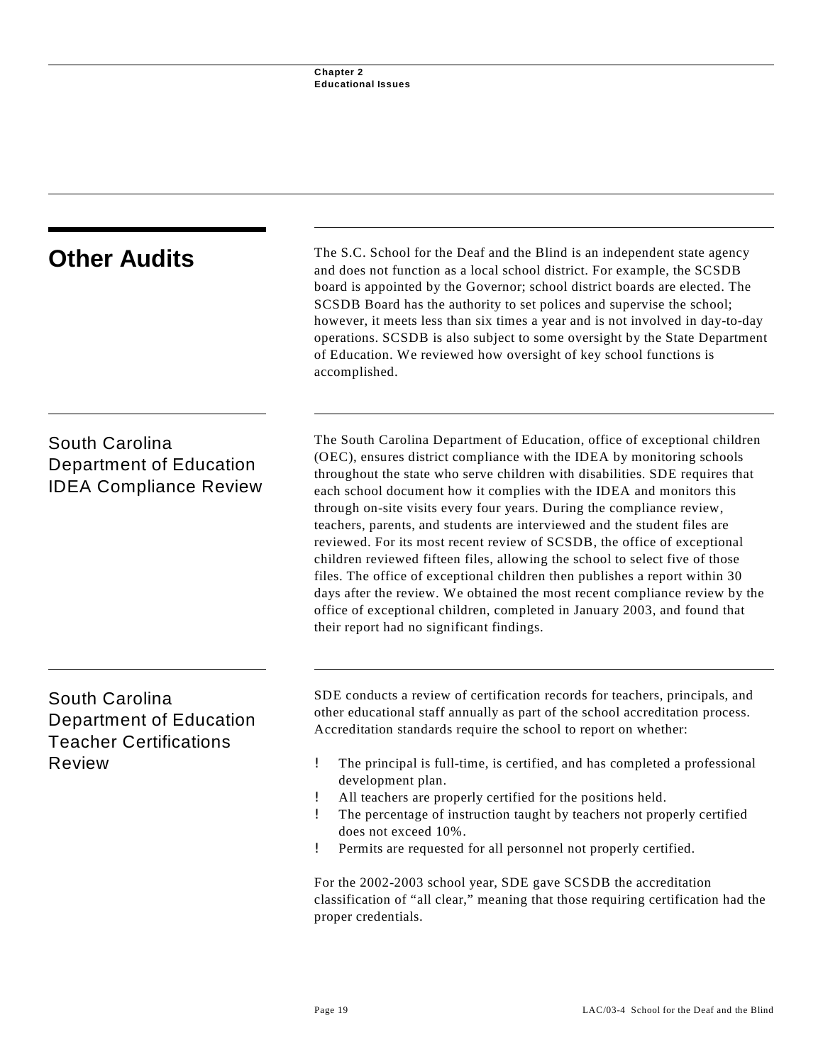## Other Audits

The S.C. School for the Deaf and the Blind is an independent state agency and does not function as a local school district. For example, the SCSDB board is appointed by the Governor; school district boards are elected. The SCSDB Board has the authority to set polices and supervise the school; however, it meets less than six times a year and is not involved in day-to-day operations. SCSDB is also subject to some oversight by the State Department of Education. We reviewed how oversight of key school functions is accomplished.

### South Carolina Department of Education IDEA Compliance Review

The South Carolina Department of Education, office of exceptional children (OEC), ensures district compliance with the IDEA by monitoring schools throughout the state who serve children with disabilities. SDE requires that each school document how it complies with the IDEA and monitors this through on-site visits every four years. During the compliance review, teachers, parents, and students are interviewed and the student files are reviewed. For its most recent review of SCSDB, the office of exceptional children reviewed fifteen files, allowing the school to select five of those files. The office of exceptional children then publishes a report within 30 days after the review. We obtained the most recent compliance review by the office of exceptional children, completed in January 2003, and found that their report had no significant findings.

### South Carolina Department of Education Teacher Certifications Review

SDE conducts a review of certification records for teachers, principals, and other educational staff annually as part of the school accreditation process. Accreditation standards require the school to report on whether:

- The principal is full-time, is certified, and has completed a professional development plan.
- All teachers are properly certified for the positions held.
- The percentage of instruction taught by teachers not properly certified does not exceed 10%.
- Permits are requested for all personnel not properly certified.

For the 2002-2003 school year, SDE gave SCSDB the accreditation classification of "all clear," meaning that those requiring certification had the proper credentials.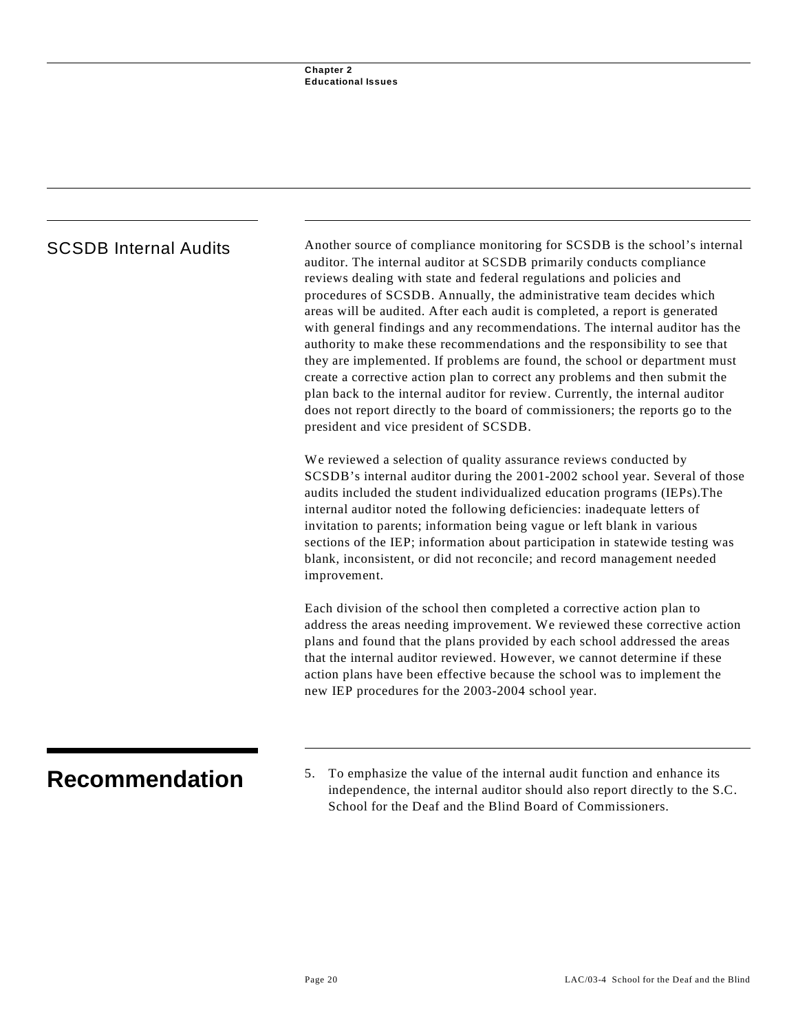## SCSDB Internal Audits

Another source of compliance monitoring for SCSDB is the school's internal auditor. The internal auditor at SCSDB primarily conducts compliance reviews dealing with state and federal regulations and policies and procedures of SCSDB. Annually, the administrative team decides which areas will be audited. After each audit is completed, a report is generated with general findings and any recommendations. The internal auditor has the authority to make these recommendations and the responsibility to see that they are implemented. If problems are found, the school or department must create a corrective action plan to correct any problems and then submit the plan back to the internal auditor for review. Currently, the internal auditor does not report directly to the board of commissioners; the reports go to the president and vice president of SCSDB.

We reviewed a selection of quality assurance reviews conducted by SCSDB's internal auditor during the 2001-2002 school year. Several of those audits included the student individualized education programs (IEPs).The internal auditor noted the following deficiencies: inadequate letters of invitation to parents; information being vague or left blank in various sections of the IEP; information about participation in statewide testing was blank, inconsistent, or did not reconcile; and record management needed improvement.

Each division of the school then completed a corrective action plan to address the areas needing improvement. We reviewed these corrective action plans and found that the plans provided by each school addressed the areas that the internal auditor reviewed. However, we cannot determine if these action plans have been effective because the school was to implement the new IEP procedures for the 2003-2004 school year.

# Recommendation

5. To emphasize the value of the internal audit function and enhance its independence, the internal auditor should also report directly to the S.C. School for the Deaf and the Blind Board of Commissioners.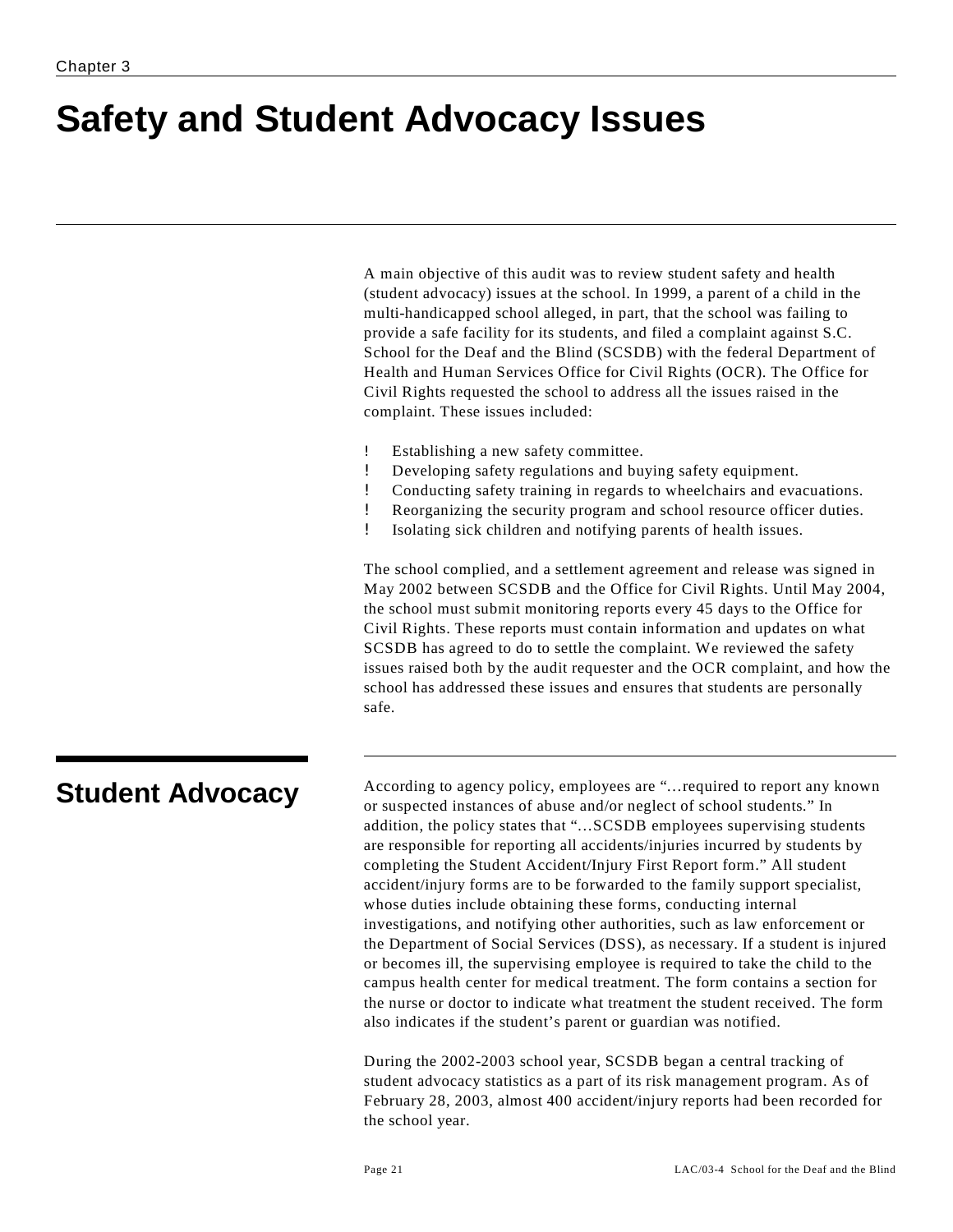# Safety and Student Advocacy Issues

A main objective of this audit was to review student safety and health (student advocacy) issues at the school. In 1999, a parent of a child in the multi-handicapped school alleged, in part, that the school was failing to provide a safe facility for its students, and filed a complaint against S.C. School for the Deaf and the Blind (SCSDB) with the federal Department of Health and Human Services Office for Civil Rights (OCR). The Office for Civil Rights requested the school to address all the issues raised in the complaint. These issues included:

- Establishing a new safety committee.
- Developing safety regulations and buying safety equipment.
- Conducting safety training in regards to wheelchairs and evacuations.
- Reorganizing the security program and school resource officer duties.
- Isolating sick children and notifying parents of health issues.

The school complied, and a settlement agreement and release was signed in May 2002 between SCSDB and the Office for Civil Rights. Until May 2004, the school must submit monitoring reports every 45 days to the Office for Civil Rights. These reports must contain information and updates on what SCSDB has agreed to do to settle the complaint. We reviewed the safety issues raised both by the audit requester and the OCR complaint, and how the school has addressed these issues and ensures that students are personally safe.

## Student Advocacy

According to agency policy, employees are "…required to report any known or suspected instances of abuse and/or neglect of school students." In addition, the policy states that "…SCSDB employees supervising students are responsible for reporting all accidents/injuries incurred by students by completing the Student Accident/Injury First Report form." All student accident/injury forms are to be forwarded to the family support specialist, whose duties include obtaining these forms, conducting internal investigations, and notifying other authorities, such as law enforcement or the Department of Social Services (DSS), as necessary. If a student is injured or becomes ill, the supervising employee is required to take the child to the campus health center for medical treatment. The form contains a section for the nurse or doctor to indicate what treatment the student received. The form also indicates if the student's parent or guardian was notified.

During the 2002-2003 school year, SCSDB began a central tracking of student advocacy statistics as a part of its risk management program. As of February 28, 2003, almost 400 accident/injury reports had been recorded for the school year.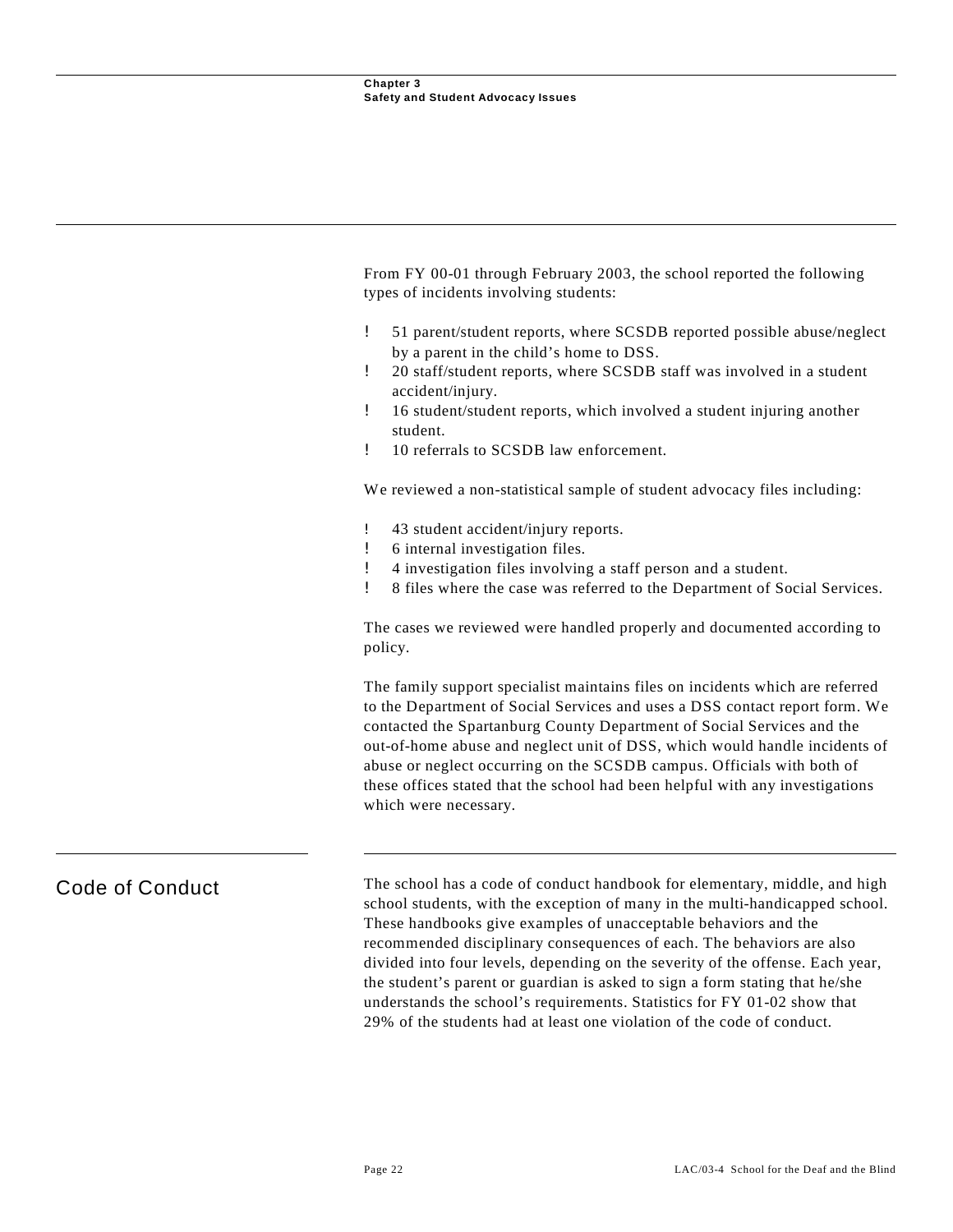From FY 00-01 through February 2003, the school reported the following types of incidents involving students:

- 51 parent/student reports, where SCSDB reported possible abuse/neglect by a parent in the child's home to DSS.
- 20 staff/student reports, where SCSDB staff was involved in a student accident/injury.
- 16 student/student reports, which involved a student injuring another student.
- 10 referrals to SCSDB law enforcement.

We reviewed a non-statistical sample of student advocacy files including:

- 43 student accident/injury reports.
- 6 internal investigation files.
- 4 investigation files involving a staff person and a student.
- 8 files where the case was referred to the Department of Social Services.

The cases we reviewed were handled properly and documented according to policy.

The family support specialist maintains files on incidents which are referred to the Department of Social Services and uses a DSS contact report form. We contacted the Spartanburg County Department of Social Services and the out-of-home abuse and neglect unit of DSS, which would handle incidents of abuse or neglect occurring on the SCSDB campus. Officials with both of these offices stated that the school had been helpful with any investigations which were necessary.

## Code of Conduct

The school has a code of conduct handbook for elementary, middle, and high school students, with the exception of many in the multi-handicapped school. These handbooks give examples of unacceptable behaviors and the recommended disciplinary consequences of each. The behaviors are also divided into four levels, depending on the severity of the offense. Each year, the student's parent or guardian is asked to sign a form stating that he/she understands the school's requirements. Statistics for FY 01-02 show that 29% of the students had at least one violation of the code of conduct.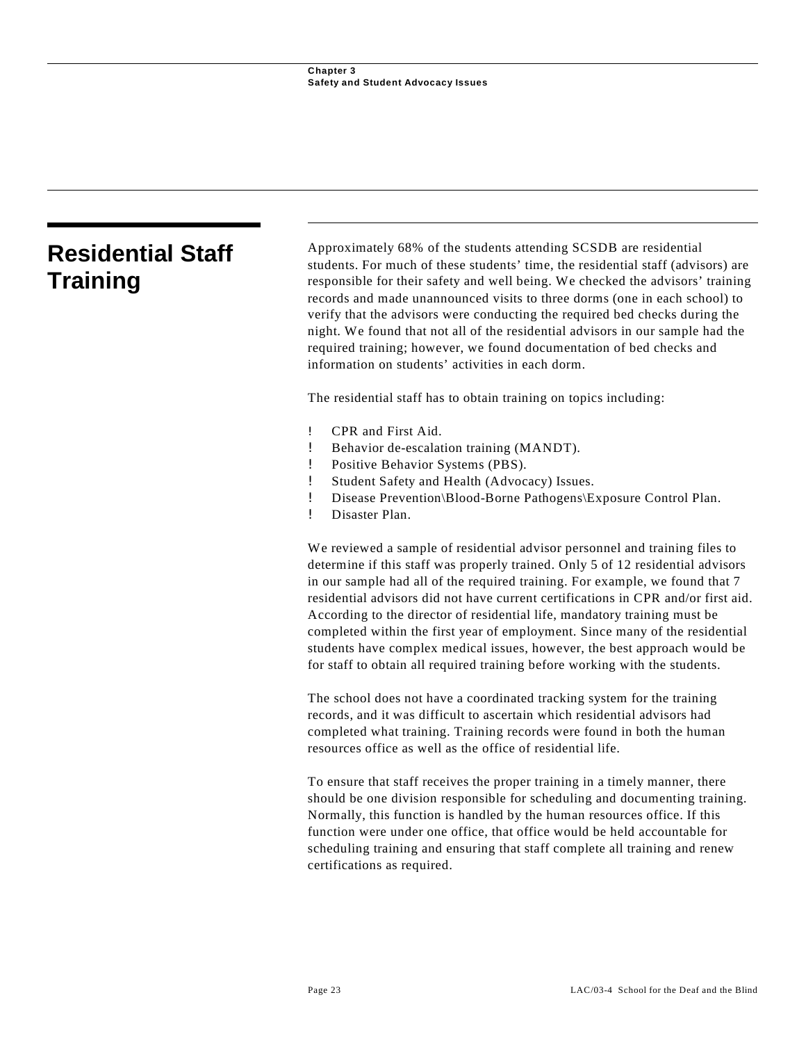## Residential Staff Training

Approximately 68% of the students attending SCSDB are residential students. For much of these students' time, the residential staff (advisors) are responsible for their safety and well being. We checked the advisors' training records and made unannounced visits to three dorms (one in each school) to verify that the advisors were conducting the required bed checks during the night. We found that not all of the residential advisors in our sample had the required training; however, we found documentation of bed checks and information on students' activities in each dorm.

The residential staff has to obtain training on topics including:

- CPR and First Aid.
- Behavior de-escalation training (MANDT).
- Positive Behavior Systems (PBS).
- Student Safety and Health (Advocacy) Issues.
- Disease Prevention\Blood-Borne Pathogens\Exposure Control Plan.
- Disaster Plan.

We reviewed a sample of residential advisor personnel and training files to determine if this staff was properly trained. Only 5 of 12 residential advisors in our sample had all of the required training. For example, we found that 7 residential advisors did not have current certifications in CPR and/or first aid. According to the director of residential life, mandatory training must be completed within the first year of employment. Since many of the residential students have complex medical issues, however, the best approach would be for staff to obtain all required training before working with the students.

The school does not have a coordinated tracking system for the training records, and it was difficult to ascertain which residential advisors had completed what training. Training records were found in both the human resources office as well as the office of residential life.

To ensure that staff receives the proper training in a timely manner, there should be one division responsible for scheduling and documenting training. Normally, this function is handled by the human resources office. If this function were under one office, that office would be held accountable for scheduling training and ensuring that staff complete all training and renew certifications as required.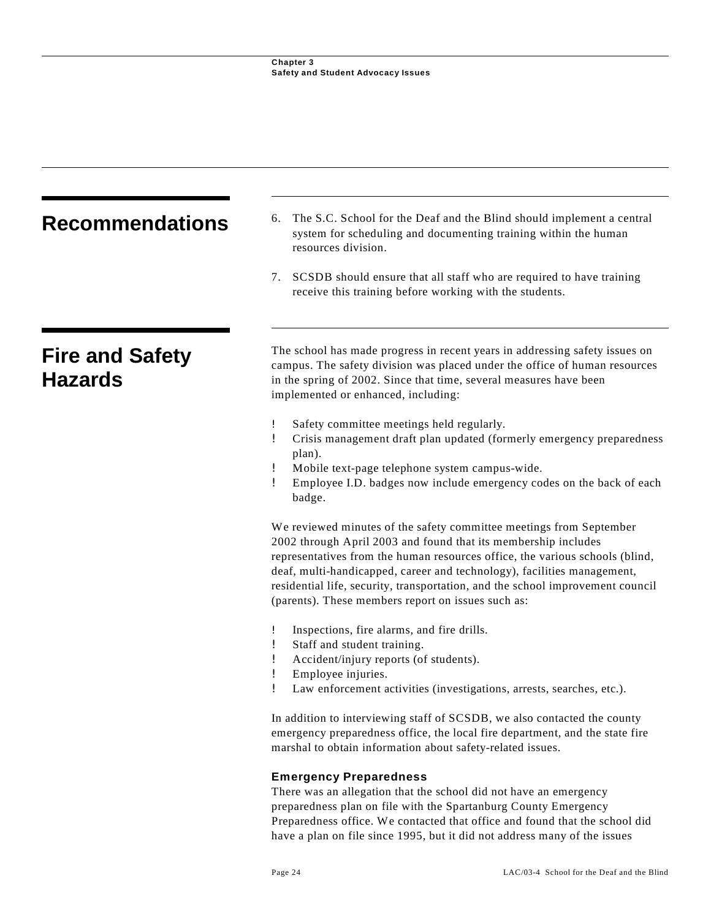## Recommendations

6. The S.C. School for the Deaf and the Blind should implement a central system for scheduling and documenting training within the human resources division.

7. SCSDB should ensure that all staff who are required to have training receive this training before working with the students.

## Fire and Safety Hazards

The school has made progress in recent years in addressing safety issues on campus. The safety division was placed under the office of human resources in the spring of 2002. Since that time, several measures have been implemented or enhanced, including:

- Safety committee meetings held regularly.
- Crisis management draft plan updated (formerly emergency preparedness plan).
- Mobile text-page telephone system campus-wide.
- Employee I.D. badges now include emergency codes on the back of each badge.

We reviewed minutes of the safety committee meetings from September 2002 through April 2003 and found that its membership includes representatives from the human resources office, the various schools (blind, deaf, multi-handicapped, career and technology), facilities management, residential life, security, transportation, and the school improvement council (parents). These members report on issues such as:

- Inspections, fire alarms, and fire drills.
- Staff and student training.
- Accident/injury reports (of students).
- Employee injuries.
- Law enforcement activities (investigations, arrests, searches, etc.).

In addition to interviewing staff of SCSDB, we also contacted the county emergency preparedness office, the local fire department, and the state fire marshal to obtain information about safety-related issues.

### Emergency Preparedness

There was an allegation that the school did not have an emergency preparedness plan on file with the Spartanburg County Emergency Preparedness office. We contacted that office and found that the school did have a plan on file since 1995, but it did not address many of the issues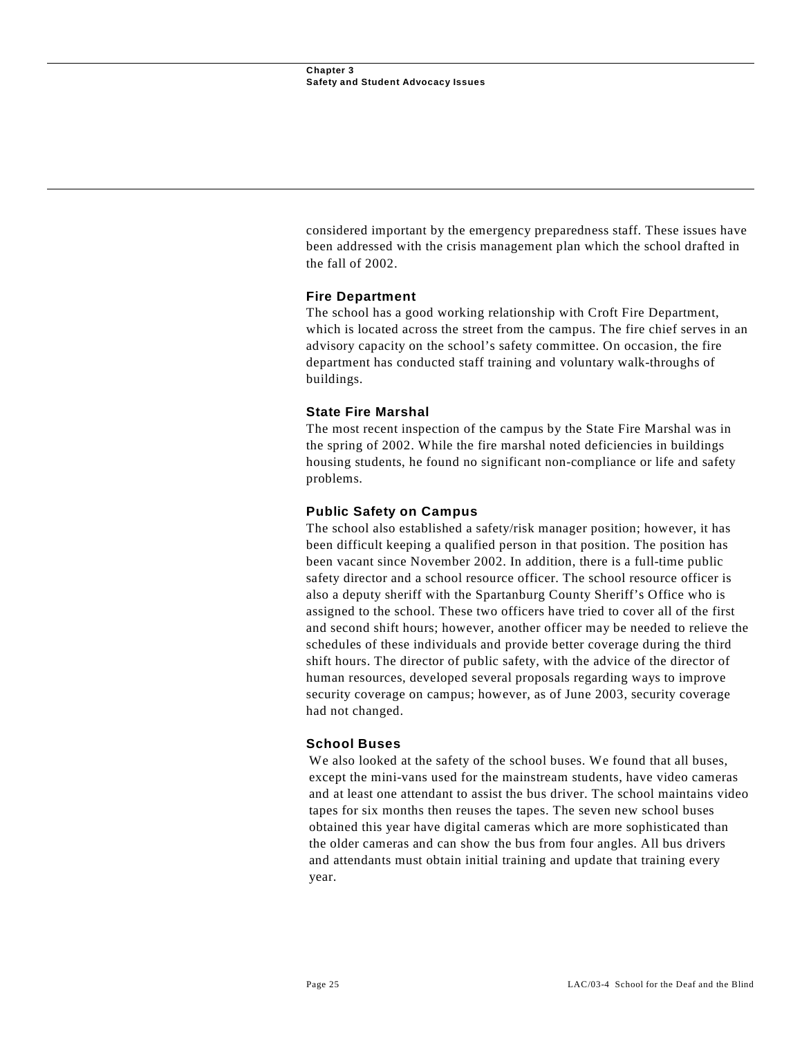considered important by the emergency preparedness staff. These issues have been addressed with the crisis management plan which the school drafted in the fall of 2002.

### Fire Department

The school has a good working relationship with Croft Fire Department, which is located across the street from the campus. The fire chief serves in an advisory capacity on the school's safety committee. On occasion, the fire department has conducted staff training and voluntary walk-throughs of buildings.

### State Fire Marshal

The most recent inspection of the campus by the State Fire Marshal was in the spring of 2002. While the fire marshal noted deficiencies in buildings housing students, he found no significant non-compliance or life and safety problems.

### Public Safety on Campus

The school also established a safety/risk manager position; however, it has been difficult keeping a qualified person in that position. The position has been vacant since November 2002. In addition, there is a full-time public safety director and a school resource officer. The school resource officer is also a deputy sheriff with the Spartanburg County Sheriff's Office who is assigned to the school. These two officers have tried to cover all of the first and second shift hours; however, another officer may be needed to relieve the schedules of these individuals and provide better coverage during the third shift hours. The director of public safety, with the advice of the director of human resources, developed several proposals regarding ways to improve security coverage on campus; however, as of June 2003, security coverage had not changed.

### School Buses

We also looked at the safety of the school buses. We found that all buses, except the mini-vans used for the mainstream students, have video cameras and at least one attendant to assist the bus driver. The school maintains video tapes for six months then reuses the tapes. The seven new school buses obtained this year have digital cameras which are more sophisticated than the older cameras and can show the bus from four angles. All bus drivers and attendants must obtain initial training and update that training every year.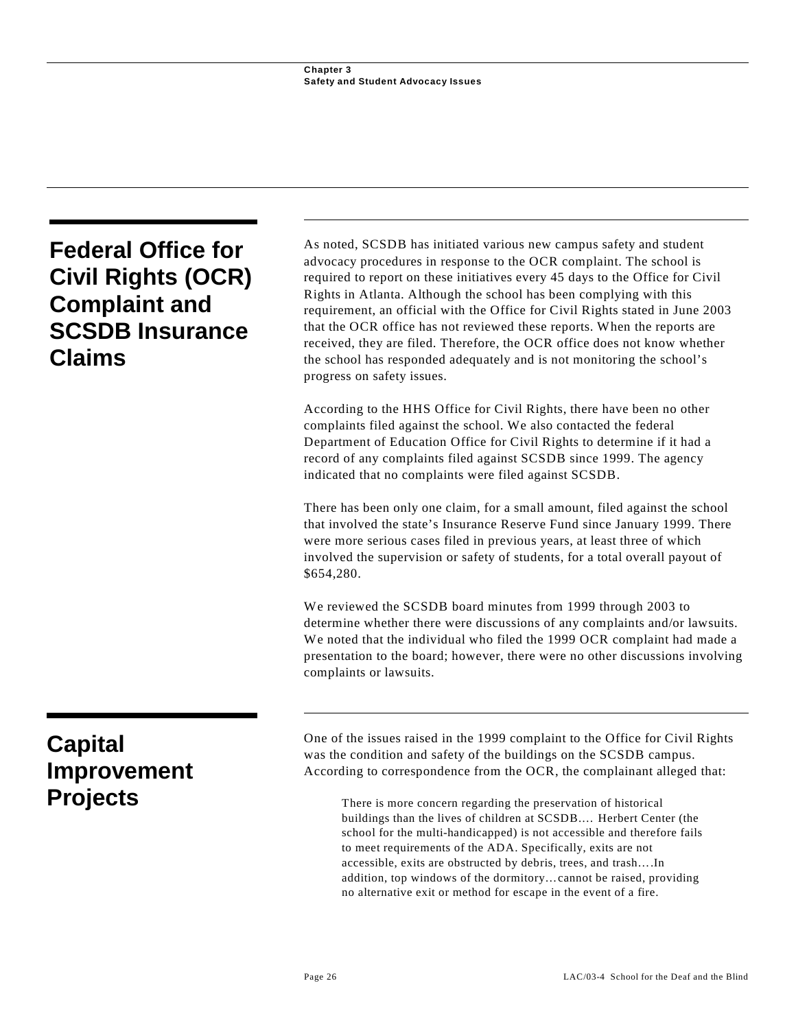## Federal Office for Civil Rights (OCR) Complaint and SCSDB Insurance Claims

As noted, SCSDB has initiated various new campus safety and student advocacy procedures in response to the OCR complaint. The school is required to report on these initiatives every 45 days to the Office for Civil Rights in Atlanta. Although the school has been complying with this requirement, an official with the Office for Civil Rights stated in June 2003 that the OCR office has not reviewed these reports. When the reports are received, they are filed. Therefore, the OCR office does not know whether the school has responded adequately and is not monitoring the school's progress on safety issues.

According to the HHS Office for Civil Rights, there have been no other complaints filed against the school. We also contacted the federal Department of Education Office for Civil Rights to determine if it had a record of any complaints filed against SCSDB since 1999. The agency indicated that no complaints were filed against SCSDB.

There has been only one claim, for a small amount, filed against the school that involved the state's Insurance Reserve Fund since January 1999. There were more serious cases filed in previous years, at least three of which involved the supervision or safety of students, for a total overall payout of $654,280.

We reviewed the SCSDB board minutes from 1999 through 2003 to determine whether there were discussions of any complaints and/or lawsuits. We noted that the individual who filed the 1999 OCR complaint had made a presentation to the board; however, there were no other discussions involving complaints or lawsuits.

## Capital Improvement Projects

One of the issues raised in the 1999 complaint to the Office for Civil Rights was the condition and safety of the buildings on the SCSDB campus. According to correspondence from the OCR, the complainant alleged that:

> There is more concern regarding the preservation of historical buildings than the lives of children at SCSDB…. Herbert Center (the school for the multi-handicapped) is not accessible and therefore fails to meet requirements of the ADA. Specifically, exits are not accessible, exits are obstructed by debris, trees, and trash….In addition, top windows of the dormitory…cannot be raised, providing no alternative exit or method for escape in the event of a fire.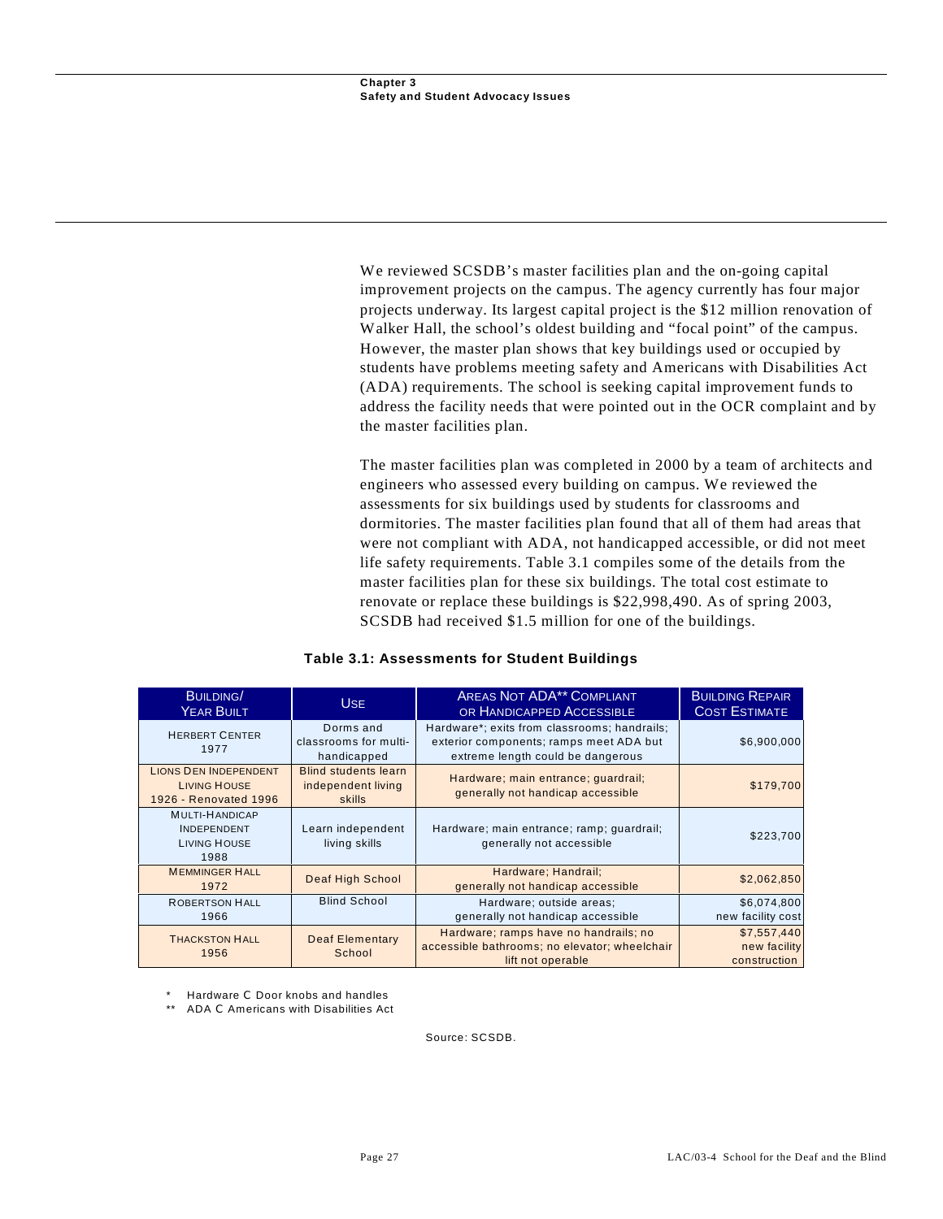We reviewed SCSDB's master facilities plan and the on-going capital improvement projects on the campus. The agency currently has four major projects underway. Its largest capital project is the $12 million renovation of Walker Hall, the school's oldest building and "focal point" of the campus. However, the master plan shows that key buildings used or occupied by students have problems meeting safety and Americans with Disabilities Act (ADA) requirements. The school is seeking capital improvement funds to address the facility needs that were pointed out in the OCR complaint and by the master facilities plan.

The master facilities plan was completed in 2000 by a team of architects and engineers who assessed every building on campus. We reviewed the assessments for six buildings used by students for classrooms and dormitories. The master facilities plan found that all of them had areas that were not compliant with ADA, not handicapped accessible, or did not meet life safety requirements. Table 3.1 compiles some of the details from the master facilities plan for these six buildings. The total cost estimate to renovate or replace these buildings is $22,998,490. As of spring 2003, SCSDB had received $1.5 million for one of the buildings.

**Table 3.1: Assessments for Student Buildings**

| Building/ Year Built | Use | Areas Not ADA** Compliant or Handicapped Accessible | Building Repair Cost Estimate |
|---|---|---|---|
| Herbert Center 1977 | Dorms and classrooms for multi-handicapped | Hardware*; exits from classrooms; handrails; exterior components; ramps meet ADA but extreme length could be dangerous | $6,900,000 |
| Lions Den Independent Living House 1926 - Renovated 1996 | Blind students learn independent living skills | Hardware; main entrance; guardrail; generally not handicap accessible | $179,700 |
| Multi-Handicap Independent Living House 1988 | Learn independent living skills | Hardware; main entrance; ramp; guardrail; generally not accessible | $223,700 |
| Memminger Hall 1972 | Deaf High School | Hardware; Handrail; generally not handicap accessible | $2,062,850 |
| Robertson Hall 1966 | Blind School | Hardware; outside areas; generally not handicap accessible | $6,074,800 new facility cost |
| Thackston Hall 1956 | Deaf Elementary School | Hardware; ramps have no handrails; no accessible bathrooms; no elevator; wheelchair lift not operable | $7,557,440 new facility construction |

\* Hardware C Door knobs and handles
\** ADA C Americans with Disabilities Act

Source: SCSDB.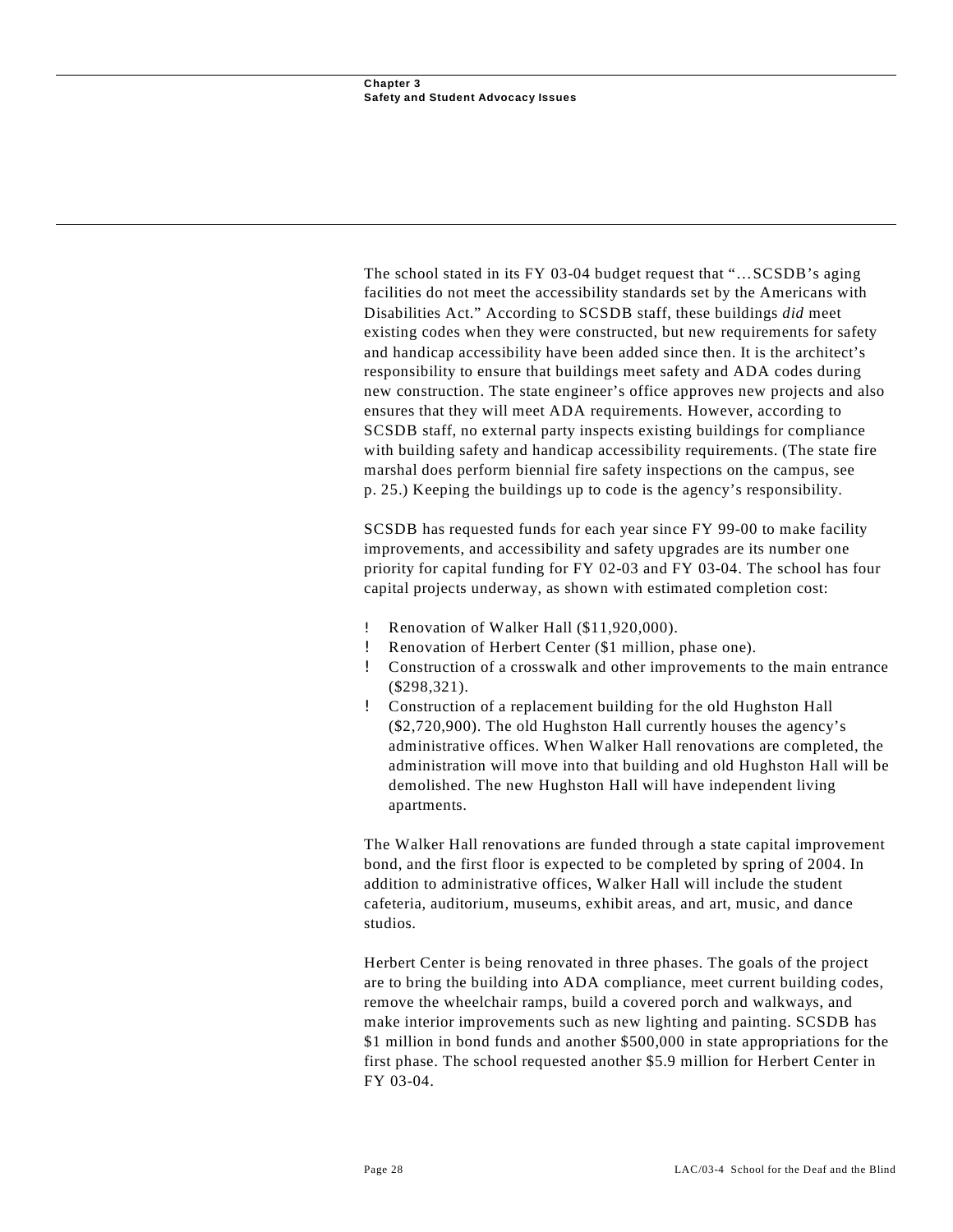The school stated in its FY 03-04 budget request that "…SCSDB's aging facilities do not meet the accessibility standards set by the Americans with Disabilities Act." According to SCSDB staff, these buildings *did* meet existing codes when they were constructed, but new requirements for safety and handicap accessibility have been added since then. It is the architect's responsibility to ensure that buildings meet safety and ADA codes during new construction. The state engineer's office approves new projects and also ensures that they will meet ADA requirements. However, according to SCSDB staff, no external party inspects existing buildings for compliance with building safety and handicap accessibility requirements. (The state fire marshal does perform biennial fire safety inspections on the campus, see p. 25.) Keeping the buildings up to code is the agency's responsibility.

SCSDB has requested funds for each year since FY 99-00 to make facility improvements, and accessibility and safety upgrades are its number one priority for capital funding for FY 02-03 and FY 03-04. The school has four capital projects underway, as shown with estimated completion cost:

- Renovation of Walker Hall ($11,920,000).
- Renovation of Herbert Center ($1 million, phase one).
- Construction of a crosswalk and other improvements to the main entrance ($298,321).
- Construction of a replacement building for the old Hughston Hall ($2,720,900). The old Hughston Hall currently houses the agency's administrative offices. When Walker Hall renovations are completed, the administration will move into that building and old Hughston Hall will be demolished. The new Hughston Hall will have independent living apartments.

The Walker Hall renovations are funded through a state capital improvement bond, and the first floor is expected to be completed by spring of 2004. In addition to administrative offices, Walker Hall will include the student cafeteria, auditorium, museums, exhibit areas, and art, music, and dance studios.

Herbert Center is being renovated in three phases. The goals of the project are to bring the building into ADA compliance, meet current building codes, remove the wheelchair ramps, build a covered porch and walkways, and make interior improvements such as new lighting and painting. SCSDB has $1 million in bond funds and another $500,000 in state appropriations for the first phase. The school requested another $5.9 million for Herbert Center in FY 03-04.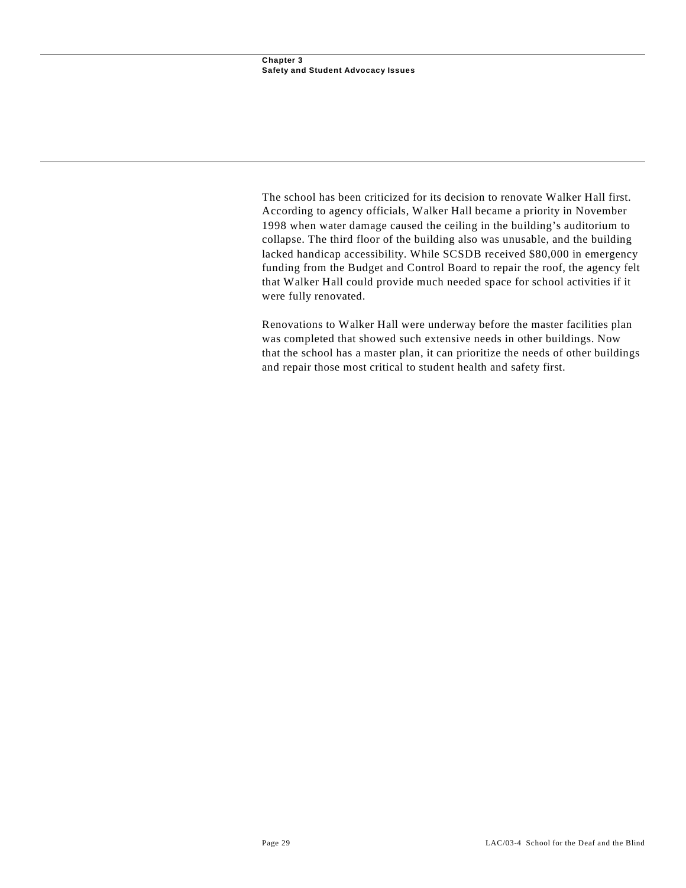The school has been criticized for its decision to renovate Walker Hall first. According to agency officials, Walker Hall became a priority in November 1998 when water damage caused the ceiling in the building's auditorium to collapse. The third floor of the building also was unusable, and the building lacked handicap accessibility. While SCSDB received $80,000 in emergency funding from the Budget and Control Board to repair the roof, the agency felt that Walker Hall could provide much needed space for school activities if it were fully renovated.

Renovations to Walker Hall were underway before the master facilities plan was completed that showed such extensive needs in other buildings. Now that the school has a master plan, it can prioritize the needs of other buildings and repair those most critical to student health and safety first.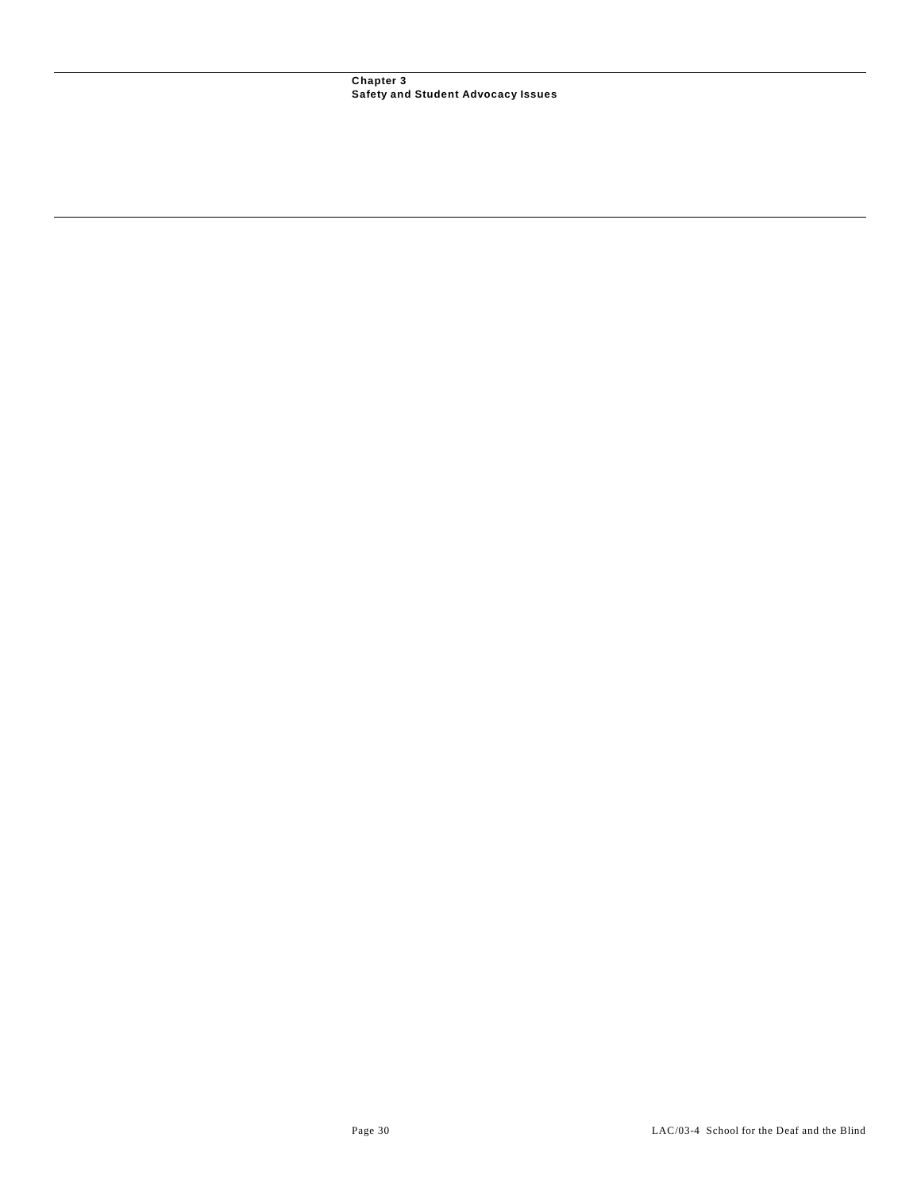**Chapter 3**
**Safety and Student Advocacy Issues**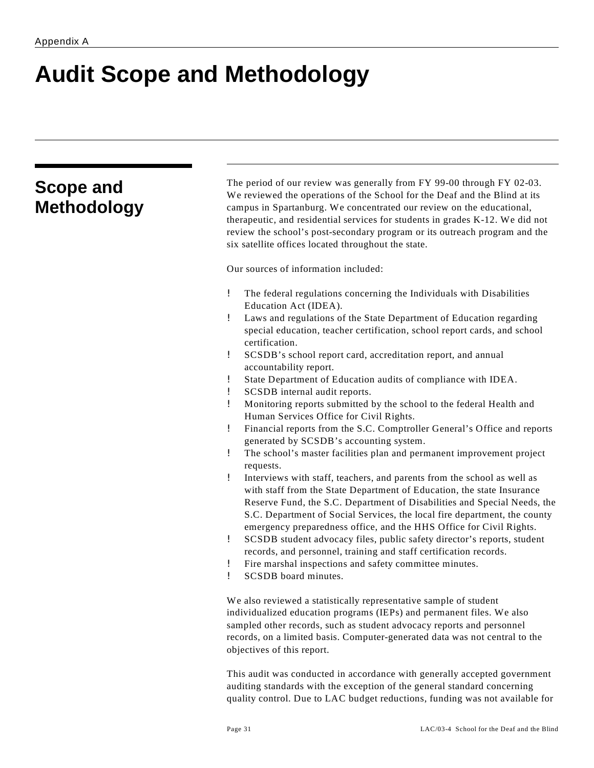Appendix A

# Audit Scope and Methodology

## Scope and Methodology

The period of our review was generally from FY 99-00 through FY 02-03. We reviewed the operations of the School for the Deaf and the Blind at its campus in Spartanburg. We concentrated our review on the educational, therapeutic, and residential services for students in grades K-12. We did not review the school's post-secondary program or its outreach program and the six satellite offices located throughout the state.

Our sources of information included:

- The federal regulations concerning the Individuals with Disabilities Education Act (IDEA).
- Laws and regulations of the State Department of Education regarding special education, teacher certification, school report cards, and school certification.
- SCSDB's school report card, accreditation report, and annual accountability report.
- State Department of Education audits of compliance with IDEA.
- SCSDB internal audit reports.
- Monitoring reports submitted by the school to the federal Health and Human Services Office for Civil Rights.
- Financial reports from the S.C. Comptroller General's Office and reports generated by SCSDB's accounting system.
- The school's master facilities plan and permanent improvement project requests.
- Interviews with staff, teachers, and parents from the school as well as with staff from the State Department of Education, the state Insurance Reserve Fund, the S.C. Department of Disabilities and Special Needs, the S.C. Department of Social Services, the local fire department, the county emergency preparedness office, and the HHS Office for Civil Rights.
- SCSDB student advocacy files, public safety director's reports, student records, and personnel, training and staff certification records.
- Fire marshal inspections and safety committee minutes.
- SCSDB board minutes.

We also reviewed a statistically representative sample of student individualized education programs (IEPs) and permanent files. We also sampled other records, such as student advocacy reports and personnel records, on a limited basis. Computer-generated data was not central to the objectives of this report.

This audit was conducted in accordance with generally accepted government auditing standards with the exception of the general standard concerning quality control. Due to LAC budget reductions, funding was not available for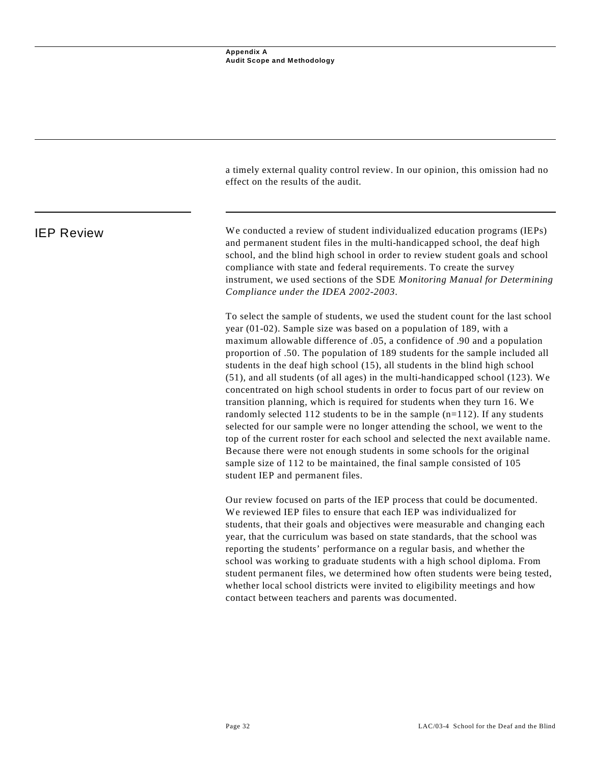a timely external quality control review. In our opinion, this omission had no effect on the results of the audit.

## IEP Review

We conducted a review of student individualized education programs (IEPs) and permanent student files in the multi-handicapped school, the deaf high school, and the blind high school in order to review student goals and school compliance with state and federal requirements. To create the survey instrument, we used sections of the SDE *Monitoring Manual for Determining Compliance under the IDEA 2002-2003*.

To select the sample of students, we used the student count for the last school year (01-02). Sample size was based on a population of 189, with a maximum allowable difference of .05, a confidence of .90 and a population proportion of .50. The population of 189 students for the sample included all students in the deaf high school (15), all students in the blind high school (51), and all students (of all ages) in the multi-handicapped school (123). We concentrated on high school students in order to focus part of our review on transition planning, which is required for students when they turn 16. We randomly selected 112 students to be in the sample (n=112). If any students selected for our sample were no longer attending the school, we went to the top of the current roster for each school and selected the next available name. Because there were not enough students in some schools for the original sample size of 112 to be maintained, the final sample consisted of 105 student IEP and permanent files.

Our review focused on parts of the IEP process that could be documented. We reviewed IEP files to ensure that each IEP was individualized for students, that their goals and objectives were measurable and changing each year, that the curriculum was based on state standards, that the school was reporting the students' performance on a regular basis, and whether the school was working to graduate students with a high school diploma. From student permanent files, we determined how often students were being tested, whether local school districts were invited to eligibility meetings and how contact between teachers and parents was documented.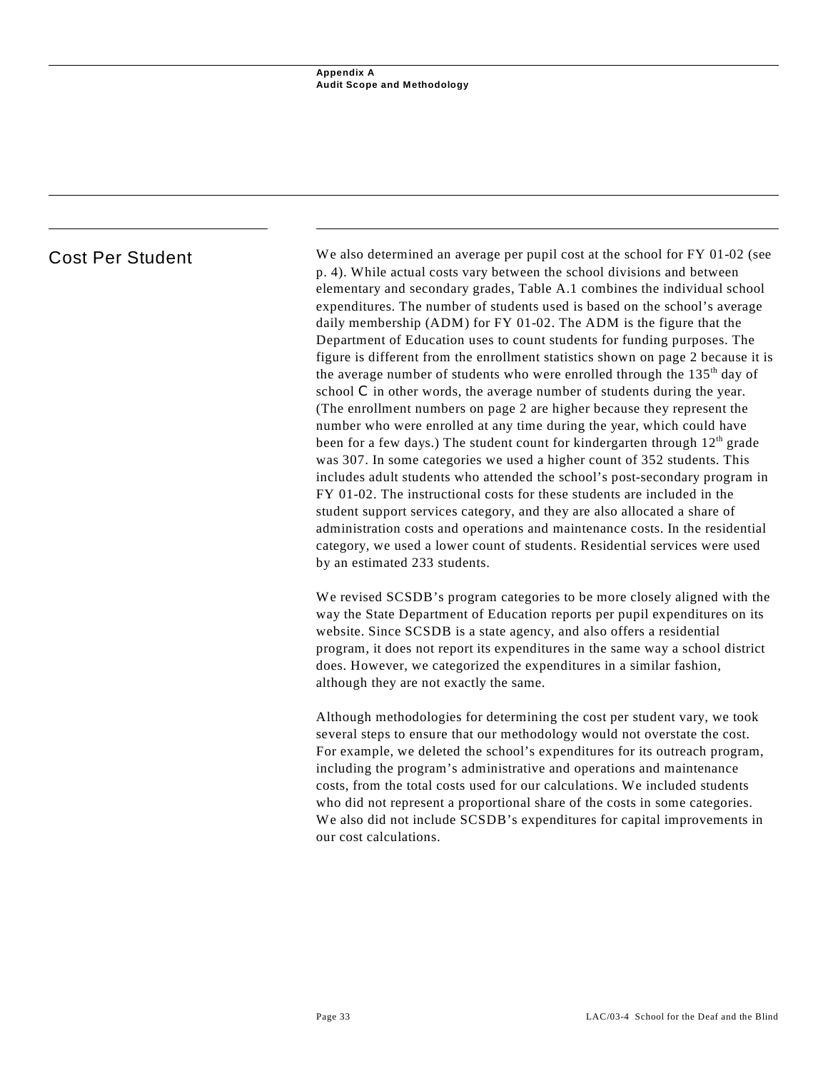## Cost Per Student

We also determined an average per pupil cost at the school for FY 01-02 (see p. 4). While actual costs vary between the school divisions and between elementary and secondary grades, Table A.1 combines the individual school expenditures. The number of students used is based on the school's average daily membership (ADM) for FY 01-02. The ADM is the figure that the Department of Education uses to count students for funding purposes. The figure is different from the enrollment statistics shown on page 2 because it is the average number of students who were enrolled through the 135th day of school C in other words, the average number of students during the year. (The enrollment numbers on page 2 are higher because they represent the number who were enrolled at any time during the year, which could have been for a few days.) The student count for kindergarten through 12th grade was 307. In some categories we used a higher count of 352 students. This includes adult students who attended the school's post-secondary program in FY 01-02. The instructional costs for these students are included in the student support services category, and they are also allocated a share of administration costs and operations and maintenance costs. In the residential category, we used a lower count of students. Residential services were used by an estimated 233 students.

We revised SCSDB's program categories to be more closely aligned with the way the State Department of Education reports per pupil expenditures on its website. Since SCSDB is a state agency, and also offers a residential program, it does not report its expenditures in the same way a school district does. However, we categorized the expenditures in a similar fashion, although they are not exactly the same.

Although methodologies for determining the cost per student vary, we took several steps to ensure that our methodology would not overstate the cost. For example, we deleted the school's expenditures for its outreach program, including the program's administrative and operations and maintenance costs, from the total costs used for our calculations. We included students who did not represent a proportional share of the costs in some categories. We also did not include SCSDB's expenditures for capital improvements in our cost calculations.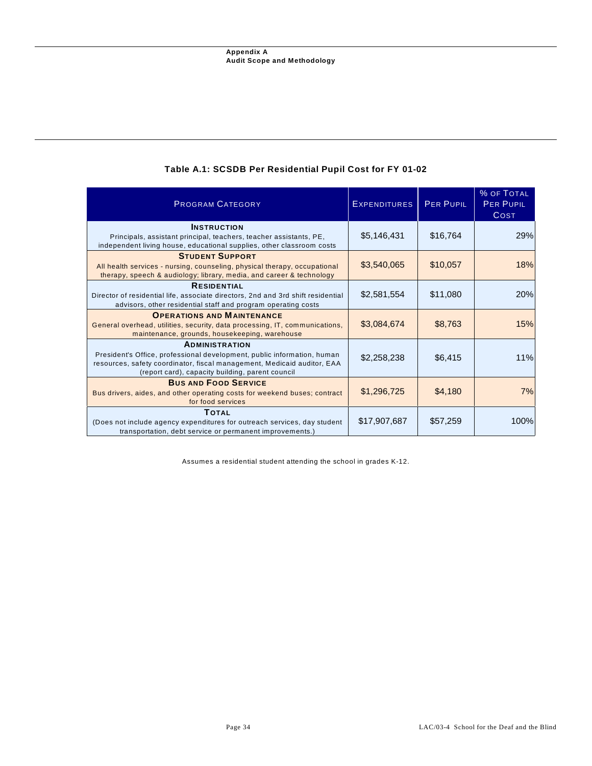## Table A.1: SCSDB Per Residential Pupil Cost for FY 01-02

| Program Category | Expenditures | Per Pupil | % of Total Per Pupil Cost |
|---|---|---|---|
| **Instruction**<br>Principals, assistant principal, teachers, teacher assistants, PE, independent living house, educational supplies, other classroom costs | $5,146,431 | $16,764 | 29% |
| **Student Support**<br>All health services - nursing, counseling, physical therapy, occupational therapy, speech & audiology; library, media, and career & technology | $3,540,065 | $10,057 | 18% |
| **Residential**<br>Director of residential life, associate directors, 2nd and 3rd shift residential advisors, other residential staff and program operating costs | $2,581,554 | $11,080 | 20% |
| **Operations and Maintenance**<br>General overhead, utilities, security, data processing, IT, communications, maintenance, grounds, housekeeping, warehouse | $3,084,674 | $8,763 | 15% |
| **Administration**<br>President's Office, professional development, public information, human resources, safety coordinator, fiscal management, Medicaid auditor, EAA (report card), capacity building, parent council | $2,258,238 | $6,415 | 11% |
| **Bus and Food Service**<br>Bus drivers, aides, and other operating costs for weekend buses; contract for food services | $1,296,725 | $4,180 | 7% |
| **Total**<br>(Does not include agency expenditures for outreach services, day student transportation, debt service or permanent improvements.) | $17,907,687 | $57,259 | 100% |

Assumes a residential student attending the school in grades K-12.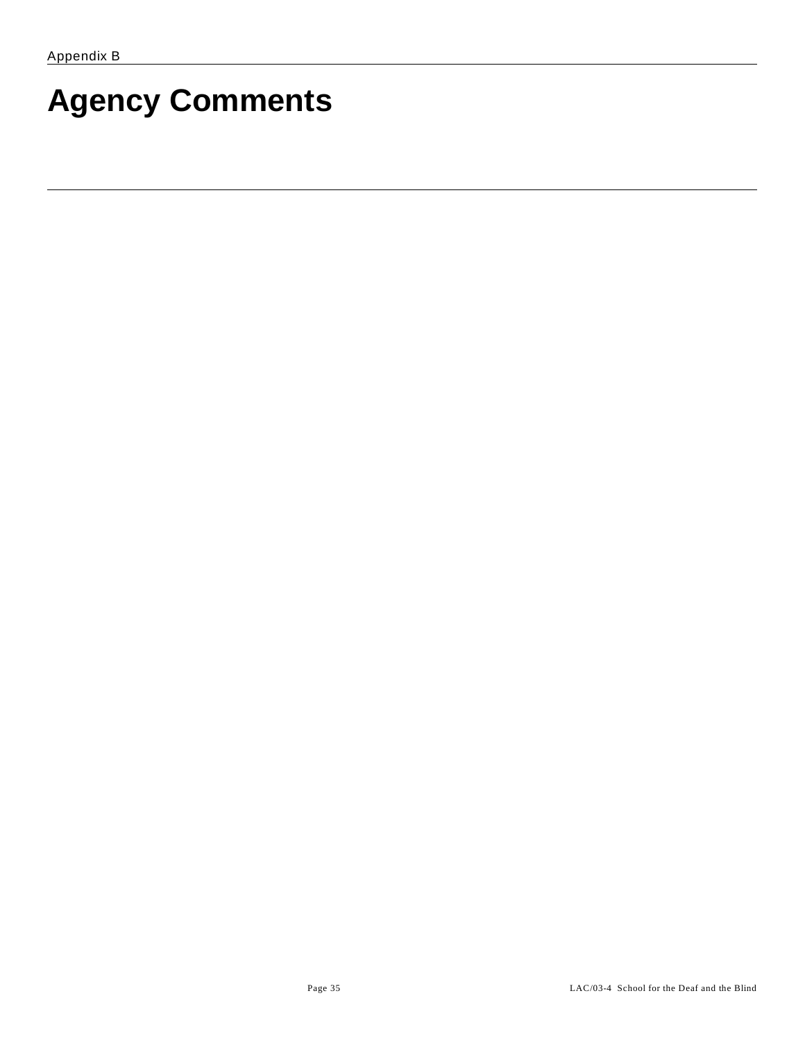Appendix B

# Agency Comments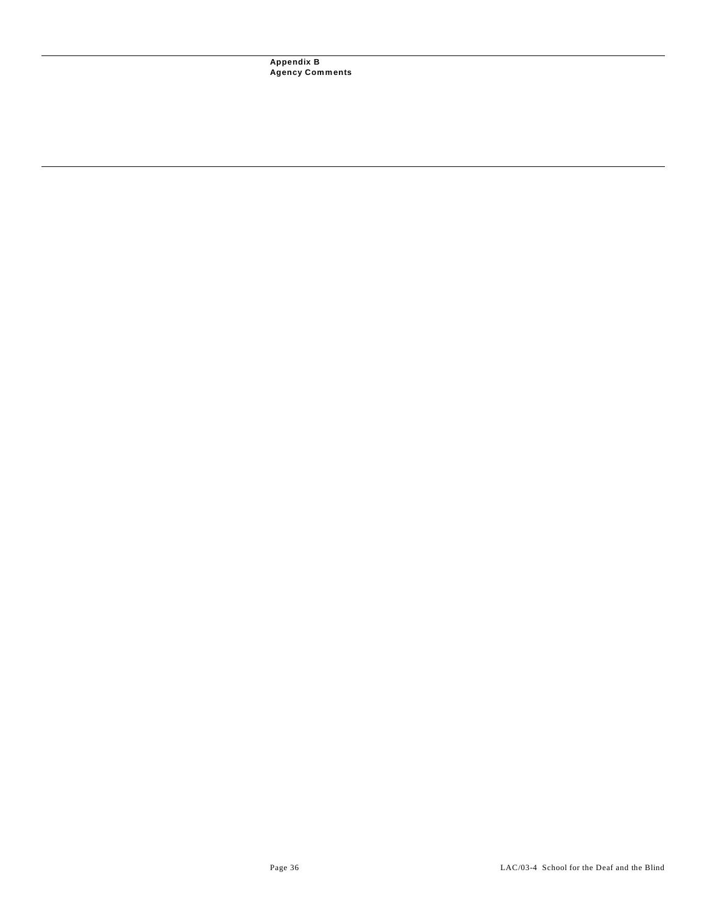## Appendix B
## Agency Comments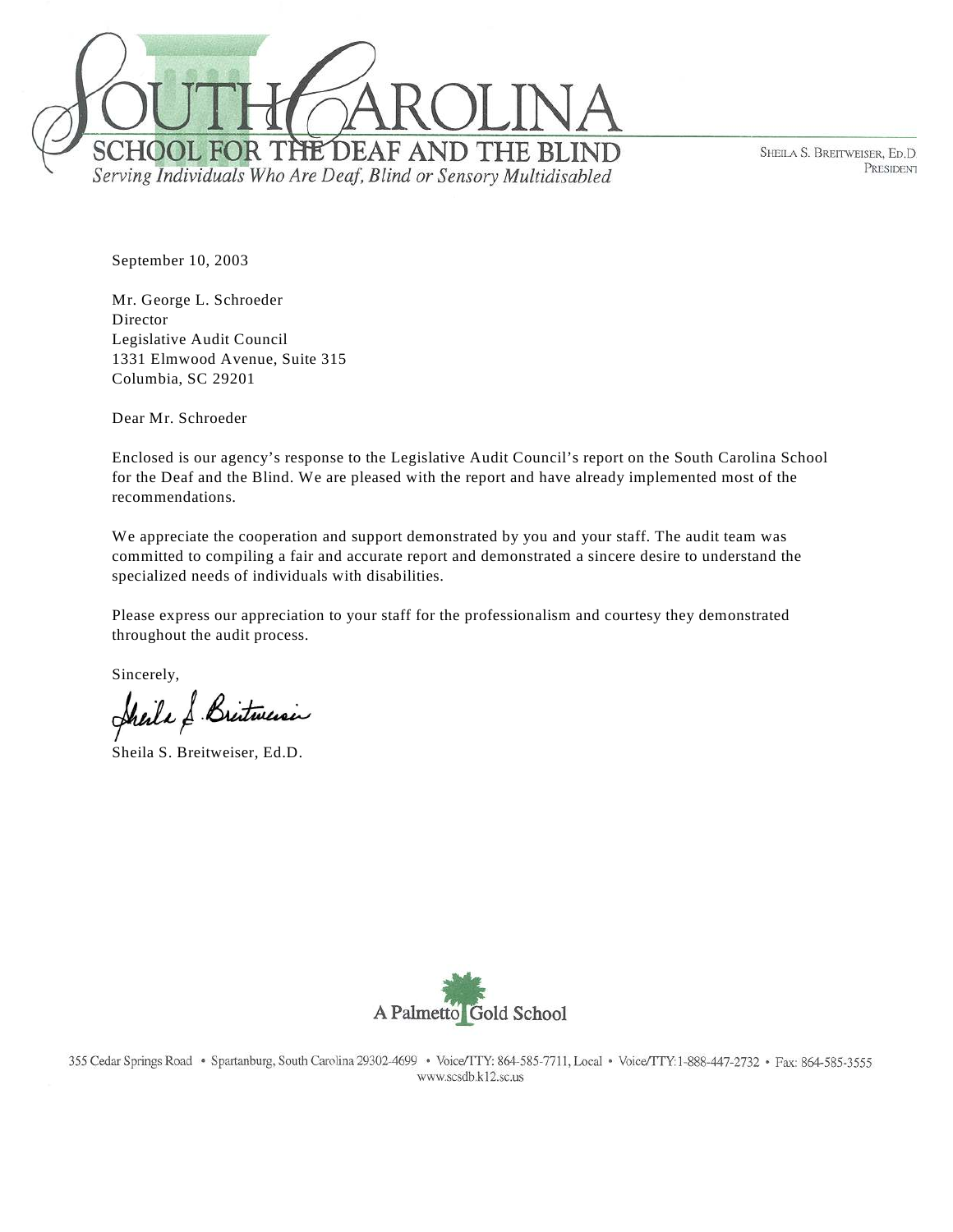# SOUTH CAROLINA SCHOOL FOR THE DEAF AND THE BLIND

*Serving Individuals Who Are Deaf, Blind or Sensory Multidisabled*

SHEILA S. BREITWEISER, ED.D
PRESIDENT

September 10, 2003

Mr. George L. Schroeder
Director
Legislative Audit Council
1331 Elmwood Avenue, Suite 315
Columbia, SC 29201

Dear Mr. Schroeder

Enclosed is our agency's response to the Legislative Audit Council's report on the South Carolina School for the Deaf and the Blind. We are pleased with the report and have already implemented most of the recommendations.

We appreciate the cooperation and support demonstrated by you and your staff. The audit team was committed to compiling a fair and accurate report and demonstrated a sincere desire to understand the specialized needs of individuals with disabilities.

Please express our appreciation to your staff for the professionalism and courtesy they demonstrated throughout the audit process.

Sincerely,

Sheila S. Breitweiser, Ed.D.

A Palmetto Gold School

355 Cedar Springs Road • Spartanburg, South Carolina 29302-4699 • Voice/TTY: 864-585-7711, Local • Voice/TTY: 1-888-447-2732 • Fax: 864-585-3555
www.scsdb.k12.sc.us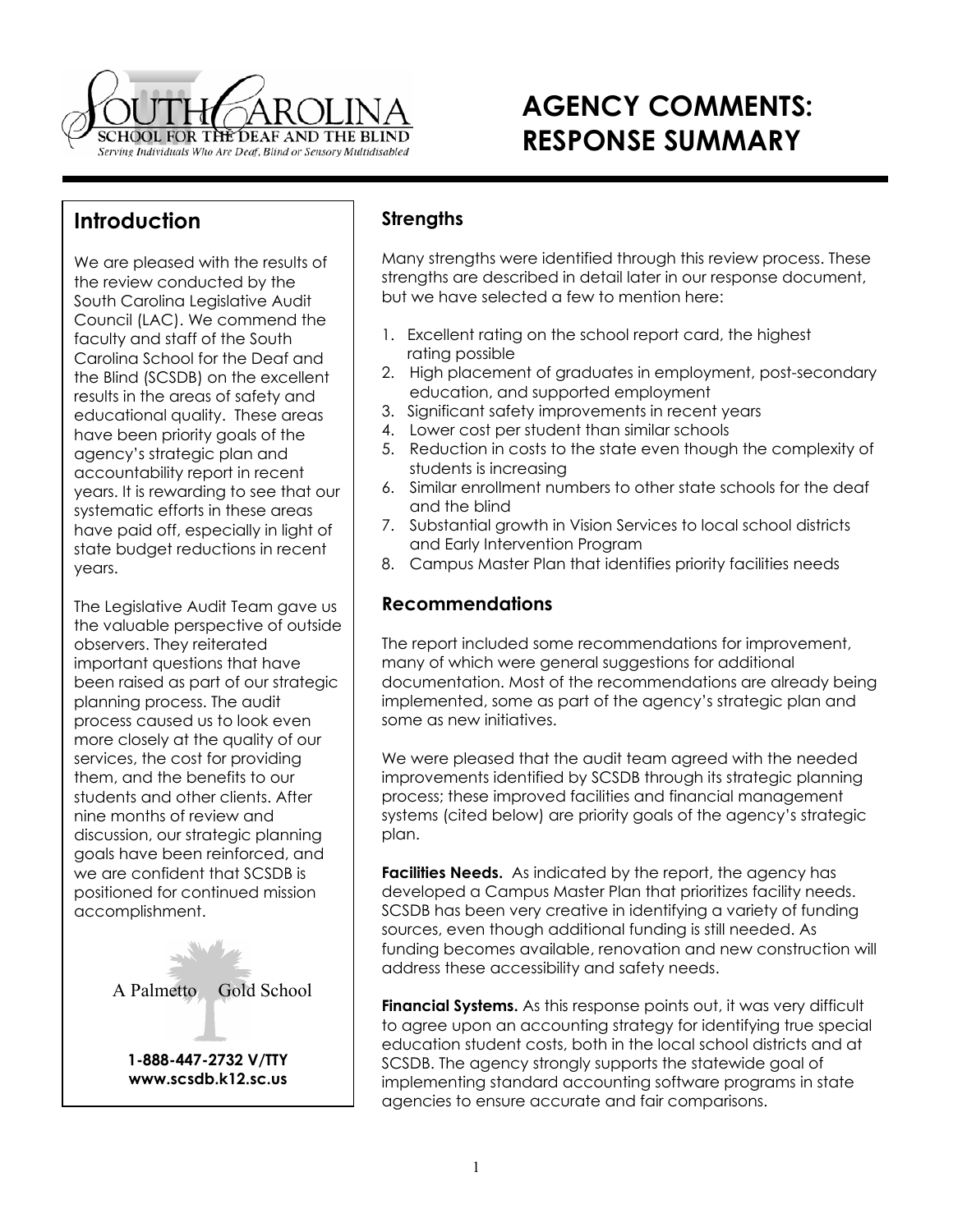# AGENCY COMMENTS: RESPONSE SUMMARY

## Introduction

We are pleased with the results of the review conducted by the South Carolina Legislative Audit Council (LAC). We commend the faculty and staff of the South Carolina School for the Deaf and the Blind (SCSDB) on the excellent results in the areas of safety and educational quality. These areas have been priority goals of the agency's strategic plan and accountability report in recent years. It is rewarding to see that our systematic efforts in these areas have paid off, especially in light of state budget reductions in recent years.

The Legislative Audit Team gave us the valuable perspective of outside observers. They reiterated important questions that have been raised as part of our strategic planning process. The audit process caused us to look even more closely at the quality of our services, the cost for providing them, and the benefits to our students and other clients. After nine months of review and discussion, our strategic planning goals have been reinforced, and we are confident that SCSDB is positioned for continued mission accomplishment.

A Palmetto Gold School

**1-888-447-2732 V/TTY**
**www.scsdb.k12.sc.us**

### Strengths

Many strengths were identified through this review process. These strengths are described in detail later in our response document, but we have selected a few to mention here:

1. Excellent rating on the school report card, the highest rating possible
2. High placement of graduates in employment, post-secondary education, and supported employment
3. Significant safety improvements in recent years
4. Lower cost per student than similar schools
5. Reduction in costs to the state even though the complexity of students is increasing
6. Similar enrollment numbers to other state schools for the deaf and the blind
7. Substantial growth in Vision Services to local school districts and Early Intervention Program
8. Campus Master Plan that identifies priority facilities needs

### Recommendations

The report included some recommendations for improvement, many of which were general suggestions for additional documentation. Most of the recommendations are already being implemented, some as part of the agency's strategic plan and some as new initiatives.

We were pleased that the audit team agreed with the needed improvements identified by SCSDB through its strategic planning process; these improved facilities and financial management systems (cited below) are priority goals of the agency's strategic plan.

**Facilities Needs.** As indicated by the report, the agency has developed a Campus Master Plan that prioritizes facility needs. SCSDB has been very creative in identifying a variety of funding sources, even though additional funding is still needed. As funding becomes available, renovation and new construction will address these accessibility and safety needs.

**Financial Systems.** As this response points out, it was very difficult to agree upon an accounting strategy for identifying true special education student costs, both in the local school districts and at SCSDB. The agency strongly supports the statewide goal of implementing standard accounting software programs in state agencies to ensure accurate and fair comparisons.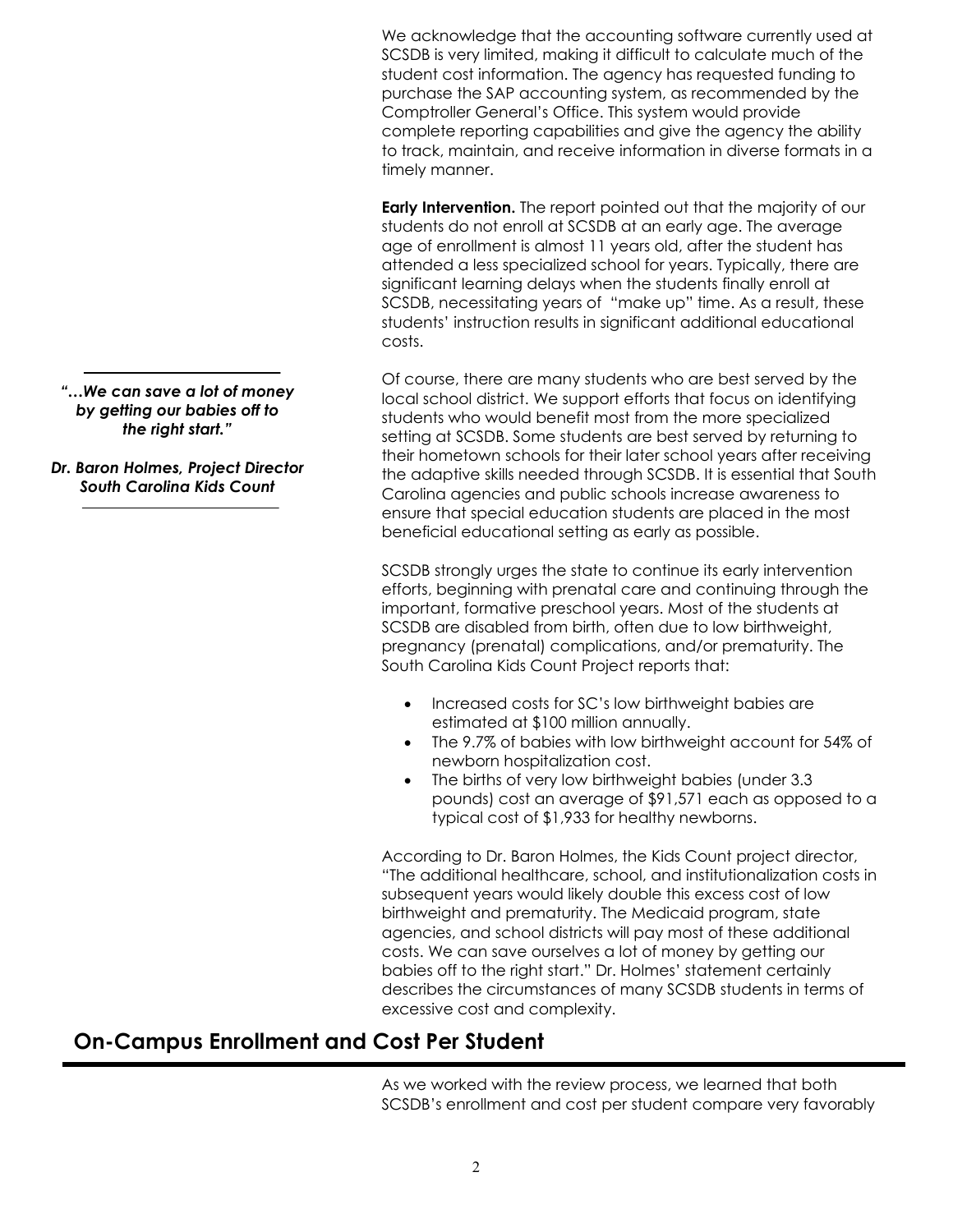We acknowledge that the accounting software currently used at SCSDB is very limited, making it difficult to calculate much of the student cost information. The agency has requested funding to purchase the SAP accounting system, as recommended by the Comptroller General's Office. This system would provide complete reporting capabilities and give the agency the ability to track, maintain, and receive information in diverse formats in a timely manner.

**Early Intervention.** The report pointed out that the majority of our students do not enroll at SCSDB at an early age. The average age of enrollment is almost 11 years old, after the student has attended a less specialized school for years. Typically, there are significant learning delays when the students finally enroll at SCSDB, necessitating years of "make up" time. As a result, these students' instruction results in significant additional educational costs.

***"…We can save a lot of money by getting our babies off to the right start."***

***Dr. Baron Holmes, Project Director South Carolina Kids Count***

Of course, there are many students who are best served by the local school district. We support efforts that focus on identifying students who would benefit most from the more specialized setting at SCSDB. Some students are best served by returning to their hometown schools for their later school years after receiving the adaptive skills needed through SCSDB. It is essential that South Carolina agencies and public schools increase awareness to ensure that special education students are placed in the most beneficial educational setting as early as possible.

SCSDB strongly urges the state to continue its early intervention efforts, beginning with prenatal care and continuing through the important, formative preschool years. Most of the students at SCSDB are disabled from birth, often due to low birthweight, pregnancy (prenatal) complications, and/or prematurity. The South Carolina Kids Count Project reports that:

- Increased costs for SC's low birthweight babies are estimated at $100 million annually.
- The 9.7% of babies with low birthweight account for 54% of newborn hospitalization cost.
- The births of very low birthweight babies (under 3.3 pounds) cost an average of $91,571 each as opposed to a typical cost of $1,933 for healthy newborns.

According to Dr. Baron Holmes, the Kids Count project director, "The additional healthcare, school, and institutionalization costs in subsequent years would likely double this excess cost of low birthweight and prematurity. The Medicaid program, state agencies, and school districts will pay most of these additional costs. We can save ourselves a lot of money by getting our babies off to the right start." Dr. Holmes' statement certainly describes the circumstances of many SCSDB students in terms of excessive cost and complexity.

## On-Campus Enrollment and Cost Per Student

As we worked with the review process, we learned that both SCSDB's enrollment and cost per student compare very favorably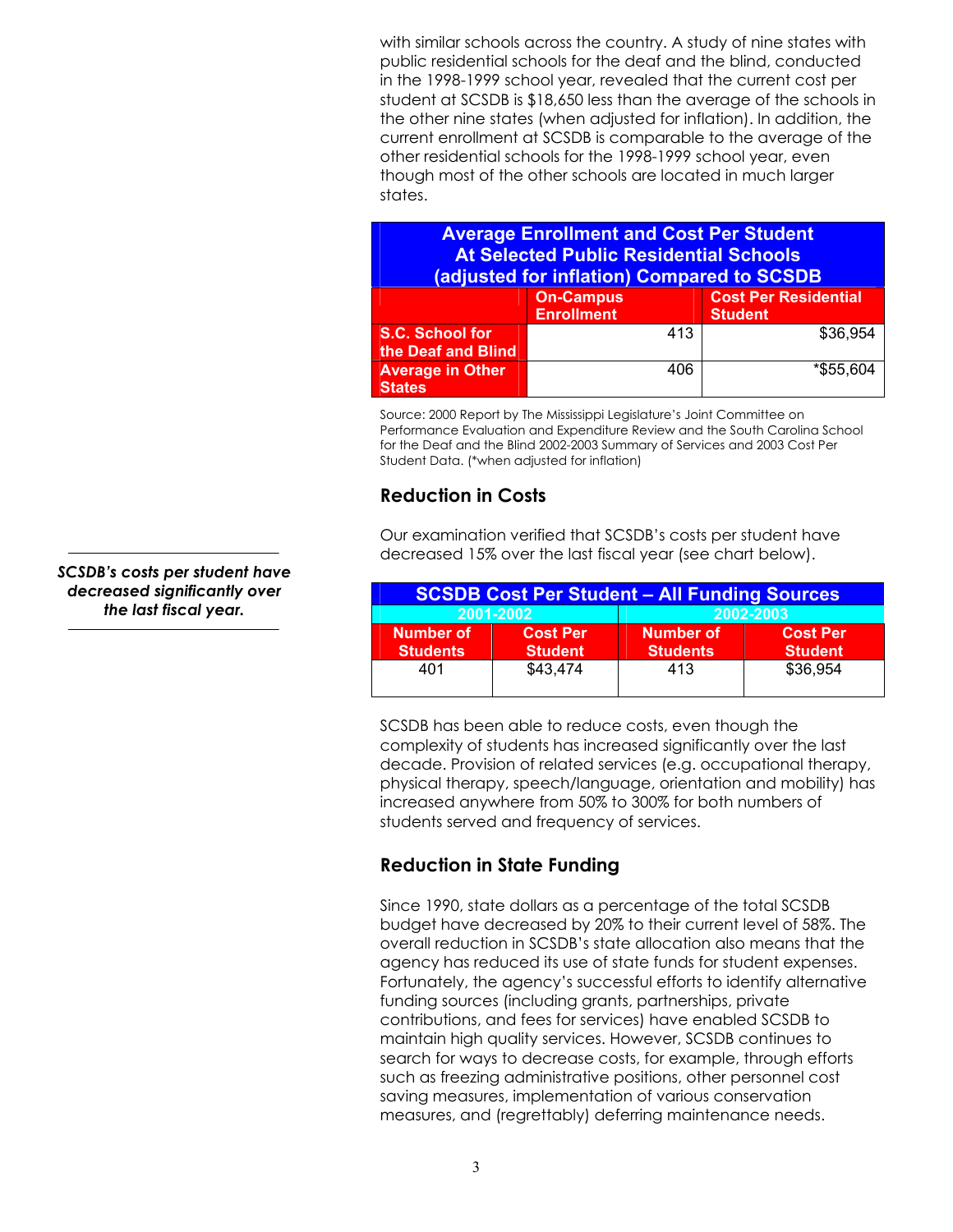with similar schools across the country. A study of nine states with public residential schools for the deaf and the blind, conducted in the 1998-1999 school year, revealed that the current cost per student at SCSDB is $18,650 less than the average of the schools in the other nine states (when adjusted for inflation). In addition, the current enrollment at SCSDB is comparable to the average of the other residential schools for the 1998-1999 school year, even though most of the other schools are located in much larger states.

| Average Enrollment and Cost Per Student At Selected Public Residential Schools (adjusted for inflation) Compared to SCSDB | | |
|---|---|---|
| | **On-Campus Enrollment** | **Cost Per Residential Student** |
| **S.C. School for the Deaf and Blind** | 413 | $36,954 |
| **Average in Other States** | 406 | *$55,604 |

Source: 2000 Report by The Mississippi Legislature's Joint Committee on Performance Evaluation and Expenditure Review and the South Carolina School for the Deaf and the Blind 2002-2003 Summary of Services and 2003 Cost Per Student Data. (*when adjusted for inflation)

## Reduction in Costs

*SCSDB's costs per student have decreased significantly over the last fiscal year.*

Our examination verified that SCSDB's costs per student have decreased 15% over the last fiscal year (see chart below).

| SCSDB Cost Per Student – All Funding Sources | | | |
|---|---|---|---|
| 2001-2002 | | 2002-2003 | |
| **Number of Students** | **Cost Per Student** | **Number of Students** | **Cost Per Student** |
| 401 | $43,474 | 413 | $36,954 |

SCSDB has been able to reduce costs, even though the complexity of students has increased significantly over the last decade. Provision of related services (e.g. occupational therapy, physical therapy, speech/language, orientation and mobility) has increased anywhere from 50% to 300% for both numbers of students served and frequency of services.

## Reduction in State Funding

Since 1990, state dollars as a percentage of the total SCSDB budget have decreased by 20% to their current level of 58%. The overall reduction in SCSDB's state allocation also means that the agency has reduced its use of state funds for student expenses. Fortunately, the agency's successful efforts to identify alternative funding sources (including grants, partnerships, private contributions, and fees for services) have enabled SCSDB to maintain high quality services. However, SCSDB continues to search for ways to decrease costs, for example, through efforts such as freezing administrative positions, other personnel cost saving measures, implementation of various conservation measures, and (regrettably) deferring maintenance needs.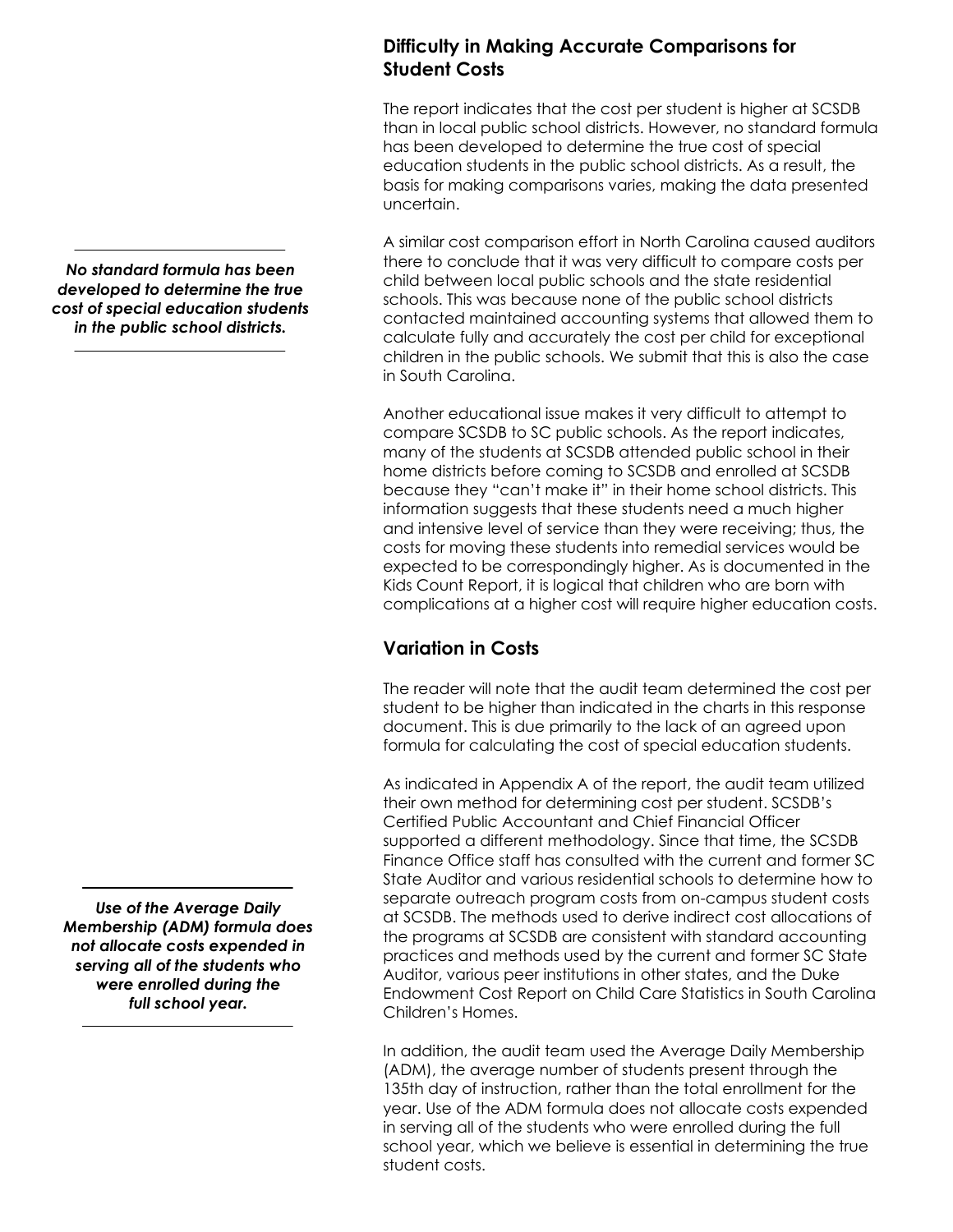## Difficulty in Making Accurate Comparisons for Student Costs

The report indicates that the cost per student is higher at SCSDB than in local public school districts. However, no standard formula has been developed to determine the true cost of special education students in the public school districts. As a result, the basis for making comparisons varies, making the data presented uncertain.

*No standard formula has been developed to determine the true cost of special education students in the public school districts.*

A similar cost comparison effort in North Carolina caused auditors there to conclude that it was very difficult to compare costs per child between local public schools and the state residential schools. This was because none of the public school districts contacted maintained accounting systems that allowed them to calculate fully and accurately the cost per child for exceptional children in the public schools. We submit that this is also the case in South Carolina.

Another educational issue makes it very difficult to attempt to compare SCSDB to SC public schools. As the report indicates, many of the students at SCSDB attended public school in their home districts before coming to SCSDB and enrolled at SCSDB because they "can't make it" in their home school districts. This information suggests that these students need a much higher and intensive level of service than they were receiving; thus, the costs for moving these students into remedial services would be expected to be correspondingly higher. As is documented in the Kids Count Report, it is logical that children who are born with complications at a higher cost will require higher education costs.

## Variation in Costs

The reader will note that the audit team determined the cost per student to be higher than indicated in the charts in this response document. This is due primarily to the lack of an agreed upon formula for calculating the cost of special education students.

As indicated in Appendix A of the report, the audit team utilized their own method for determining cost per student. SCSDB's Certified Public Accountant and Chief Financial Officer supported a different methodology. Since that time, the SCSDB Finance Office staff has consulted with the current and former SC State Auditor and various residential schools to determine how to separate outreach program costs from on-campus student costs at SCSDB. The methods used to derive indirect cost allocations of the programs at SCSDB are consistent with standard accounting practices and methods used by the current and former SC State Auditor, various peer institutions in other states, and the Duke Endowment Cost Report on Child Care Statistics in South Carolina Children's Homes.

*Use of the Average Daily Membership (ADM) formula does not allocate costs expended in serving all of the students who were enrolled during the full school year.*

In addition, the audit team used the Average Daily Membership (ADM), the average number of students present through the 135th day of instruction, rather than the total enrollment for the year. Use of the ADM formula does not allocate costs expended in serving all of the students who were enrolled during the full school year, which we believe is essential in determining the true student costs.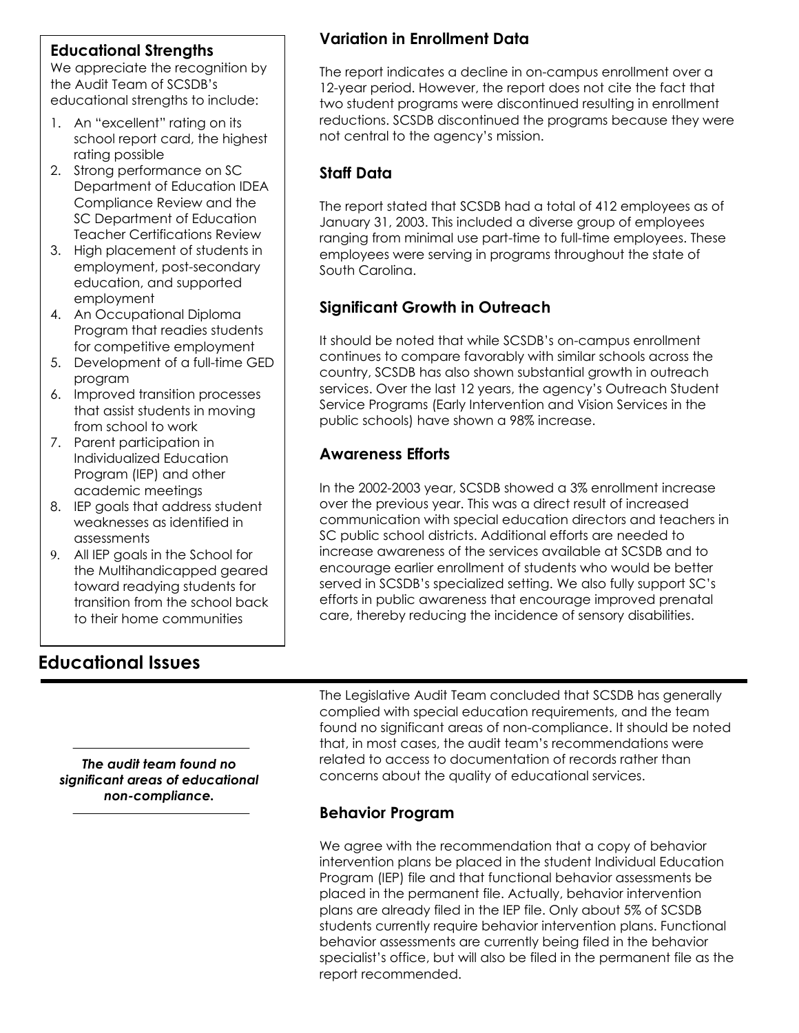### Educational Strengths

We appreciate the recognition by the Audit Team of SCSDB's educational strengths to include:

1. An "excellent" rating on its school report card, the highest rating possible
2. Strong performance on SC Department of Education IDEA Compliance Review and the SC Department of Education Teacher Certifications Review
3. High placement of students in employment, post-secondary education, and supported employment
4. An Occupational Diploma Program that readies students for competitive employment
5. Development of a full-time GED program
6. Improved transition processes that assist students in moving from school to work
7. Parent participation in Individualized Education Program (IEP) and other academic meetings
8. IEP goals that address student weaknesses as identified in assessments
9. All IEP goals in the School for the Multihandicapped geared toward readying students for transition from the school back to their home communities

### Variation in Enrollment Data

The report indicates a decline in on-campus enrollment over a 12-year period. However, the report does not cite the fact that two student programs were discontinued resulting in enrollment reductions. SCSDB discontinued the programs because they were not central to the agency's mission.

### Staff Data

The report stated that SCSDB had a total of 412 employees as of January 31, 2003. This included a diverse group of employees ranging from minimal use part-time to full-time employees. These employees were serving in programs throughout the state of South Carolina.

### Significant Growth in Outreach

It should be noted that while SCSDB's on-campus enrollment continues to compare favorably with similar schools across the country, SCSDB has also shown substantial growth in outreach services. Over the last 12 years, the agency's Outreach Student Service Programs (Early Intervention and Vision Services in the public schools) have shown a 98% increase.

### Awareness Efforts

In the 2002-2003 year, SCSDB showed a 3% enrollment increase over the previous year. This was a direct result of increased communication with special education directors and teachers in SC public school districts. Additional efforts are needed to increase awareness of the services available at SCSDB and to encourage earlier enrollment of students who would be better served in SCSDB's specialized setting. We also fully support SC's efforts in public awareness that encourage improved prenatal care, thereby reducing the incidence of sensory disabilities.

## Educational Issues

***The audit team found no significant areas of educational non-compliance.***

The Legislative Audit Team concluded that SCSDB has generally complied with special education requirements, and the team found no significant areas of non-compliance. It should be noted that, in most cases, the audit team's recommendations were related to access to documentation of records rather than concerns about the quality of educational services.

### Behavior Program

We agree with the recommendation that a copy of behavior intervention plans be placed in the student Individual Education Program (IEP) file and that functional behavior assessments be placed in the permanent file. Actually, behavior intervention plans are already filed in the IEP file. Only about 5% of SCSDB students currently require behavior intervention plans. Functional behavior assessments are currently being filed in the behavior specialist's office, but will also be filed in the permanent file as the report recommended.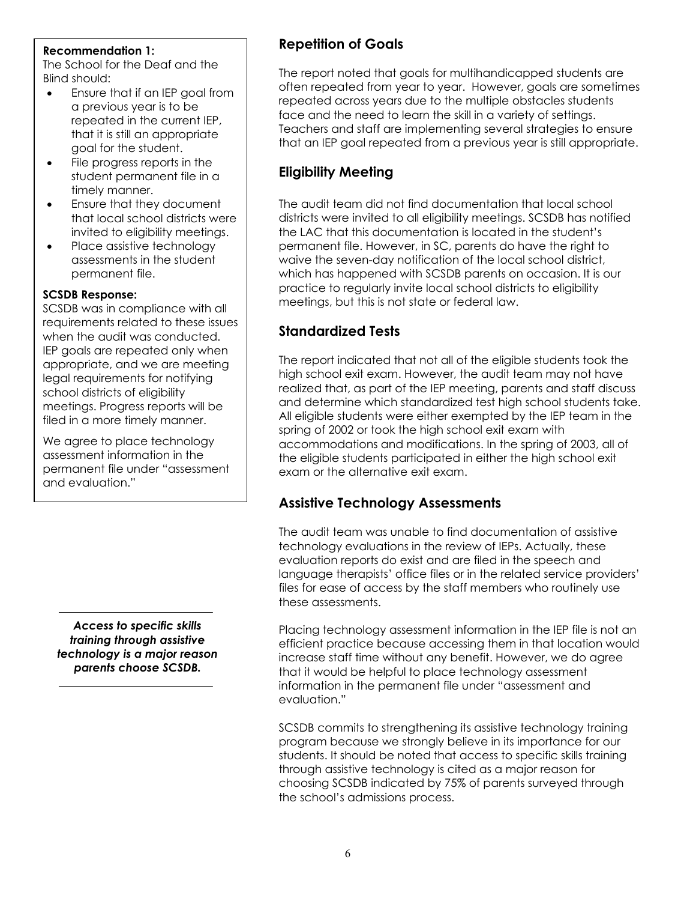**Recommendation 1:**

The School for the Deaf and the Blind should:

- Ensure that if an IEP goal from a previous year is to be repeated in the current IEP, that it is still an appropriate goal for the student.
- File progress reports in the student permanent file in a timely manner.
- Ensure that they document that local school districts were invited to eligibility meetings.
- Place assistive technology assessments in the student permanent file.

**SCSDB Response:**

SCSDB was in compliance with all requirements related to these issues when the audit was conducted. IEP goals are repeated only when appropriate, and we are meeting legal requirements for notifying school districts of eligibility meetings. Progress reports will be filed in a more timely manner.

We agree to place technology assessment information in the permanent file under "assessment and evaluation."

## Repetition of Goals

The report noted that goals for multihandicapped students are often repeated from year to year. However, goals are sometimes repeated across years due to the multiple obstacles students face and the need to learn the skill in a variety of settings. Teachers and staff are implementing several strategies to ensure that an IEP goal repeated from a previous year is still appropriate.

## Eligibility Meeting

The audit team did not find documentation that local school districts were invited to all eligibility meetings. SCSDB has notified the LAC that this documentation is located in the student's permanent file. However, in SC, parents do have the right to waive the seven-day notification of the local school district, which has happened with SCSDB parents on occasion. It is our practice to regularly invite local school districts to eligibility meetings, but this is not state or federal law.

## Standardized Tests

The report indicated that not all of the eligible students took the high school exit exam. However, the audit team may not have realized that, as part of the IEP meeting, parents and staff discuss and determine which standardized test high school students take. All eligible students were either exempted by the IEP team in the spring of 2002 or took the high school exit exam with accommodations and modifications. In the spring of 2003, all of the eligible students participated in either the high school exit exam or the alternative exit exam.

## Assistive Technology Assessments

The audit team was unable to find documentation of assistive technology evaluations in the review of IEPs. Actually, these evaluation reports do exist and are filed in the speech and language therapists' office files or in the related service providers' files for ease of access by the staff members who routinely use these assessments.

*__Access to specific skills training through assistive technology is a major reason parents choose SCSDB.__*

Placing technology assessment information in the IEP file is not an efficient practice because accessing them in that location would increase staff time without any benefit. However, we do agree that it would be helpful to place technology assessment information in the permanent file under "assessment and evaluation."

SCSDB commits to strengthening its assistive technology training program because we strongly believe in its importance for our students. It should be noted that access to specific skills training through assistive technology is cited as a major reason for choosing SCSDB indicated by 75% of parents surveyed through the school's admissions process.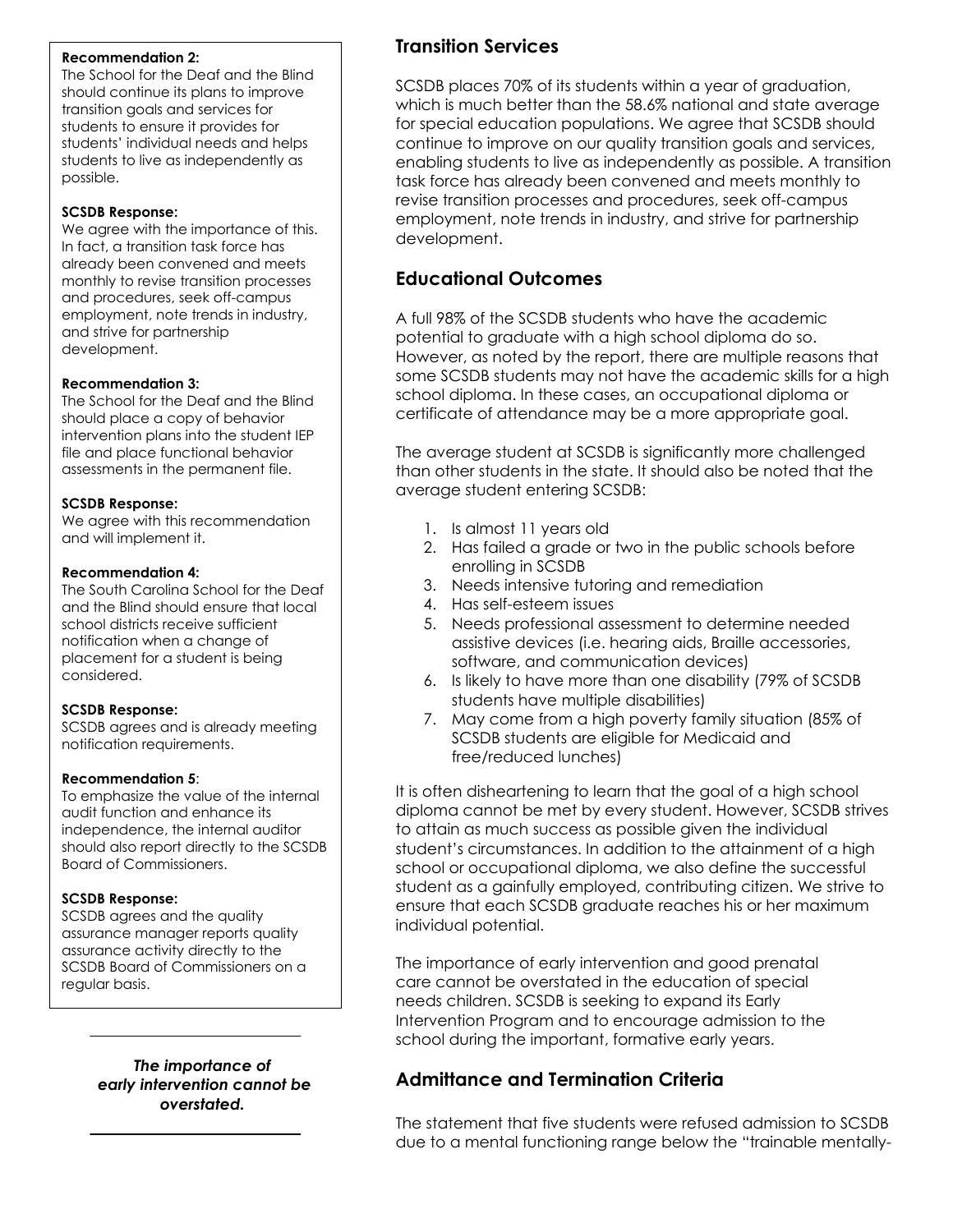**Recommendation 2:**
The School for the Deaf and the Blind should continue its plans to improve transition goals and services for students to ensure it provides for students' individual needs and helps students to live as independently as possible.

**SCSDB Response:**
We agree with the importance of this. In fact, a transition task force has already been convened and meets monthly to revise transition processes and procedures, seek off-campus employment, note trends in industry, and strive for partnership development.

**Recommendation 3:**
The School for the Deaf and the Blind should place a copy of behavior intervention plans into the student IEP file and place functional behavior assessments in the permanent file.

**SCSDB Response:**
We agree with this recommendation and will implement it.

**Recommendation 4:**
The South Carolina School for the Deaf and the Blind should ensure that local school districts receive sufficient notification when a change of placement for a student is being considered.

**SCSDB Response:**
SCSDB agrees and is already meeting notification requirements.

**Recommendation 5**:
To emphasize the value of the internal audit function and enhance its independence, the internal auditor should also report directly to the SCSDB Board of Commissioners.

**SCSDB Response:**
SCSDB agrees and the quality assurance manager reports quality assurance activity directly to the SCSDB Board of Commissioners on a regular basis.

***The importance of early intervention cannot be overstated.***

## Transition Services

SCSDB places 70% of its students within a year of graduation, which is much better than the 58.6% national and state average for special education populations. We agree that SCSDB should continue to improve on our quality transition goals and services, enabling students to live as independently as possible. A transition task force has already been convened and meets monthly to revise transition processes and procedures, seek off-campus employment, note trends in industry, and strive for partnership development.

## Educational Outcomes

A full 98% of the SCSDB students who have the academic potential to graduate with a high school diploma do so. However, as noted by the report, there are multiple reasons that some SCSDB students may not have the academic skills for a high school diploma. In these cases, an occupational diploma or certificate of attendance may be a more appropriate goal.

The average student at SCSDB is significantly more challenged than other students in the state. It should also be noted that the average student entering SCSDB:

1. Is almost 11 years old
2. Has failed a grade or two in the public schools before enrolling in SCSDB
3. Needs intensive tutoring and remediation
4. Has self-esteem issues
5. Needs professional assessment to determine needed assistive devices (i.e. hearing aids, Braille accessories, software, and communication devices)
6. Is likely to have more than one disability (79% of SCSDB students have multiple disabilities)
7. May come from a high poverty family situation (85% of SCSDB students are eligible for Medicaid and free/reduced lunches)

It is often disheartening to learn that the goal of a high school diploma cannot be met by every student. However, SCSDB strives to attain as much success as possible given the individual student's circumstances. In addition to the attainment of a high school or occupational diploma, we also define the successful student as a gainfully employed, contributing citizen. We strive to ensure that each SCSDB graduate reaches his or her maximum individual potential.

The importance of early intervention and good prenatal care cannot be overstated in the education of special needs children. SCSDB is seeking to expand its Early Intervention Program and to encourage admission to the school during the important, formative early years.

## Admittance and Termination Criteria

The statement that five students were refused admission to SCSDB due to a mental functioning range below the "trainable mentally-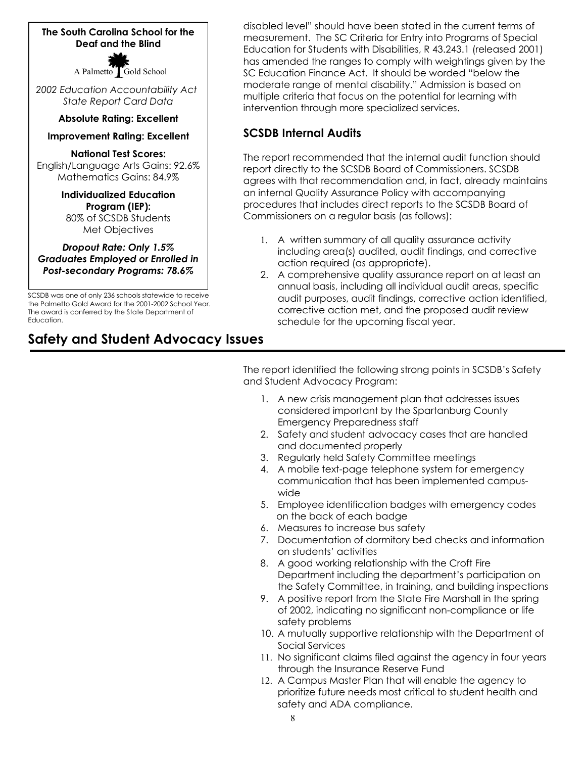**The South Carolina School for the Deaf and the Blind**

A Palmetto Gold School

*2002 Education Accountability Act State Report Card Data*

**Absolute Rating: Excellent**

**Improvement Rating: Excellent**

**National Test Scores:**
English/Language Arts Gains: 92.6%
Mathematics Gains: 84.9%

**Individualized Education Program (IEP):**
80% of SCSDB Students Met Objectives

***Dropout Rate: Only 1.5%***
***Graduates Employed or Enrolled in Post-secondary Programs: 78.6%***

SCSDB was one of only 236 schools statewide to receive the Palmetto Gold Award for the 2001-2002 School Year. The award is conferred by the State Department of Education.

disabled level" should have been stated in the current terms of measurement. The SC Criteria for Entry into Programs of Special Education for Students with Disabilities, R 43.243.1 (released 2001) has amended the ranges to comply with weightings given by the SC Education Finance Act. It should be worded "below the moderate range of mental disability." Admission is based on multiple criteria that focus on the potential for learning with intervention through more specialized services.

### SCSDB Internal Audits

The report recommended that the internal audit function should report directly to the SCSDB Board of Commissioners. SCSDB agrees with that recommendation and, in fact, already maintains an internal Quality Assurance Policy with accompanying procedures that includes direct reports to the SCSDB Board of Commissioners on a regular basis (as follows):

1. A written summary of all quality assurance activity including area(s) audited, audit findings, and corrective action required (as appropriate).
2. A comprehensive quality assurance report on at least an annual basis, including all individual audit areas, specific audit purposes, audit findings, corrective action identified, corrective action met, and the proposed audit review schedule for the upcoming fiscal year.

## Safety and Student Advocacy Issues

The report identified the following strong points in SCSDB's Safety and Student Advocacy Program:

1. A new crisis management plan that addresses issues considered important by the Spartanburg County Emergency Preparedness staff
2. Safety and student advocacy cases that are handled and documented properly
3. Regularly held Safety Committee meetings
4. A mobile text-page telephone system for emergency communication that has been implemented campus-wide
5. Employee identification badges with emergency codes on the back of each badge
6. Measures to increase bus safety
7. Documentation of dormitory bed checks and information on students' activities
8. A good working relationship with the Croft Fire Department including the department's participation on the Safety Committee, in training, and building inspections
9. A positive report from the State Fire Marshall in the spring of 2002, indicating no significant non-compliance or life safety problems
10. A mutually supportive relationship with the Department of Social Services
11. No significant claims filed against the agency in four years through the Insurance Reserve Fund
12. A Campus Master Plan that will enable the agency to prioritize future needs most critical to student health and safety and ADA compliance.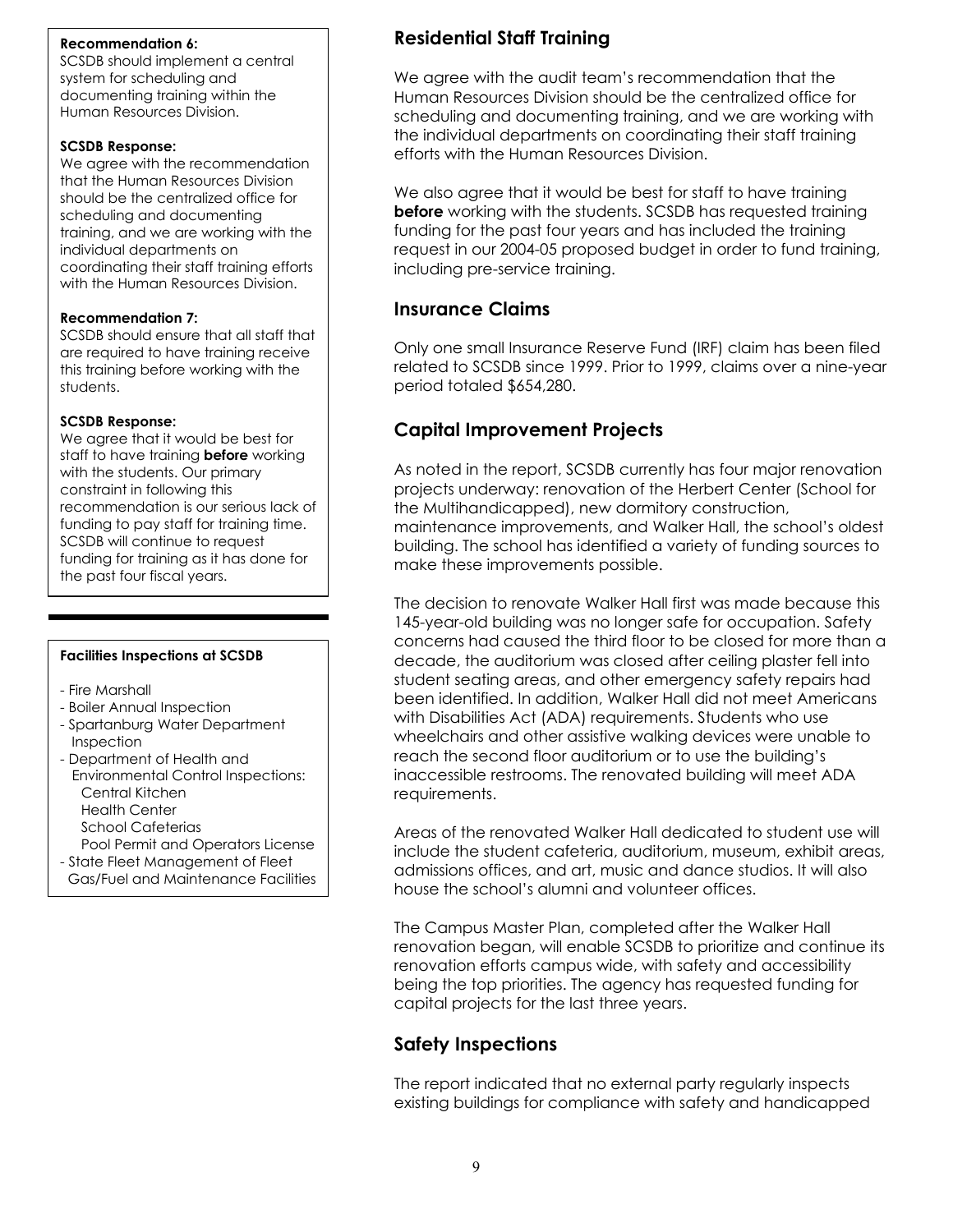**Recommendation 6:**
SCSDB should implement a central system for scheduling and documenting training within the Human Resources Division.

**SCSDB Response:**
We agree with the recommendation that the Human Resources Division should be the centralized office for scheduling and documenting training, and we are working with the individual departments on coordinating their staff training efforts with the Human Resources Division.

**Recommendation 7:**
SCSDB should ensure that all staff that are required to have training receive this training before working with the students.

**SCSDB Response:**
We agree that it would be best for staff to have training **before** working with the students. Our primary constraint in following this recommendation is our serious lack of funding to pay staff for training time. SCSDB will continue to request funding for training as it has done for the past four fiscal years.

**Facilities Inspections at SCSDB**

- Fire Marshall
- Boiler Annual Inspection
- Spartanburg Water Department Inspection
- Department of Health and Environmental Control Inspections:
  - Central Kitchen
  - Health Center
  - School Cafeterias
  - Pool Permit and Operators License
- State Fleet Management of Fleet Gas/Fuel and Maintenance Facilities

## Residential Staff Training

We agree with the audit team's recommendation that the Human Resources Division should be the centralized office for scheduling and documenting training, and we are working with the individual departments on coordinating their staff training efforts with the Human Resources Division.

We also agree that it would be best for staff to have training **before** working with the students. SCSDB has requested training funding for the past four years and has included the training request in our 2004-05 proposed budget in order to fund training, including pre-service training.

## Insurance Claims

Only one small Insurance Reserve Fund (IRF) claim has been filed related to SCSDB since 1999. Prior to 1999, claims over a nine-year period totaled $654,280.

## Capital Improvement Projects

As noted in the report, SCSDB currently has four major renovation projects underway: renovation of the Herbert Center (School for the Multihandicapped), new dormitory construction, maintenance improvements, and Walker Hall, the school's oldest building. The school has identified a variety of funding sources to make these improvements possible.

The decision to renovate Walker Hall first was made because this 145-year-old building was no longer safe for occupation. Safety concerns had caused the third floor to be closed for more than a decade, the auditorium was closed after ceiling plaster fell into student seating areas, and other emergency safety repairs had been identified. In addition, Walker Hall did not meet Americans with Disabilities Act (ADA) requirements. Students who use wheelchairs and other assistive walking devices were unable to reach the second floor auditorium or to use the building's inaccessible restrooms. The renovated building will meet ADA requirements.

Areas of the renovated Walker Hall dedicated to student use will include the student cafeteria, auditorium, museum, exhibit areas, admissions offices, and art, music and dance studios. It will also house the school's alumni and volunteer offices.

The Campus Master Plan, completed after the Walker Hall renovation began, will enable SCSDB to prioritize and continue its renovation efforts campus wide, with safety and accessibility being the top priorities. The agency has requested funding for capital projects for the last three years.

## Safety Inspections

The report indicated that no external party regularly inspects existing buildings for compliance with safety and handicapped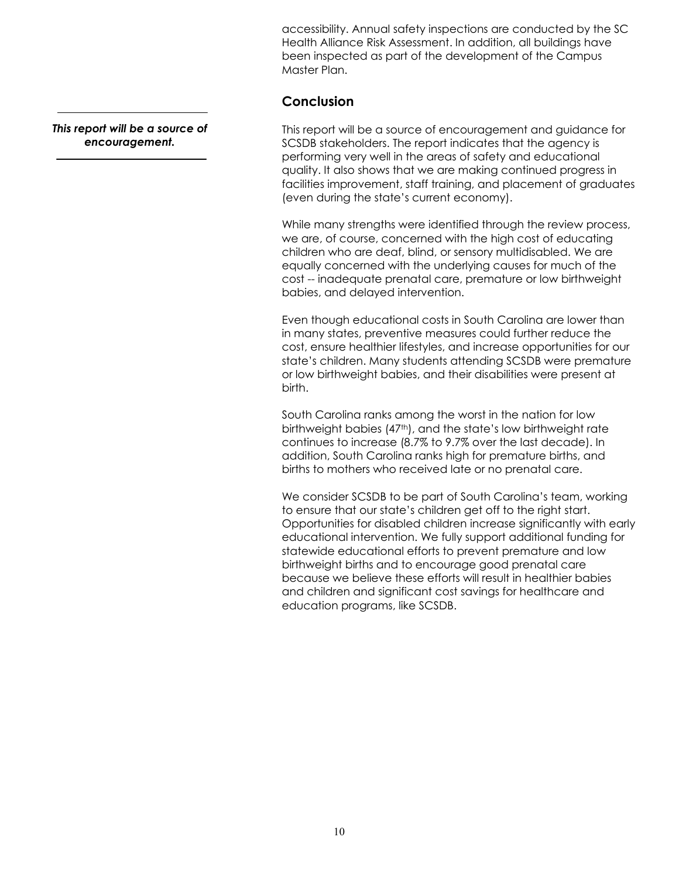accessibility. Annual safety inspections are conducted by the SC Health Alliance Risk Assessment. In addition, all buildings have been inspected as part of the development of the Campus Master Plan.

## Conclusion

***This report will be a source of encouragement.***

This report will be a source of encouragement and guidance for SCSDB stakeholders. The report indicates that the agency is performing very well in the areas of safety and educational quality. It also shows that we are making continued progress in facilities improvement, staff training, and placement of graduates (even during the state's current economy).

While many strengths were identified through the review process, we are, of course, concerned with the high cost of educating children who are deaf, blind, or sensory multidisabled. We are equally concerned with the underlying causes for much of the cost -- inadequate prenatal care, premature or low birthweight babies, and delayed intervention.

Even though educational costs in South Carolina are lower than in many states, preventive measures could further reduce the cost, ensure healthier lifestyles, and increase opportunities for our state's children. Many students attending SCSDB were premature or low birthweight babies, and their disabilities were present at birth.

South Carolina ranks among the worst in the nation for low birthweight babies (47th), and the state's low birthweight rate continues to increase (8.7% to 9.7% over the last decade). In addition, South Carolina ranks high for premature births, and births to mothers who received late or no prenatal care.

We consider SCSDB to be part of South Carolina's team, working to ensure that our state's children get off to the right start. Opportunities for disabled children increase significantly with early educational intervention. We fully support additional funding for statewide educational efforts to prevent premature and low birthweight births and to encourage good prenatal care because we believe these efforts will result in healthier babies and children and significant cost savings for healthcare and education programs, like SCSDB.